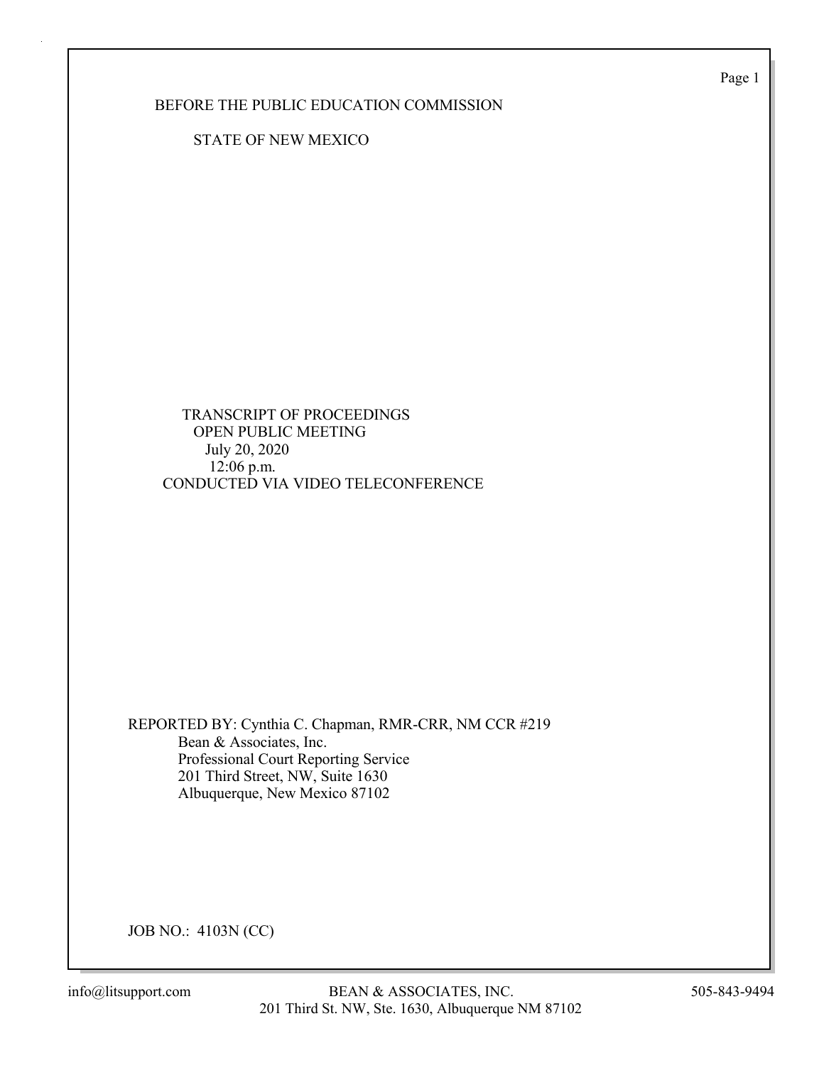BEFORE THE PUBLIC EDUCATION COMMISSION

STATE OF NEW MEXICO

TRANSCRIPT OF PROCEEDINGS
OPEN PUBLIC MEETING
July 20, 2020
12:06 p.m.
CONDUCTED VIA VIDEO TELECONFERENCE

REPORTED BY: Cynthia C. Chapman, RMR-CRR, NM CCR #219
Bean & Associates, Inc.
Professional Court Reporting Service
201 Third Street, NW, Suite 1630
Albuquerque, New Mexico 87102

JOB NO.: 4103N (CC)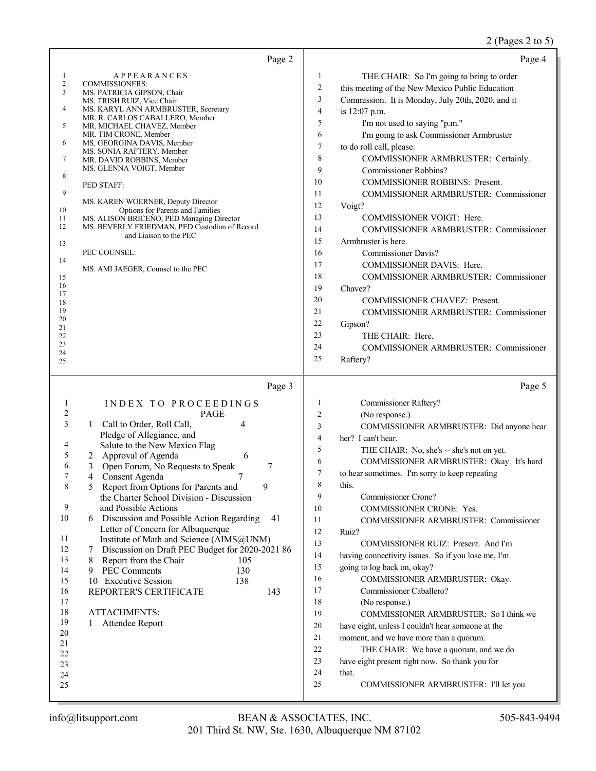## Page 2

APPEARANCES

COMMISSIONERS:

MS. PATRICIA GIPSON, Chair
MS. TRISH RUIZ, Vice Chair
MS. KARYL ANN ARMBRUSTER, Secretary
MR. R. CARLOS CABALLERO, Member
MR. MICHAEL CHAVEZ, Member
MR. TIM CRONE, Member
MS. GEORGINA DAVIS, Member
MS. SONIA RAFTERY, Member
MR. DAVID ROBBINS, Member
MS. GLENNA VOIGT, Member

PED STAFF:

MS. KAREN WOERNER, Deputy Director
Options for Parents and Families
MS. ALISON BRICEÑO, PED Managing Director
MS. BEVERLY FRIEDMAN, PED Custodian of Record
and Liaison to the PEC

PEC COUNSEL:

MS. AMI JAEGER, Counsel to the PEC

## Page 3

INDEX TO PROCEEDINGS

| | | PAGE |
|---|---|---|
| 1 | Call to Order, Roll Call, Pledge of Allegiance, and Salute to the New Mexico Flag | 4 |
| 2 | Approval of Agenda | 6 |
| 3 | Open Forum, No Requests to Speak | 7 |
| 4 | Consent Agenda | 7 |
| 5 | Report from Options for Parents and the Charter School Division - Discussion and Possible Actions | 9 |
| 6 | Discussion and Possible Action Regarding Letter of Concern for Albuquerque Institute of Math and Science (AIMS@UNM) | 41 |
| 7 | Discussion on Draft PEC Budget for 2020-2021 | 86 |
| 8 | Report from the Chair | 105 |
| 9 | PEC Comments | 130 |
| 10 | Executive Session | 138 |
| | REPORTER'S CERTIFICATE | 143 |

ATTACHMENTS:

1 Attendee Report

## Page 4

THE CHAIR: So I'm going to bring to order this meeting of the New Mexico Public Education Commission. It is Monday, July 20th, 2020, and it is 12:07 p.m.

I'm not used to saying "p.m."

I'm going to ask Commissioner Armbruster to do roll call, please.

COMMISSIONER ARMBRUSTER: Certainly.

Commissioner Robbins?

COMMISSIONER ROBBINS: Present.

COMMISSIONER ARMBRUSTER: Commissioner Voigt?

COMMISSIONER VOIGT: Here.

COMMISSIONER ARMBRUSTER: Commissioner Armbruster is here.

Commissioner Davis?

COMMISSIONER DAVIS: Here.

COMMISSIONER ARMBRUSTER: Commissioner Chavez?

COMMISSIONER CHAVEZ: Present.

COMMISSIONER ARMBRUSTER: Commissioner Gipson?

THE CHAIR: Here.

COMMISSIONER ARMBRUSTER: Commissioner Raftery?

## Page 5

Commissioner Raftery?

(No response.)

COMMISSIONER ARMBRUSTER: Did anyone hear her? I can't hear.

THE CHAIR: No, she's -- she's not on yet.

COMMISSIONER ARMBRUSTER: Okay. It's hard to hear sometimes. I'm sorry to keep repeating this.

Commissioner Crone?

COMMISSIONER CRONE: Yes.

COMMISSIONER ARMBRUSTER: Commissioner Ruiz?

COMMISSIONER RUIZ: Present. And I'm having connectivity issues. So if you lose me, I'm going to log back on, okay?

COMMISSIONER ARMBRUSTER: Okay.

Commissioner Caballero?

(No response.)

COMMISSIONER ARMBRUSTER: So I think we have eight, unless I couldn't hear someone at the moment, and we have more than a quorum.

THE CHAIR: We have a quorum, and we do have eight present right now. So thank you for that.

COMMISSIONER ARMBRUSTER: I'll let you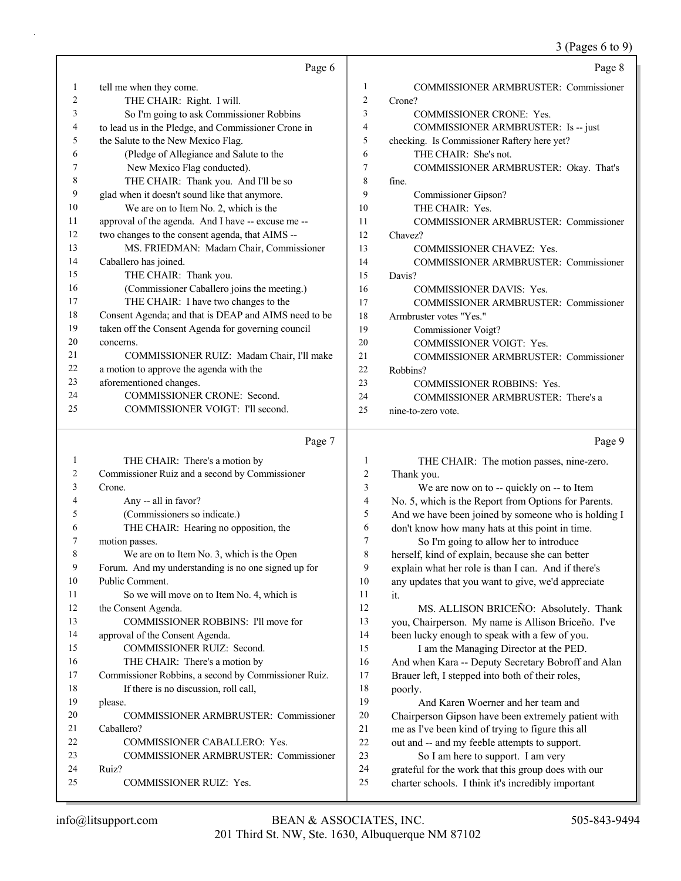Page 6

1 tell me when they come.
2 THE CHAIR: Right. I will.
3 So I'm going to ask Commissioner Robbins
4 to lead us in the Pledge, and Commissioner Crone in
5 the Salute to the New Mexico Flag.
6 (Pledge of Allegiance and Salute to the
7 New Mexico Flag conducted).
8 THE CHAIR: Thank you. And I'll be so
9 glad when it doesn't sound like that anymore.
10 We are on to Item No. 2, which is the
11 approval of the agenda. And I have -- excuse me --
12 two changes to the consent agenda, that AIMS --
13 MS. FRIEDMAN: Madam Chair, Commissioner
14 Caballero has joined.
15 THE CHAIR: Thank you.
16 (Commissioner Caballero joins the meeting.)
17 THE CHAIR: I have two changes to the
18 Consent Agenda; and that is DEAP and AIMS need to be
19 taken off the Consent Agenda for governing council
20 concerns.
21 COMMISSIONER RUIZ: Madam Chair, I'll make
22 a motion to approve the agenda with the
23 aforementioned changes.
24 COMMISSIONER CRONE: Second.
25 COMMISSIONER VOIGT: I'll second.

Page 7

1 THE CHAIR: There's a motion by
2 Commissioner Ruiz and a second by Commissioner
3 Crone.
4 Any -- all in favor?
5 (Commissioners so indicate.)
6 THE CHAIR: Hearing no opposition, the
7 motion passes.
8 We are on to Item No. 3, which is the Open
9 Forum. And my understanding is no one signed up for
10 Public Comment.
11 So we will move on to Item No. 4, which is
12 the Consent Agenda.
13 COMMISSIONER ROBBINS: I'll move for
14 approval of the Consent Agenda.
15 COMMISSIONER RUIZ: Second.
16 THE CHAIR: There's a motion by
17 Commissioner Robbins, a second by Commissioner Ruiz.
18 If there is no discussion, roll call,
19 please.
20 COMMISSIONER ARMBRUSTER: Commissioner
21 Caballero?
22 COMMISSIONER CABALLERO: Yes.
23 COMMISSIONER ARMBRUSTER: Commissioner
24 Ruiz?
25 COMMISSIONER RUIZ: Yes.

Page 8

1 COMMISSIONER ARMBRUSTER: Commissioner
2 Crone?
3 COMMISSIONER CRONE: Yes.
4 COMMISSIONER ARMBRUSTER: Is -- just
5 checking. Is Commissioner Raftery here yet?
6 THE CHAIR: She's not.
7 COMMISSIONER ARMBRUSTER: Okay. That's
8 fine.
9 Commissioner Gipson?
10 THE CHAIR: Yes.
11 COMMISSIONER ARMBRUSTER: Commissioner
12 Chavez?
13 COMMISSIONER CHAVEZ: Yes.
14 COMMISSIONER ARMBRUSTER: Commissioner
15 Davis?
16 COMMISSIONER DAVIS: Yes.
17 COMMISSIONER ARMBRUSTER: Commissioner
18 Armbruster votes "Yes."
19 Commissioner Voigt?
20 COMMISSIONER VOIGT: Yes.
21 COMMISSIONER ARMBRUSTER: Commissioner
22 Robbins?
23 COMMISSIONER ROBBINS: Yes.
24 COMMISSIONER ARMBRUSTER: There's a
25 nine-to-zero vote.

Page 9

1 THE CHAIR: The motion passes, nine-zero.
2 Thank you.
3 We are now on to -- quickly on -- to Item
4 No. 5, which is the Report from Options for Parents.
5 And we have been joined by someone who is holding I
6 don't know how many hats at this point in time.
7 So I'm going to allow her to introduce
8 herself, kind of explain, because she can better
9 explain what her role is than I can. And if there's
10 any updates that you want to give, we'd appreciate
11 it.
12 MS. ALLISON BRICEÑO: Absolutely. Thank
13 you, Chairperson. My name is Allison Briceño. I've
14 been lucky enough to speak with a few of you.
15 I am the Managing Director at the PED.
16 And when Kara -- Deputy Secretary Bobroff and Alan
17 Brauer left, I stepped into both of their roles,
18 poorly.
19 And Karen Woerner and her team and
20 Chairperson Gipson have been extremely patient with
21 me as I've been kind of trying to figure this all
22 out and -- and my feeble attempts to support.
23 So I am here to support. I am very
24 grateful for the work that this group does with our
25 charter schools. I think it's incredibly important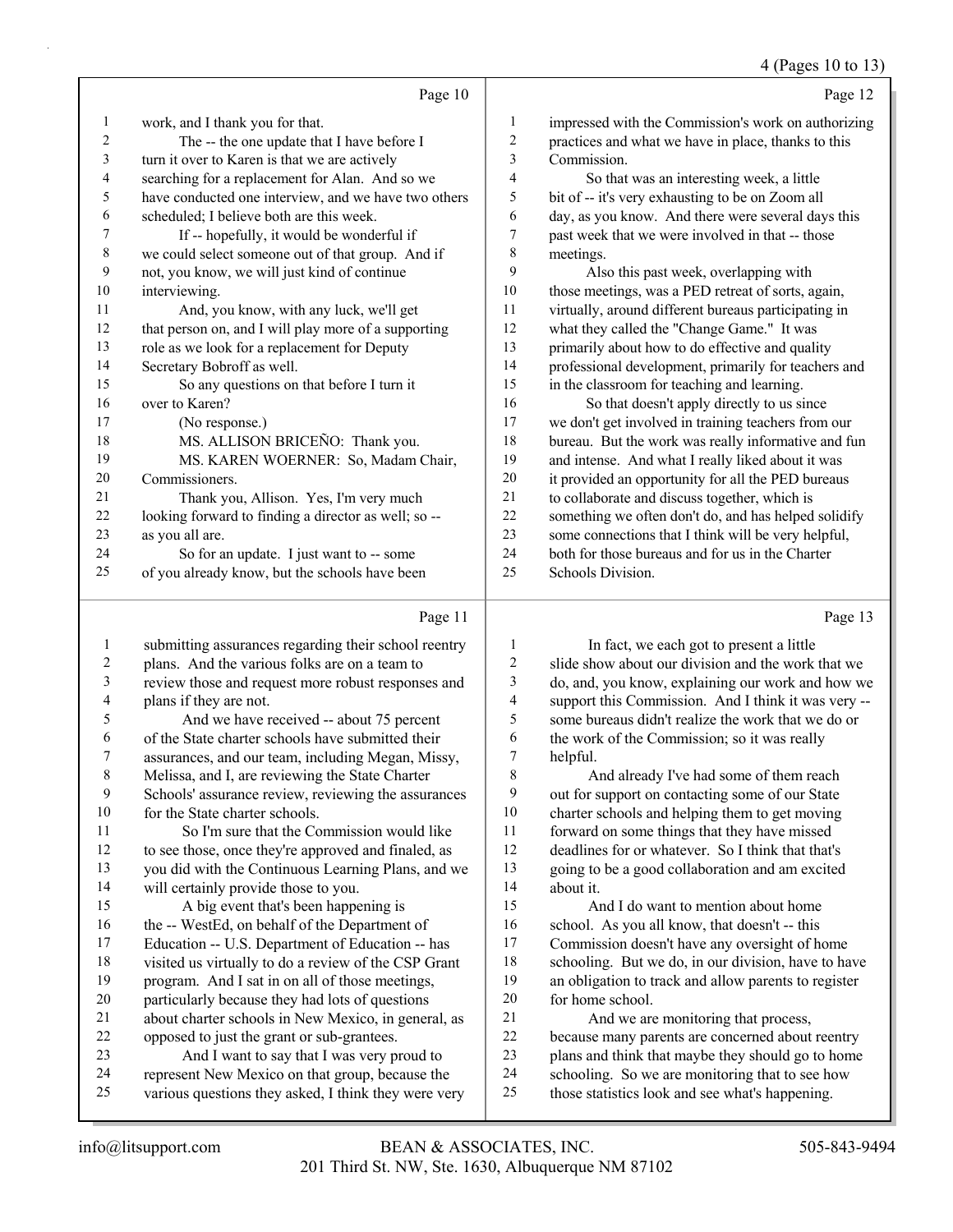4 (Pages 10 to 13)

Page 10

1 work, and I thank you for that.
2 The -- the one update that I have before I
3 turn it over to Karen is that we are actively
4 searching for a replacement for Alan. And so we
5 have conducted one interview, and we have two others
6 scheduled; I believe both are this week.
7 If -- hopefully, it would be wonderful if
8 we could select someone out of that group. And if
9 not, you know, we will just kind of continue
10 interviewing.
11 And, you know, with any luck, we'll get
12 that person on, and I will play more of a supporting
13 role as we look for a replacement for Deputy
14 Secretary Bobroff as well.
15 So any questions on that before I turn it
16 over to Karen?
17 (No response.)
18 MS. ALLISON BRICEÑO: Thank you.
19 MS. KAREN WOERNER: So, Madam Chair,
20 Commissioners.
21 Thank you, Allison. Yes, I'm very much
22 looking forward to finding a director as well; so --
23 as you all are.
24 So for an update. I just want to -- some
25 of you already know, but the schools have been

Page 11

1 submitting assurances regarding their school reentry
2 plans. And the various folks are on a team to
3 review those and request more robust responses and
4 plans if they are not.
5 And we have received -- about 75 percent
6 of the State charter schools have submitted their
7 assurances, and our team, including Megan, Missy,
8 Melissa, and I, are reviewing the State Charter
9 Schools' assurance review, reviewing the assurances
10 for the State charter schools.
11 So I'm sure that the Commission would like
12 to see those, once they're approved and finaled, as
13 you did with the Continuous Learning Plans, and we
14 will certainly provide those to you.
15 A big event that's been happening is
16 the -- WestEd, on behalf of the Department of
17 Education -- U.S. Department of Education -- has
18 visited us virtually to do a review of the CSP Grant
19 program. And I sat in on all of those meetings,
20 particularly because they had lots of questions
21 about charter schools in New Mexico, in general, as
22 opposed to just the grant or sub-grantees.
23 And I want to say that I was very proud to
24 represent New Mexico on that group, because the
25 various questions they asked, I think they were very

Page 12

1 impressed with the Commission's work on authorizing
2 practices and what we have in place, thanks to this
3 Commission.
4 So that was an interesting week, a little
5 bit of -- it's very exhausting to be on Zoom all
6 day, as you know. And there were several days this
7 past week that we were involved in that -- those
8 meetings.
9 Also this past week, overlapping with
10 those meetings, was a PED retreat of sorts, again,
11 virtually, around different bureaus participating in
12 what they called the "Change Game." It was
13 primarily about how to do effective and quality
14 professional development, primarily for teachers and
15 in the classroom for teaching and learning.
16 So that doesn't apply directly to us since
17 we don't get involved in training teachers from our
18 bureau. But the work was really informative and fun
19 and intense. And what I really liked about it was
20 it provided an opportunity for all the PED bureaus
21 to collaborate and discuss together, which is
22 something we often don't do, and has helped solidify
23 some connections that I think will be very helpful,
24 both for those bureaus and for us in the Charter
25 Schools Division.

Page 13

1 In fact, we each got to present a little
2 slide show about our division and the work that we
3 do, and, you know, explaining our work and how we
4 support this Commission. And I think it was very --
5 some bureaus didn't realize the work that we do or
6 the work of the Commission; so it was really
7 helpful.
8 And already I've had some of them reach
9 out for support on contacting some of our State
10 charter schools and helping them to get moving
11 forward on some things that they have missed
12 deadlines for or whatever. So I think that that's
13 going to be a good collaboration and am excited
14 about it.
15 And I do want to mention about home
16 school. As you all know, that doesn't -- this
17 Commission doesn't have any oversight of home
18 schooling. But we do, in our division, have to have
19 an obligation to track and allow parents to register
20 for home school.
21 And we are monitoring that process,
22 because many parents are concerned about reentry
23 plans and think that maybe they should go to home
24 schooling. So we are monitoring that to see how
25 those statistics look and see what's happening.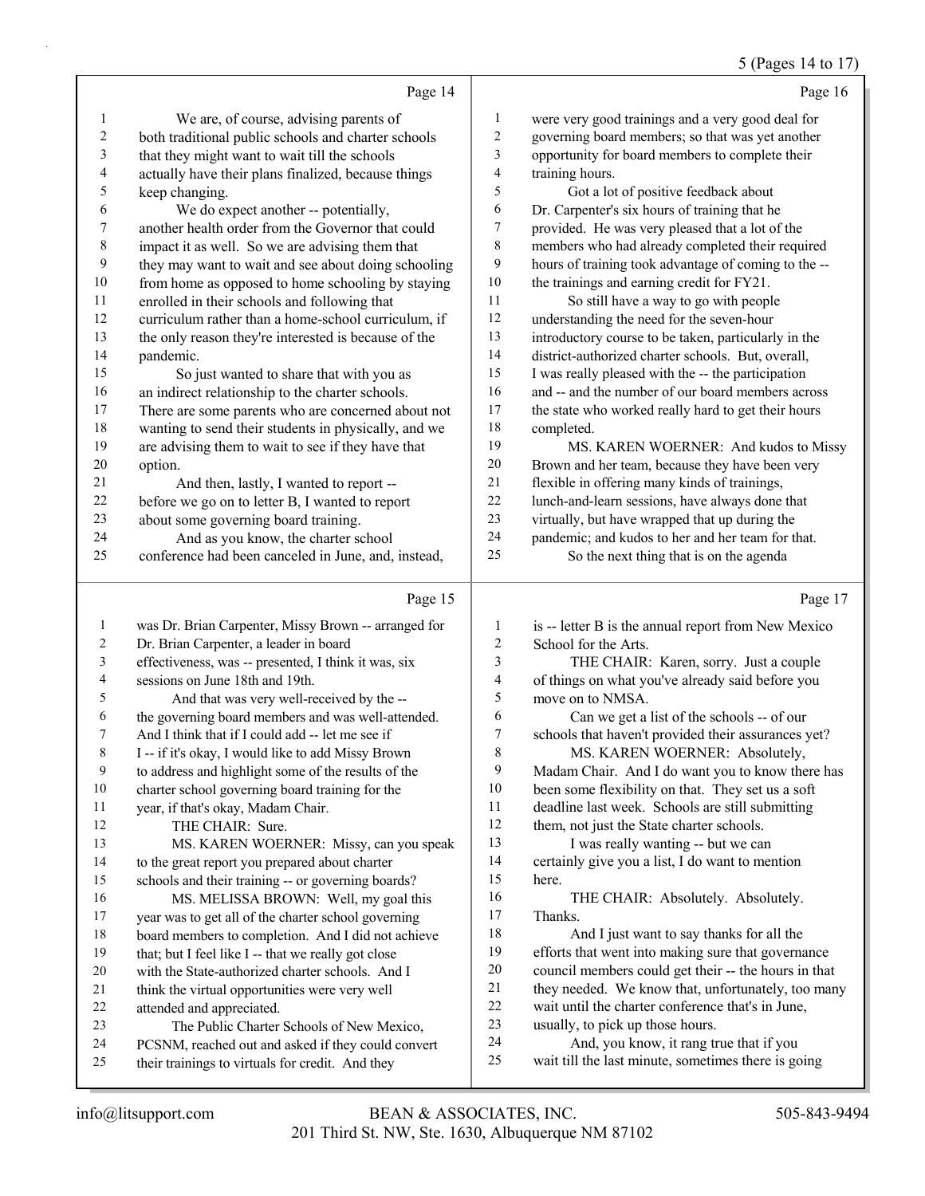Page 14

1 We are, of course, advising parents of
2 both traditional public schools and charter schools
3 that they might want to wait till the schools
4 actually have their plans finalized, because things
5 keep changing.
6 We do expect another -- potentially,
7 another health order from the Governor that could
8 impact it as well. So we are advising them that
9 they may want to wait and see about doing schooling
10 from home as opposed to home schooling by staying
11 enrolled in their schools and following that
12 curriculum rather than a home-school curriculum, if
13 the only reason they're interested is because of the
14 pandemic.
15 So just wanted to share that with you as
16 an indirect relationship to the charter schools.
17 There are some parents who are concerned about not
18 wanting to send their students in physically, and we
19 are advising them to wait to see if they have that
20 option.
21 And then, lastly, I wanted to report --
22 before we go on to letter B, I wanted to report
23 about some governing board training.
24 And as you know, the charter school
25 conference had been canceled in June, and, instead,

Page 15

1 was Dr. Brian Carpenter, Missy Brown -- arranged for
2 Dr. Brian Carpenter, a leader in board
3 effectiveness, was -- presented, I think it was, six
4 sessions on June 18th and 19th.
5 And that was very well-received by the --
6 the governing board members and was well-attended.
7 And I think that if I could add -- let me see if
8 I -- if it's okay, I would like to add Missy Brown
9 to address and highlight some of the results of the
10 charter school governing board training for the
11 year, if that's okay, Madam Chair.
12 THE CHAIR: Sure.
13 MS. KAREN WOERNER: Missy, can you speak
14 to the great report you prepared about charter
15 schools and their training -- or governing boards?
16 MS. MELISSA BROWN: Well, my goal this
17 year was to get all of the charter school governing
18 board members to completion. And I did not achieve
19 that; but I feel like I -- that we really got close
20 with the State-authorized charter schools. And I
21 think the virtual opportunities were very well
22 attended and appreciated.
23 The Public Charter Schools of New Mexico,
24 PCSNM, reached out and asked if they could convert
25 their trainings to virtuals for credit. And they

Page 16

1 were very good trainings and a very good deal for
2 governing board members; so that was yet another
3 opportunity for board members to complete their
4 training hours.
5 Got a lot of positive feedback about
6 Dr. Carpenter's six hours of training that he
7 provided. He was very pleased that a lot of the
8 members who had already completed their required
9 hours of training took advantage of coming to the --
10 the trainings and earning credit for FY21.
11 So still have a way to go with people
12 understanding the need for the seven-hour
13 introductory course to be taken, particularly in the
14 district-authorized charter schools. But, overall,
15 I was really pleased with the -- the participation
16 and -- and the number of our board members across
17 the state who worked really hard to get their hours
18 completed.
19 MS. KAREN WOERNER: And kudos to Missy
20 Brown and her team, because they have been very
21 flexible in offering many kinds of trainings,
22 lunch-and-learn sessions, have always done that
23 virtually, but have wrapped that up during the
24 pandemic; and kudos to her and her team for that.
25 So the next thing that is on the agenda

Page 17

1 is -- letter B is the annual report from New Mexico
2 School for the Arts.
3 THE CHAIR: Karen, sorry. Just a couple
4 of things on what you've already said before you
5 move on to NMSA.
6 Can we get a list of the schools -- of our
7 schools that haven't provided their assurances yet?
8 MS. KAREN WOERNER: Absolutely,
9 Madam Chair. And I do want you to know there has
10 been some flexibility on that. They set us a soft
11 deadline last week. Schools are still submitting
12 them, not just the State charter schools.
13 I was really wanting -- but we can
14 certainly give you a list, I do want to mention
15 here.
16 THE CHAIR: Absolutely. Absolutely.
17 Thanks.
18 And I just want to say thanks for all the
19 efforts that went into making sure that governance
20 council members could get their -- the hours in that
21 they needed. We know that, unfortunately, too many
22 wait until the charter conference that's in June,
23 usually, to pick up those hours.
24 And, you know, it rang true that if you
25 wait till the last minute, sometimes there is going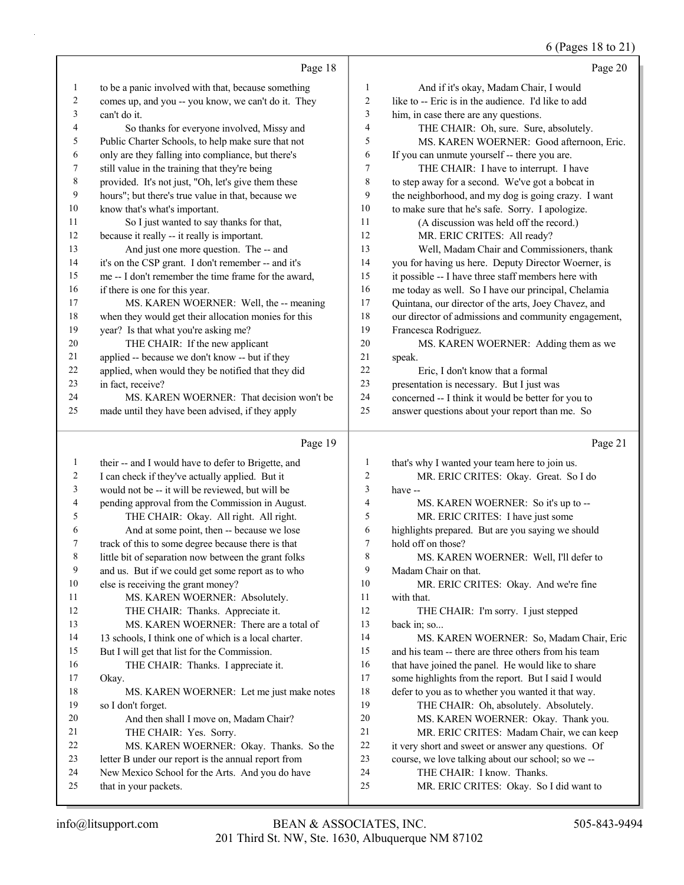6 (Pages 18 to 21)

Page 18

1 to be a panic involved with that, because something
2 comes up, and you -- you know, we can't do it. They
3 can't do it.
4 So thanks for everyone involved, Missy and
5 Public Charter Schools, to help make sure that not
6 only are they falling into compliance, but there's
7 still value in the training that they're being
8 provided. It's not just, "Oh, let's give them these
9 hours"; but there's true value in that, because we
10 know that's what's important.
11 So I just wanted to say thanks for that,
12 because it really -- it really is important.
13 And just one more question. The -- and
14 it's on the CSP grant. I don't remember -- and it's
15 me -- I don't remember the time frame for the award,
16 if there is one for this year.
17 MS. KAREN WOERNER: Well, the -- meaning
18 when they would get their allocation monies for this
19 year? Is that what you're asking me?
20 THE CHAIR: If the new applicant
21 applied -- because we don't know -- but if they
22 applied, when would they be notified that they did
23 in fact, receive?
24 MS. KAREN WOERNER: That decision won't be
25 made until they have been advised, if they apply

Page 19

1 their -- and I would have to defer to Brigette, and
2 I can check if they've actually applied. But it
3 would not be -- it will be reviewed, but will be
4 pending approval from the Commission in August.
5 THE CHAIR: Okay. All right. All right.
6 And at some point, then -- because we lose
7 track of this to some degree because there is that
8 little bit of separation now between the grant folks
9 and us. But if we could get some report as to who
10 else is receiving the grant money?
11 MS. KAREN WOERNER: Absolutely.
12 THE CHAIR: Thanks. Appreciate it.
13 MS. KAREN WOERNER: There are a total of
14 13 schools, I think one of which is a local charter.
15 But I will get that list for the Commission.
16 THE CHAIR: Thanks. I appreciate it.
17 Okay.
18 MS. KAREN WOERNER: Let me just make notes
19 so I don't forget.
20 And then shall I move on, Madam Chair?
21 THE CHAIR: Yes. Sorry.
22 MS. KAREN WOERNER: Okay. Thanks. So the
23 letter B under our report is the annual report from
24 New Mexico School for the Arts. And you do have
25 that in your packets.

Page 20

1 And if it's okay, Madam Chair, I would
2 like to -- Eric is in the audience. I'd like to add
3 him, in case there are any questions.
4 THE CHAIR: Oh, sure. Sure, absolutely.
5 MS. KAREN WOERNER: Good afternoon, Eric.
6 If you can unmute yourself -- there you are.
7 THE CHAIR: I have to interrupt. I have
8 to step away for a second. We've got a bobcat in
9 the neighborhood, and my dog is going crazy. I want
10 to make sure that he's safe. Sorry. I apologize.
11 (A discussion was held off the record.)
12 MR. ERIC CRITES: All ready?
13 Well, Madam Chair and Commissioners, thank
14 you for having us here. Deputy Director Woerner, is
15 it possible -- I have three staff members here with
16 me today as well. So I have our principal, Chelamia
17 Quintana, our director of the arts, Joey Chavez, and
18 our director of admissions and community engagement,
19 Francesca Rodriguez.
20 MS. KAREN WOERNER: Adding them as we
21 speak.
22 Eric, I don't know that a formal
23 presentation is necessary. But I just was
24 concerned -- I think it would be better for you to
25 answer questions about your report than me. So

Page 21

1 that's why I wanted your team here to join us.
2 MR. ERIC CRITES: Okay. Great. So I do
3 have --
4 MS. KAREN WOERNER: So it's up to --
5 MR. ERIC CRITES: I have just some
6 highlights prepared. But are you saying we should
7 hold off on those?
8 MS. KAREN WOERNER: Well, I'll defer to
9 Madam Chair on that.
10 MR. ERIC CRITES: Okay. And we're fine
11 with that.
12 THE CHAIR: I'm sorry. I just stepped
13 back in; so...
14 MS. KAREN WOERNER: So, Madam Chair, Eric
15 and his team -- there are three others from his team
16 that have joined the panel. He would like to share
17 some highlights from the report. But I said I would
18 defer to you as to whether you wanted it that way.
19 THE CHAIR: Oh, absolutely. Absolutely.
20 MS. KAREN WOERNER: Okay. Thank you.
21 MR. ERIC CRITES: Madam Chair, we can keep
22 it very short and sweet or answer any questions. Of
23 course, we love talking about our school; so we --
24 THE CHAIR: I know. Thanks.
25 MR. ERIC CRITES: Okay. So I did want to

info@litsupport.com BEAN & ASSOCIATES, INC. 505-843-9494
201 Third St. NW, Ste. 1630, Albuquerque NM 87102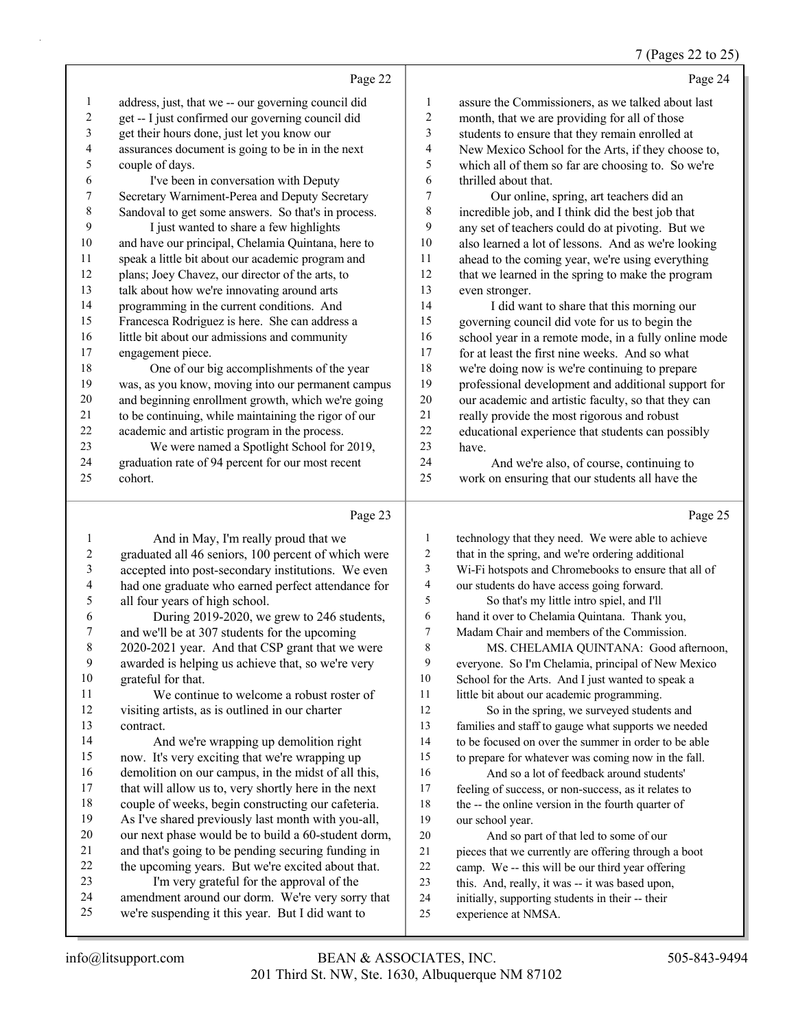Page 22

address, just, that we -- our governing council did get -- I just confirmed our governing council did get their hours done, just let you know our assurances document is going to be in in the next couple of days.

I've been in conversation with Deputy Secretary Warniment-Perea and Deputy Secretary Sandoval to get some answers. So that's in process.

I just wanted to share a few highlights and have our principal, Chelamia Quintana, here to speak a little bit about our academic program and plans; Joey Chavez, our director of the arts, to talk about how we're innovating around arts programming in the current conditions. And Francesca Rodriguez is here. She can address a little bit about our admissions and community engagement piece.

One of our big accomplishments of the year was, as you know, moving into our permanent campus and beginning enrollment growth, which we're going to be continuing, while maintaining the rigor of our academic and artistic program in the process.

We were named a Spotlight School for 2019, graduation rate of 94 percent for our most recent cohort.

Page 23

And in May, I'm really proud that we graduated all 46 seniors, 100 percent of which were accepted into post-secondary institutions. We even had one graduate who earned perfect attendance for all four years of high school.

During 2019-2020, we grew to 246 students, and we'll be at 307 students for the upcoming 2020-2021 year. And that CSP grant that we were awarded is helping us achieve that, so we're very grateful for that.

We continue to welcome a robust roster of visiting artists, as is outlined in our charter contract.

And we're wrapping up demolition right now. It's very exciting that we're wrapping up demolition on our campus, in the midst of all this, that will allow us to, very shortly here in the next couple of weeks, begin constructing our cafeteria. As I've shared previously last month with you-all, our next phase would be to build a 60-student dorm, and that's going to be pending securing funding in the upcoming years. But we're excited about that.

I'm very grateful for the approval of the amendment around our dorm. We're very sorry that we're suspending it this year. But I did want to

Page 24

assure the Commissioners, as we talked about last month, that we are providing for all of those students to ensure that they remain enrolled at New Mexico School for the Arts, if they choose to, which all of them so far are choosing to. So we're thrilled about that.

Our online, spring, art teachers did an incredible job, and I think did the best job that any set of teachers could do at pivoting. But we also learned a lot of lessons. And as we're looking ahead to the coming year, we're using everything that we learned in the spring to make the program even stronger.

I did want to share that this morning our governing council did vote for us to begin the school year in a remote mode, in a fully online mode for at least the first nine weeks. And so what we're doing now is we're continuing to prepare professional development and additional support for our academic and artistic faculty, so that they can really provide the most rigorous and robust educational experience that students can possibly have.

And we're also, of course, continuing to work on ensuring that our students all have the

Page 25

technology that they need. We were able to achieve that in the spring, and we're ordering additional Wi-Fi hotspots and Chromebooks to ensure that all of our students do have access going forward.

So that's my little intro spiel, and I'll hand it over to Chelamia Quintana. Thank you, Madam Chair and members of the Commission.

MS. CHELAMIA QUINTANA: Good afternoon, everyone. So I'm Chelamia, principal of New Mexico School for the Arts. And I just wanted to speak a little bit about our academic programming.

So in the spring, we surveyed students and families and staff to gauge what supports we needed to be focused on over the summer in order to be able to prepare for whatever was coming now in the fall.

And so a lot of feedback around students' feeling of success, or non-success, as it relates to the -- the online version in the fourth quarter of our school year.

And so part of that led to some of our pieces that we currently are offering through a boot camp. We -- this will be our third year offering this. And, really, it was -- it was based upon, initially, supporting students in their -- their experience at NMSA.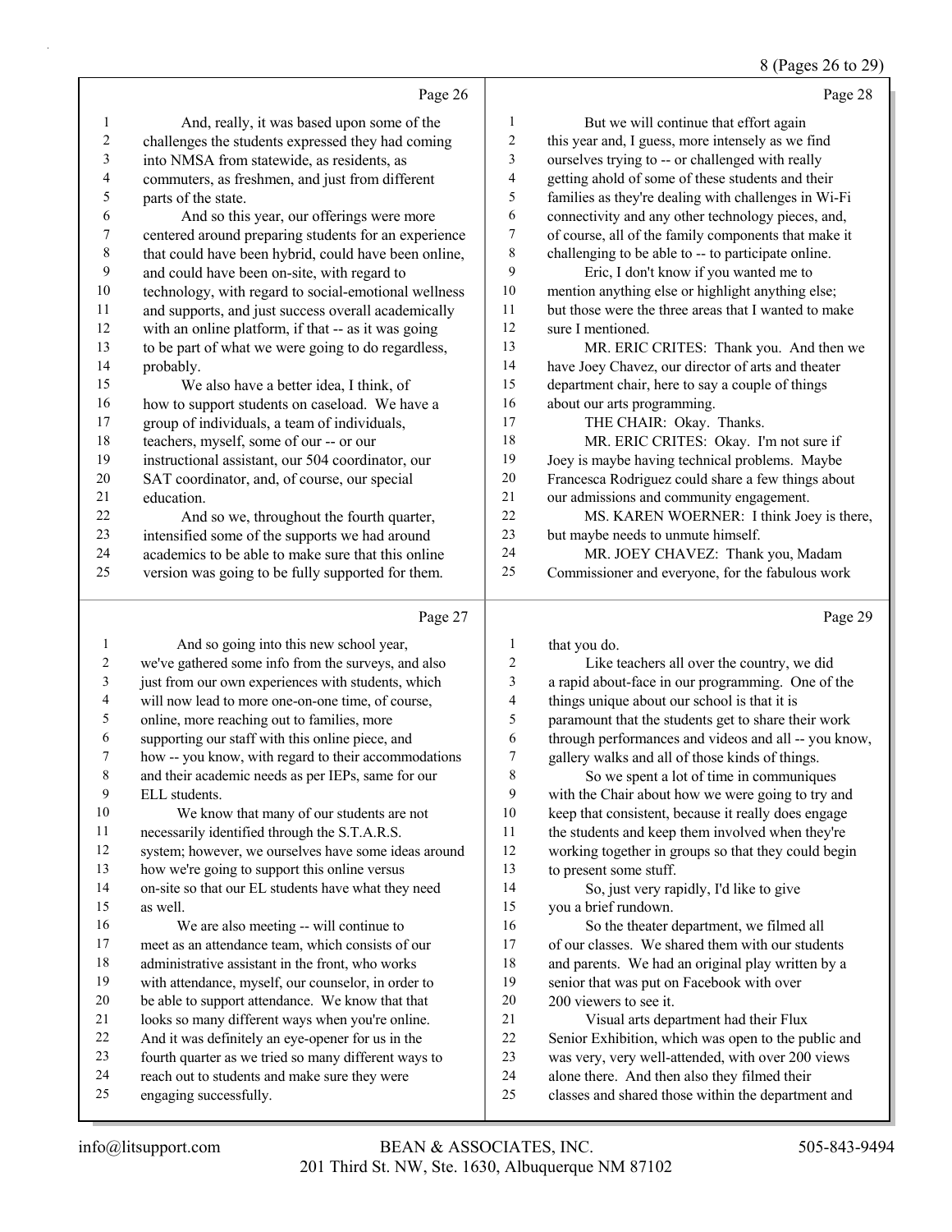Page 26

And, really, it was based upon some of the challenges the students expressed they had coming into NMSA from statewide, as residents, as commuters, as freshmen, and just from different parts of the state.

And so this year, our offerings were more centered around preparing students for an experience that could have been hybrid, could have been online, and could have been on-site, with regard to technology, with regard to social-emotional wellness and supports, and just success overall academically with an online platform, if that -- as it was going to be part of what we were going to do regardless, probably.

We also have a better idea, I think, of how to support students on caseload. We have a group of individuals, a team of individuals, teachers, myself, some of our -- or our instructional assistant, our 504 coordinator, our SAT coordinator, and, of course, our special education.

And so we, throughout the fourth quarter, intensified some of the supports we had around academics to be able to make sure that this online version was going to be fully supported for them.

Page 27

And so going into this new school year, we've gathered some info from the surveys, and also just from our own experiences with students, which will now lead to more one-on-one time, of course, online, more reaching out to families, more supporting our staff with this online piece, and how -- you know, with regard to their accommodations and their academic needs as per IEPs, same for our ELL students.

We know that many of our students are not necessarily identified through the S.T.A.R.S. system; however, we ourselves have some ideas around how we're going to support this online versus on-site so that our EL students have what they need as well.

We are also meeting -- will continue to meet as an attendance team, which consists of our administrative assistant in the front, who works with attendance, myself, our counselor, in order to be able to support attendance. We know that that looks so many different ways when you're online. And it was definitely an eye-opener for us in the fourth quarter as we tried so many different ways to reach out to students and make sure they were engaging successfully.

Page 28

But we will continue that effort again this year and, I guess, more intensely as we find ourselves trying to -- or challenged with really getting ahold of some of these students and their families as they're dealing with challenges in Wi-Fi connectivity and any other technology pieces, and, of course, all of the family components that make it challenging to be able to -- to participate online.

Eric, I don't know if you wanted me to mention anything else or highlight anything else; but those were the three areas that I wanted to make sure I mentioned.

MR. ERIC CRITES: Thank you. And then we have Joey Chavez, our director of arts and theater department chair, here to say a couple of things about our arts programming.

THE CHAIR: Okay. Thanks.

MR. ERIC CRITES: Okay. I'm not sure if Joey is maybe having technical problems. Maybe Francesca Rodriguez could share a few things about our admissions and community engagement.

MS. KAREN WOERNER: I think Joey is there, but maybe needs to unmute himself.

MR. JOEY CHAVEZ: Thank you, Madam Commissioner and everyone, for the fabulous work

Page 29

that you do.

Like teachers all over the country, we did a rapid about-face in our programming. One of the things unique about our school is that it is paramount that the students get to share their work through performances and videos and all -- you know, gallery walks and all of those kinds of things.

So we spent a lot of time in communiques with the Chair about how we were going to try and keep that consistent, because it really does engage the students and keep them involved when they're working together in groups so that they could begin to present some stuff.

So, just very rapidly, I'd like to give you a brief rundown.

So the theater department, we filmed all of our classes. We shared them with our students and parents. We had an original play written by a senior that was put on Facebook with over 200 viewers to see it.

Visual arts department had their Flux Senior Exhibition, which was open to the public and was very, very well-attended, with over 200 views alone there. And then also they filmed their classes and shared those within the department and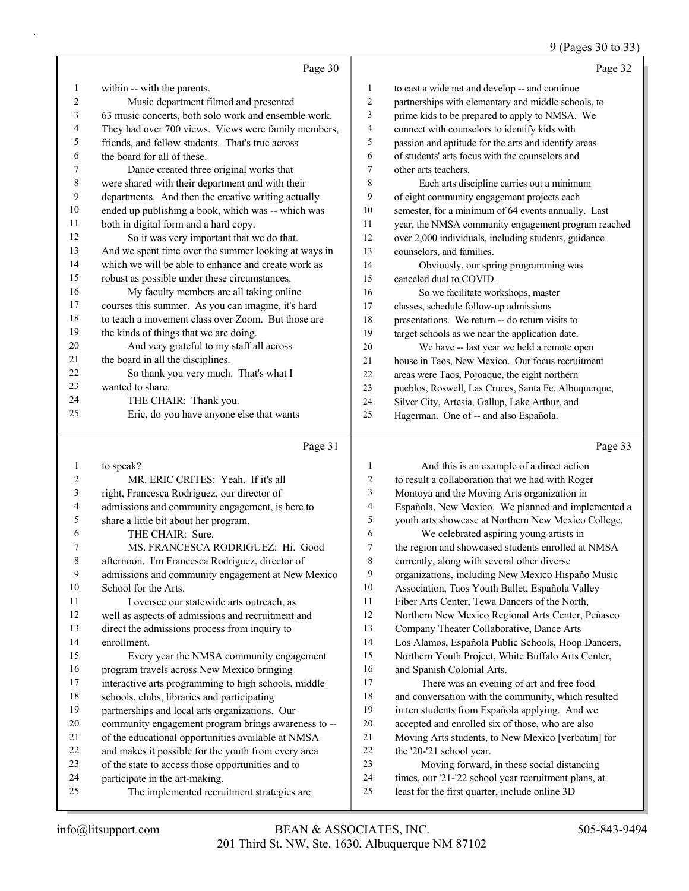Page 30

1 within -- with the parents.
2 Music department filmed and presented
3 63 music concerts, both solo work and ensemble work.
4 They had over 700 views. Views were family members,
5 friends, and fellow students. That's true across
6 the board for all of these.
7 Dance created three original works that
8 were shared with their department and with their
9 departments. And then the creative writing actually
10 ended up publishing a book, which was -- which was
11 both in digital form and a hard copy.
12 So it was very important that we do that.
13 And we spent time over the summer looking at ways in
14 which we will be able to enhance and create work as
15 robust as possible under these circumstances.
16 My faculty members are all taking online
17 courses this summer. As you can imagine, it's hard
18 to teach a movement class over Zoom. But those are
19 the kinds of things that we are doing.
20 And very grateful to my staff all across
21 the board in all the disciplines.
22 So thank you very much. That's what I
23 wanted to share.
24 THE CHAIR: Thank you.
25 Eric, do you have anyone else that wants

Page 31

1 to speak?
2 MR. ERIC CRITES: Yeah. If it's all
3 right, Francesca Rodriguez, our director of
4 admissions and community engagement, is here to
5 share a little bit about her program.
6 THE CHAIR: Sure.
7 MS. FRANCESCA RODRIGUEZ: Hi. Good
8 afternoon. I'm Francesca Rodriguez, director of
9 admissions and community engagement at New Mexico
10 School for the Arts.
11 I oversee our statewide arts outreach, as
12 well as aspects of admissions and recruitment and
13 direct the admissions process from inquiry to
14 enrollment.
15 Every year the NMSA community engagement
16 program travels across New Mexico bringing
17 interactive arts programming to high schools, middle
18 schools, clubs, libraries and participating
19 partnerships and local arts organizations. Our
20 community engagement program brings awareness to --
21 of the educational opportunities available at NMSA
22 and makes it possible for the youth from every area
23 of the state to access those opportunities and to
24 participate in the art-making.
25 The implemented recruitment strategies are

Page 32

1 to cast a wide net and develop -- and continue
2 partnerships with elementary and middle schools, to
3 prime kids to be prepared to apply to NMSA. We
4 connect with counselors to identify kids with
5 passion and aptitude for the arts and identify areas
6 of students' arts focus with the counselors and
7 other arts teachers.
8 Each arts discipline carries out a minimum
9 of eight community engagement projects each
10 semester, for a minimum of 64 events annually. Last
11 year, the NMSA community engagement program reached
12 over 2,000 individuals, including students, guidance
13 counselors, and families.
14 Obviously, our spring programming was
15 canceled dual to COVID.
16 So we facilitate workshops, master
17 classes, schedule follow-up admissions
18 presentations. We return -- do return visits to
19 target schools as we near the application date.
20 We have -- last year we held a remote open
21 house in Taos, New Mexico. Our focus recruitment
22 areas were Taos, Pojoaque, the eight northern
23 pueblos, Roswell, Las Cruces, Santa Fe, Albuquerque,
24 Silver City, Artesia, Gallup, Lake Arthur, and
25 Hagerman. One of -- and also Española.

Page 33

1 And this is an example of a direct action
2 to result a collaboration that we had with Roger
3 Montoya and the Moving Arts organization in
4 Española, New Mexico. We planned and implemented a
5 youth arts showcase at Northern New Mexico College.
6 We celebrated aspiring young artists in
7 the region and showcased students enrolled at NMSA
8 currently, along with several other diverse
9 organizations, including New Mexico Hispaño Music
10 Association, Taos Youth Ballet, Española Valley
11 Fiber Arts Center, Tewa Dancers of the North,
12 Northern New Mexico Regional Arts Center, Peñasco
13 Company Theater Collaborative, Dance Arts
14 Los Alamos, Española Public Schools, Hoop Dancers,
15 Northern Youth Project, White Buffalo Arts Center,
16 and Spanish Colonial Arts.
17 There was an evening of art and free food
18 and conversation with the community, which resulted
19 in ten students from Española applying. And we
20 accepted and enrolled six of those, who are also
21 Moving Arts students, to New Mexico [verbatim] for
22 the '20-'21 school year.
23 Moving forward, in these social distancing
24 times, our '21-'22 school year recruitment plans, at
25 least for the first quarter, include online 3D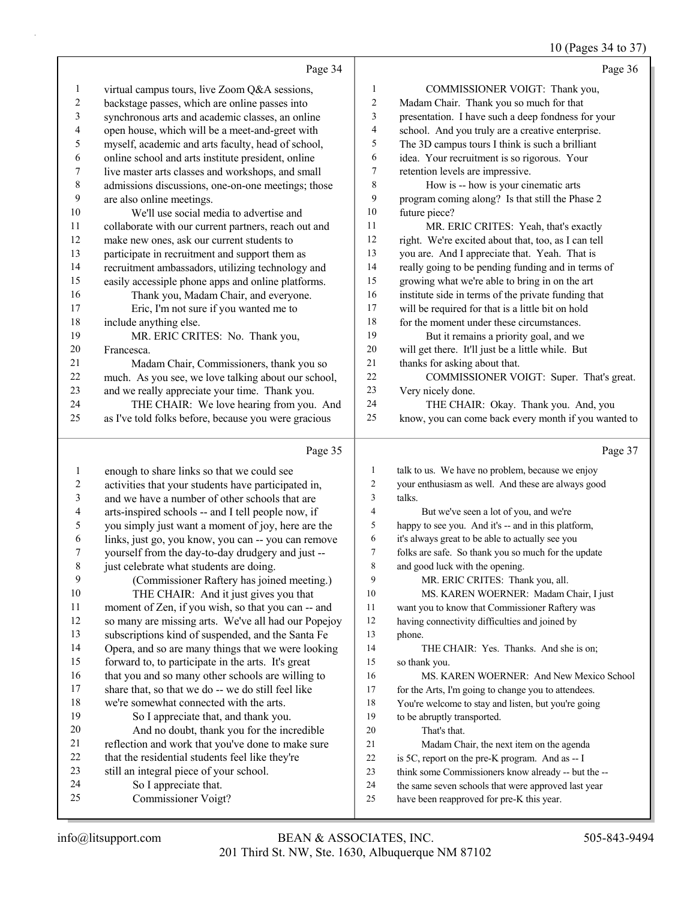Page 34

1 virtual campus tours, live Zoom Q&A sessions,
2 backstage passes, which are online passes into
3 synchronous arts and academic classes, an online
4 open house, which will be a meet-and-greet with
5 myself, academic and arts faculty, head of school,
6 online school and arts institute president, online
7 live master arts classes and workshops, and small
8 admissions discussions, one-on-one meetings; those
9 are also online meetings.
10 We'll use social media to advertise and
11 collaborate with our current partners, reach out and
12 make new ones, ask our current students to
13 participate in recruitment and support them as
14 recruitment ambassadors, utilizing technology and
15 easily accessible phone apps and online platforms.
16 Thank you, Madam Chair, and everyone.
17 Eric, I'm not sure if you wanted me to
18 include anything else.
19 MR. ERIC CRITES: No. Thank you,
20 Francesca.
21 Madam Chair, Commissioners, thank you so
22 much. As you see, we love talking about our school,
23 and we really appreciate your time. Thank you.
24 THE CHAIR: We love hearing from you. And
25 as I've told folks before, because you were gracious

Page 35

1 enough to share links so that we could see
2 activities that your students have participated in,
3 and we have a number of other schools that are
4 arts-inspired schools -- and I tell people now, if
5 you simply just want a moment of joy, here are the
6 links, just go, you know, you can -- you can remove
7 yourself from the day-to-day drudgery and just --
8 just celebrate what students are doing.
9 (Commissioner Raftery has joined meeting.)
10 THE CHAIR: And it just gives you that
11 moment of Zen, if you wish, so that you can -- and
12 so many are missing arts. We've all had our Popejoy
13 subscriptions kind of suspended, and the Santa Fe
14 Opera, and so are many things that we were looking
15 forward to, to participate in the arts. It's great
16 that you and so many other schools are willing to
17 share that, so that we do -- we do still feel like
18 we're somewhat connected with the arts.
19 So I appreciate that, and thank you.
20 And no doubt, thank you for the incredible
21 reflection and work that you've done to make sure
22 that the residential students feel like they're
23 still an integral piece of your school.
24 So I appreciate that.
25 Commissioner Voigt?

Page 36

1 COMMISSIONER VOIGT: Thank you,
2 Madam Chair. Thank you so much for that
3 presentation. I have such a deep fondness for your
4 school. And you truly are a creative enterprise.
5 The 3D campus tours I think is such a brilliant
6 idea. Your recruitment is so rigorous. Your
7 retention levels are impressive.
8 How is -- how is your cinematic arts
9 program coming along? Is that still the Phase 2
10 future piece?
11 MR. ERIC CRITES: Yeah, that's exactly
12 right. We're excited about that, too, as I can tell
13 you are. And I appreciate that. Yeah. That is
14 really going to be pending funding and in terms of
15 growing what we're able to bring in on the art
16 institute side in terms of the private funding that
17 will be required for that is a little bit on hold
18 for the moment under these circumstances.
19 But it remains a priority goal, and we
20 will get there. It'll just be a little while. But
21 thanks for asking about that.
22 COMMISSIONER VOIGT: Super. That's great.
23 Very nicely done.
24 THE CHAIR: Okay. Thank you. And, you
25 know, you can come back every month if you wanted to

Page 37

1 talk to us. We have no problem, because we enjoy
2 your enthusiasm as well. And these are always good
3 talks.
4 But we've seen a lot of you, and we're
5 happy to see you. And it's -- and in this platform,
6 it's always great to be able to actually see you
7 folks are safe. So thank you so much for the update
8 and good luck with the opening.
9 MR. ERIC CRITES: Thank you, all.
10 MS. KAREN WOERNER: Madam Chair, I just
11 want you to know that Commissioner Raftery was
12 having connectivity difficulties and joined by
13 phone.
14 THE CHAIR: Yes. Thanks. And she is on;
15 so thank you.
16 MS. KAREN WOERNER: And New Mexico School
17 for the Arts, I'm going to change you to attendees.
18 You're welcome to stay and listen, but you're going
19 to be abruptly transported.
20 That's that.
21 Madam Chair, the next item on the agenda
22 is 5C, report on the pre-K program. And as -- I
23 think some Commissioners know already -- but the --
24 the same seven schools that were approved last year
25 have been reapproved for pre-K this year.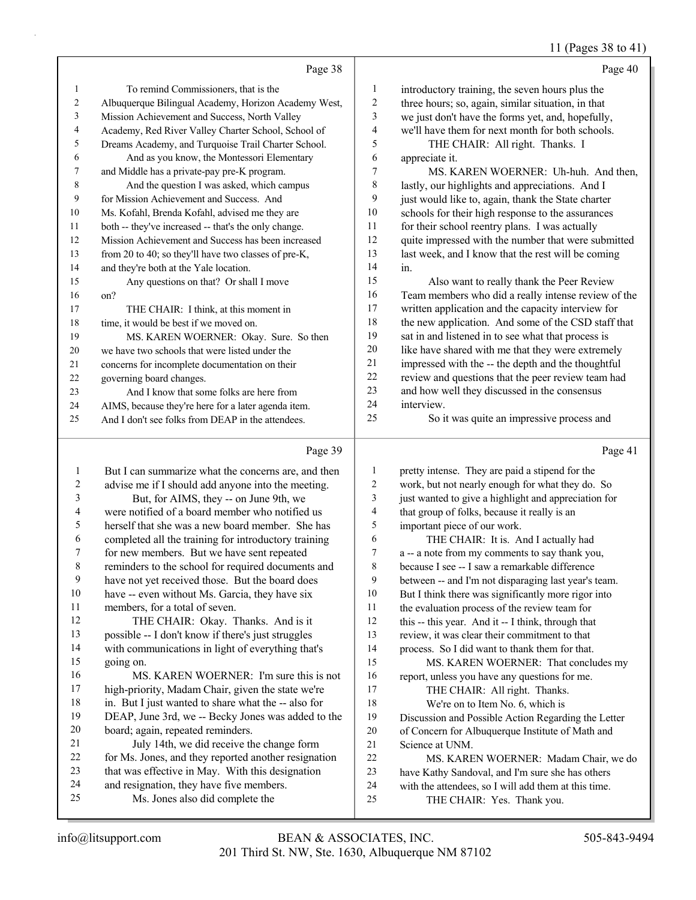Page 38

1 To remind Commissioners, that is the
2 Albuquerque Bilingual Academy, Horizon Academy West,
3 Mission Achievement and Success, North Valley
4 Academy, Red River Valley Charter School, School of
5 Dreams Academy, and Turquoise Trail Charter School.
6 And as you know, the Montessori Elementary
7 and Middle has a private-pay pre-K program.
8 And the question I was asked, which campus
9 for Mission Achievement and Success. And
10 Ms. Kofahl, Brenda Kofahl, advised me they are
11 both -- they've increased -- that's the only change.
12 Mission Achievement and Success has been increased
13 from 20 to 40; so they'll have two classes of pre-K,
14 and they're both at the Yale location.
15 Any questions on that? Or shall I move
16 on?
17 THE CHAIR: I think, at this moment in
18 time, it would be best if we moved on.
19 MS. KAREN WOERNER: Okay. Sure. So then
20 we have two schools that were listed under the
21 concerns for incomplete documentation on their
22 governing board changes.
23 And I know that some folks are here from
24 AIMS, because they're here for a later agenda item.
25 And I don't see folks from DEAP in the attendees.

Page 39

1 But I can summarize what the concerns are, and then
2 advise me if I should add anyone into the meeting.
3 But, for AIMS, they -- on June 9th, we
4 were notified of a board member who notified us
5 herself that she was a new board member. She has
6 completed all the training for introductory training
7 for new members. But we have sent repeated
8 reminders to the school for required documents and
9 have not yet received those. But the board does
10 have -- even without Ms. Garcia, they have six
11 members, for a total of seven.
12 THE CHAIR: Okay. Thanks. And is it
13 possible -- I don't know if there's just struggles
14 with communications in light of everything that's
15 going on.
16 MS. KAREN WOERNER: I'm sure this is not
17 high-priority, Madam Chair, given the state we're
18 in. But I just wanted to share what the -- also for
19 DEAP, June 3rd, we -- Becky Jones was added to the
20 board; again, repeated reminders.
21 July 14th, we did receive the change form
22 for Ms. Jones, and they reported another resignation
23 that was effective in May. With this designation
24 and resignation, they have five members.
25 Ms. Jones also did complete the

Page 40

1 introductory training, the seven hours plus the
2 three hours; so, again, similar situation, in that
3 we just don't have the forms yet, and, hopefully,
4 we'll have them for next month for both schools.
5 THE CHAIR: All right. Thanks. I
6 appreciate it.
7 MS. KAREN WOERNER: Uh-huh. And then,
8 lastly, our highlights and appreciations. And I
9 just would like to, again, thank the State charter
10 schools for their high response to the assurances
11 for their school reentry plans. I was actually
12 quite impressed with the number that were submitted
13 last week, and I know that the rest will be coming
14 in.
15 Also want to really thank the Peer Review
16 Team members who did a really intense review of the
17 written application and the capacity interview for
18 the new application. And some of the CSD staff that
19 sat in and listened in to see what that process is
20 like have shared with me that they were extremely
21 impressed with the -- the depth and the thoughtful
22 review and questions that the peer review team had
23 and how well they discussed in the consensus
24 interview.
25 So it was quite an impressive process and

Page 41

1 pretty intense. They are paid a stipend for the
2 work, but not nearly enough for what they do. So
3 just wanted to give a highlight and appreciation for
4 that group of folks, because it really is an
5 important piece of our work.
6 THE CHAIR: It is. And I actually had
7 a -- a note from my comments to say thank you,
8 because I see -- I saw a remarkable difference
9 between -- and I'm not disparaging last year's team.
10 But I think there was significantly more rigor into
11 the evaluation process of the review team for
12 this -- this year. And it -- I think, through that
13 review, it was clear their commitment to that
14 process. So I did want to thank them for that.
15 MS. KAREN WOERNER: That concludes my
16 report, unless you have any questions for me.
17 THE CHAIR: All right. Thanks.
18 We're on to Item No. 6, which is
19 Discussion and Possible Action Regarding the Letter
20 of Concern for Albuquerque Institute of Math and
21 Science at UNM.
22 MS. KAREN WOERNER: Madam Chair, we do
23 have Kathy Sandoval, and I'm sure she has others
24 with the attendees, so I will add them at this time.
25 THE CHAIR: Yes. Thank you.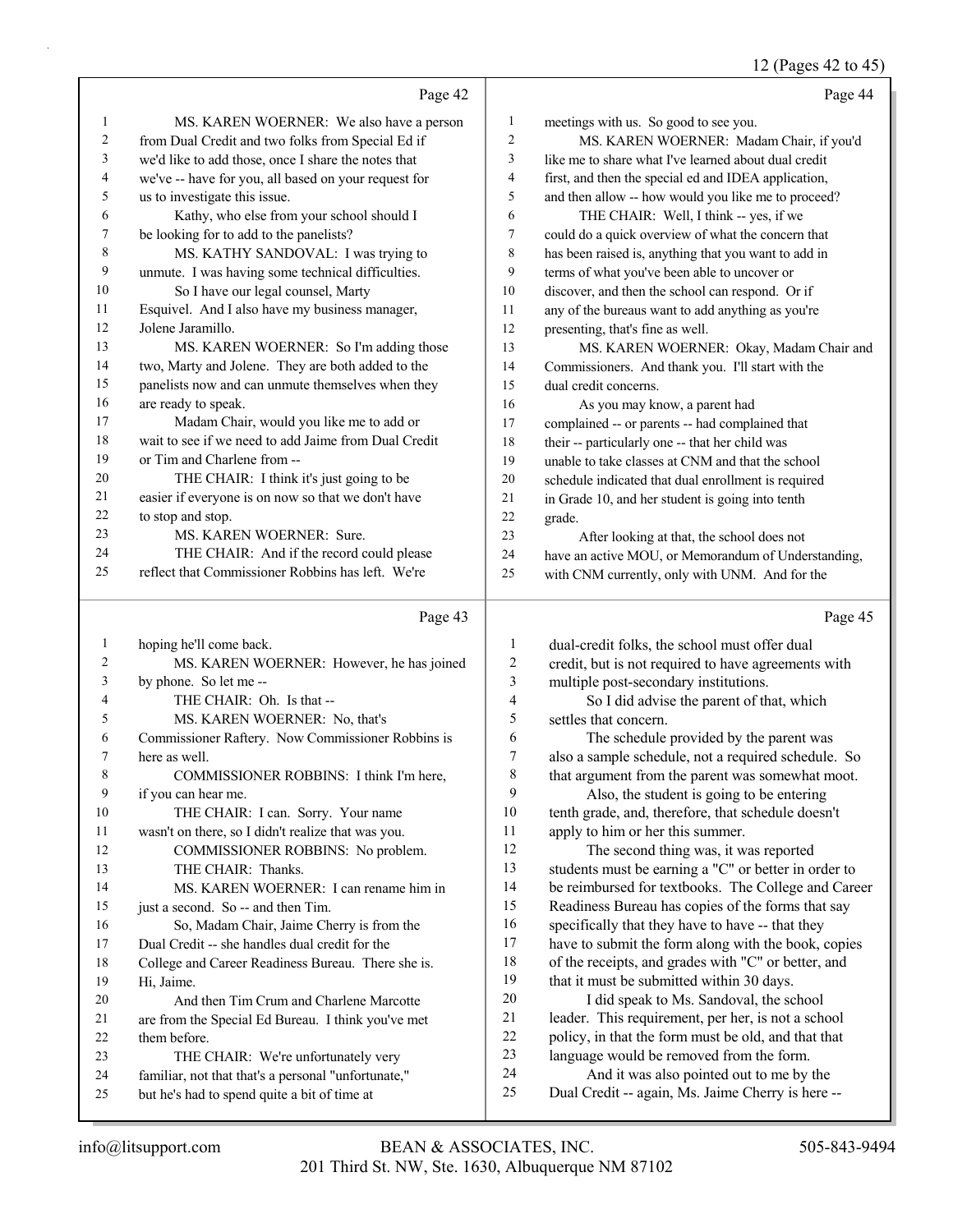Page 42

1 MS. KAREN WOERNER: We also have a person
2 from Dual Credit and two folks from Special Ed if
3 we'd like to add those, once I share the notes that
4 we've -- have for you, all based on your request for
5 us to investigate this issue.
6 Kathy, who else from your school should I
7 be looking for to add to the panelists?
8 MS. KATHY SANDOVAL: I was trying to
9 unmute. I was having some technical difficulties.
10 So I have our legal counsel, Marty
11 Esquivel. And I also have my business manager,
12 Jolene Jaramillo.
13 MS. KAREN WOERNER: So I'm adding those
14 two, Marty and Jolene. They are both added to the
15 panelists now and can unmute themselves when they
16 are ready to speak.
17 Madam Chair, would you like me to add or
18 wait to see if we need to add Jaime from Dual Credit
19 or Tim and Charlene from --
20 THE CHAIR: I think it's just going to be
21 easier if everyone is on now so that we don't have
22 to stop and stop.
23 MS. KAREN WOERNER: Sure.
24 THE CHAIR: And if the record could please
25 reflect that Commissioner Robbins has left. We're

Page 43

1 hoping he'll come back.
2 MS. KAREN WOERNER: However, he has joined
3 by phone. So let me --
4 THE CHAIR: Oh. Is that --
5 MS. KAREN WOERNER: No, that's
6 Commissioner Raftery. Now Commissioner Robbins is
7 here as well.
8 COMMISSIONER ROBBINS: I think I'm here,
9 if you can hear me.
10 THE CHAIR: I can. Sorry. Your name
11 wasn't on there, so I didn't realize that was you.
12 COMMISSIONER ROBBINS: No problem.
13 THE CHAIR: Thanks.
14 MS. KAREN WOERNER: I can rename him in
15 just a second. So -- and then Tim.
16 So, Madam Chair, Jaime Cherry is from the
17 Dual Credit -- she handles dual credit for the
18 College and Career Readiness Bureau. There she is.
19 Hi, Jaime.
20 And then Tim Crum and Charlene Marcotte
21 are from the Special Ed Bureau. I think you've met
22 them before.
23 THE CHAIR: We're unfortunately very
24 familiar, not that that's a personal "unfortunate,"
25 but he's had to spend quite a bit of time at

Page 44

1 meetings with us. So good to see you.
2 MS. KAREN WOERNER: Madam Chair, if you'd
3 like me to share what I've learned about dual credit
4 first, and then the special ed and IDEA application,
5 and then allow -- how would you like me to proceed?
6 THE CHAIR: Well, I think -- yes, if we
7 could do a quick overview of what the concern that
8 has been raised is, anything that you want to add in
9 terms of what you've been able to uncover or
10 discover, and then the school can respond. Or if
11 any of the bureaus want to add anything as you're
12 presenting, that's fine as well.
13 MS. KAREN WOERNER: Okay, Madam Chair and
14 Commissioners. And thank you. I'll start with the
15 dual credit concerns.
16 As you may know, a parent had
17 complained -- or parents -- had complained that
18 their -- particularly one -- that her child was
19 unable to take classes at CNM and that the school
20 schedule indicated that dual enrollment is required
21 in Grade 10, and her student is going into tenth
22 grade.
23 After looking at that, the school does not
24 have an active MOU, or Memorandum of Understanding,
25 with CNM currently, only with UNM. And for the

Page 45

1 dual-credit folks, the school must offer dual
2 credit, but is not required to have agreements with
3 multiple post-secondary institutions.
4 So I did advise the parent of that, which
5 settles that concern.
6 The schedule provided by the parent was
7 also a sample schedule, not a required schedule. So
8 that argument from the parent was somewhat moot.
9 Also, the student is going to be entering
10 tenth grade, and, therefore, that schedule doesn't
11 apply to him or her this summer.
12 The second thing was, it was reported
13 students must be earning a "C" or better in order to
14 be reimbursed for textbooks. The College and Career
15 Readiness Bureau has copies of the forms that say
16 specifically that they have to have -- that they
17 have to submit the form along with the book, copies
18 of the receipts, and grades with "C" or better, and
19 that it must be submitted within 30 days.
20 I did speak to Ms. Sandoval, the school
21 leader. This requirement, per her, is not a school
22 policy, in that the form must be old, and that that
23 language would be removed from the form.
24 And it was also pointed out to me by the
25 Dual Credit -- again, Ms. Jaime Cherry is here --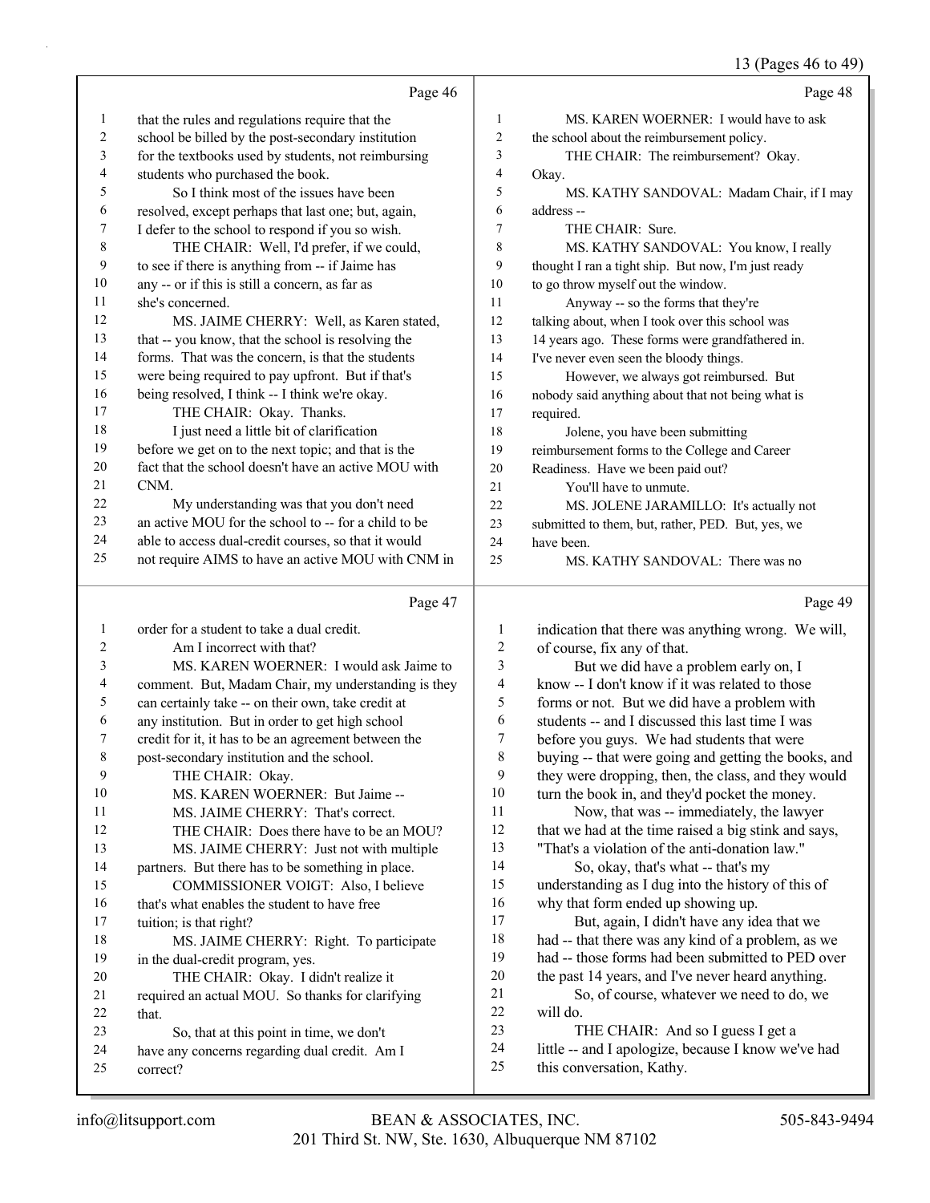Page 46

that the rules and regulations require that the school be billed by the post-secondary institution for the textbooks used by students, not reimbursing students who purchased the book.

So I think most of the issues have been resolved, except perhaps that last one; but, again, I defer to the school to respond if you so wish.

THE CHAIR: Well, I'd prefer, if we could, to see if there is anything from -- if Jaime has any -- or if this is still a concern, as far as she's concerned.

MS. JAIME CHERRY: Well, as Karen stated, that -- you know, that the school is resolving the forms. That was the concern, is that the students were being required to pay upfront. But if that's being resolved, I think -- I think we're okay.

THE CHAIR: Okay. Thanks.

I just need a little bit of clarification before we get on to the next topic; and that is the fact that the school doesn't have an active MOU with CNM.

My understanding was that you don't need an active MOU for the school to -- for a child to be able to access dual-credit courses, so that it would not require AIMS to have an active MOU with CNM in

Page 47

order for a student to take a dual credit.

Am I incorrect with that?

MS. KAREN WOERNER: I would ask Jaime to comment. But, Madam Chair, my understanding is they can certainly take -- on their own, take credit at any institution. But in order to get high school credit for it, it has to be an agreement between the post-secondary institution and the school.

THE CHAIR: Okay.

MS. KAREN WOERNER: But Jaime --

MS. JAIME CHERRY: That's correct.

THE CHAIR: Does there have to be an MOU?

MS. JAIME CHERRY: Just not with multiple partners. But there has to be something in place.

COMMISSIONER VOIGT: Also, I believe that's what enables the student to have free tuition; is that right?

MS. JAIME CHERRY: Right. To participate in the dual-credit program, yes.

THE CHAIR: Okay. I didn't realize it required an actual MOU. So thanks for clarifying that.

So, that at this point in time, we don't have any concerns regarding dual credit. Am I correct?

Page 48

MS. KAREN WOERNER: I would have to ask the school about the reimbursement policy.

THE CHAIR: The reimbursement? Okay. Okay.

MS. KATHY SANDOVAL: Madam Chair, if I may address --

THE CHAIR: Sure.

MS. KATHY SANDOVAL: You know, I really thought I ran a tight ship. But now, I'm just ready to go throw myself out the window.

Anyway -- so the forms that they're talking about, when I took over this school was 14 years ago. These forms were grandfathered in. I've never even seen the bloody things.

However, we always got reimbursed. But nobody said anything about that not being what is required.

Jolene, you have been submitting reimbursement forms to the College and Career Readiness. Have we been paid out?

You'll have to unmute.

MS. JOLENE JARAMILLO: It's actually not submitted to them, but, rather, PED. But, yes, we have been.

MS. KATHY SANDOVAL: There was no

Page 49

indication that there was anything wrong. We will, of course, fix any of that.

But we did have a problem early on, I know -- I don't know if it was related to those forms or not. But we did have a problem with students -- and I discussed this last time I was before you guys. We had students that were buying -- that were going and getting the books, and they were dropping, then, the class, and they would turn the book in, and they'd pocket the money.

Now, that was -- immediately, the lawyer that we had at the time raised a big stink and says, "That's a violation of the anti-donation law."

So, okay, that's what -- that's my understanding as I dug into the history of this of why that form ended up showing up.

But, again, I didn't have any idea that we had -- that there was any kind of a problem, as we had -- those forms had been submitted to PED over the past 14 years, and I've never heard anything.

So, of course, whatever we need to do, we will do.

THE CHAIR: And so I guess I get a little -- and I apologize, because I know we've had this conversation, Kathy.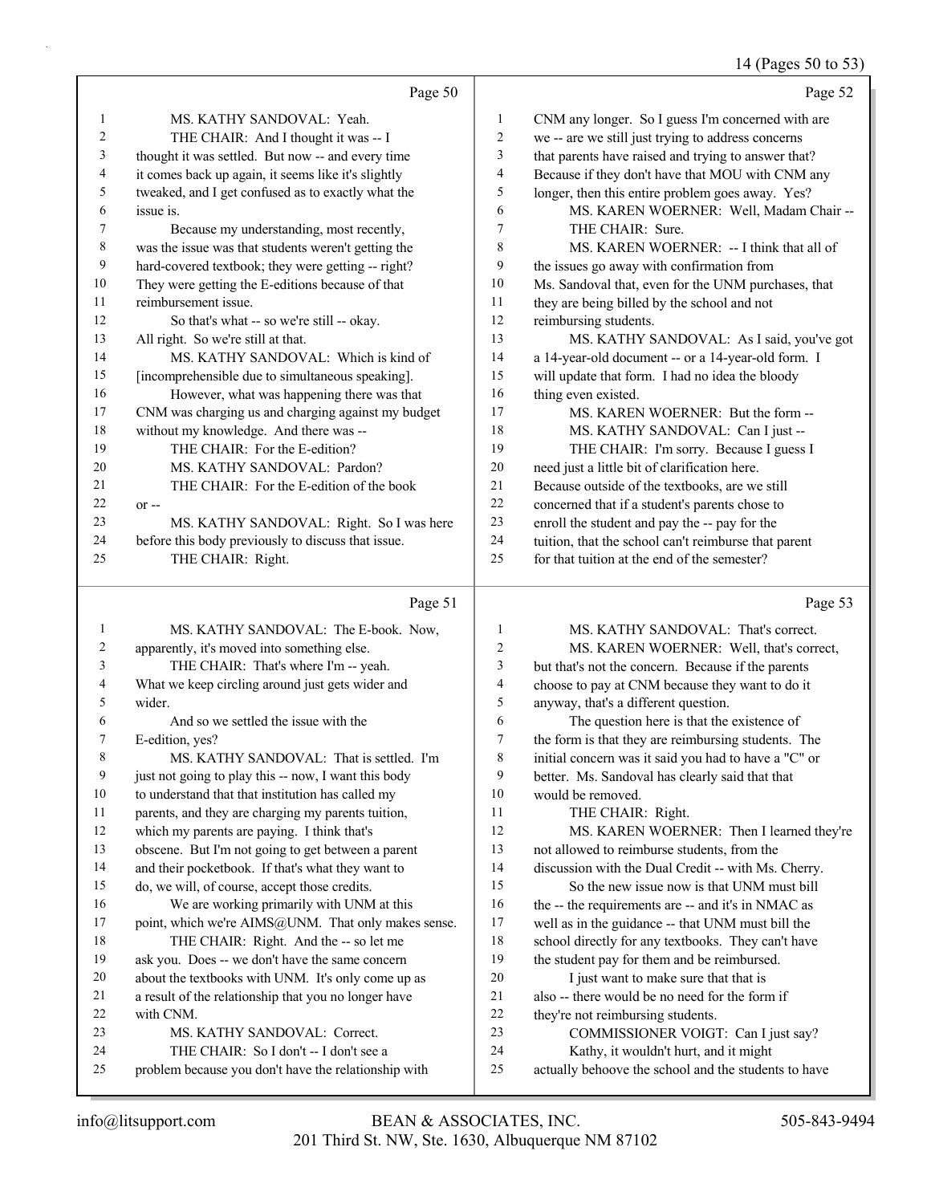Page 50

1 MS. KATHY SANDOVAL: Yeah.
2 THE CHAIR: And I thought it was -- I
3 thought it was settled. But now -- and every time
4 it comes back up again, it seems like it's slightly
5 tweaked, and I get confused as to exactly what the
6 issue is.
7 Because my understanding, most recently,
8 was the issue was that students weren't getting the
9 hard-covered textbook; they were getting -- right?
10 They were getting the E-editions because of that
11 reimbursement issue.
12 So that's what -- so we're still -- okay.
13 All right. So we're still at that.
14 MS. KATHY SANDOVAL: Which is kind of
15 [incomprehensible due to simultaneous speaking].
16 However, what was happening there was that
17 CNM was charging us and charging against my budget
18 without my knowledge. And there was --
19 THE CHAIR: For the E-edition?
20 MS. KATHY SANDOVAL: Pardon?
21 THE CHAIR: For the E-edition of the book
22 or --
23 MS. KATHY SANDOVAL: Right. So I was here
24 before this body previously to discuss that issue.
25 THE CHAIR: Right.

Page 51

1 MS. KATHY SANDOVAL: The E-book. Now,
2 apparently, it's moved into something else.
3 THE CHAIR: That's where I'm -- yeah.
4 What we keep circling around just gets wider and
5 wider.
6 And so we settled the issue with the
7 E-edition, yes?
8 MS. KATHY SANDOVAL: That is settled. I'm
9 just not going to play this -- now, I want this body
10 to understand that that institution has called my
11 parents, and they are charging my parents tuition,
12 which my parents are paying. I think that's
13 obscene. But I'm not going to get between a parent
14 and their pocketbook. If that's what they want to
15 do, we will, of course, accept those credits.
16 We are working primarily with UNM at this
17 point, which we're AIMS@UNM. That only makes sense.
18 THE CHAIR: Right. And the -- so let me
19 ask you. Does -- we don't have the same concern
20 about the textbooks with UNM. It's only come up as
21 a result of the relationship that you no longer have
22 with CNM.
23 MS. KATHY SANDOVAL: Correct.
24 THE CHAIR: So I don't -- I don't see a
25 problem because you don't have the relationship with

Page 52

1 CNM any longer. So I guess I'm concerned with are
2 we -- are we still just trying to address concerns
3 that parents have raised and trying to answer that?
4 Because if they don't have that MOU with CNM any
5 longer, then this entire problem goes away. Yes?
6 MS. KAREN WOERNER: Well, Madam Chair --
7 THE CHAIR: Sure.
8 MS. KAREN WOERNER: -- I think that all of
9 the issues go away with confirmation from
10 Ms. Sandoval that, even for the UNM purchases, that
11 they are being billed by the school and not
12 reimbursing students.
13 MS. KATHY SANDOVAL: As I said, you've got
14 a 14-year-old document -- or a 14-year-old form. I
15 will update that form. I had no idea the bloody
16 thing even existed.
17 MS. KAREN WOERNER: But the form --
18 MS. KATHY SANDOVAL: Can I just --
19 THE CHAIR: I'm sorry. Because I guess I
20 need just a little bit of clarification here.
21 Because outside of the textbooks, are we still
22 concerned that if a student's parents chose to
23 enroll the student and pay the -- pay for the
24 tuition, that the school can't reimburse that parent
25 for that tuition at the end of the semester?

Page 53

1 MS. KATHY SANDOVAL: That's correct.
2 MS. KAREN WOERNER: Well, that's correct,
3 but that's not the concern. Because if the parents
4 choose to pay at CNM because they want to do it
5 anyway, that's a different question.
6 The question here is that the existence of
7 the form is that they are reimbursing students. The
8 initial concern was it said you had to have a "C" or
9 better. Ms. Sandoval has clearly said that that
10 would be removed.
11 THE CHAIR: Right.
12 MS. KAREN WOERNER: Then I learned they're
13 not allowed to reimburse students, from the
14 discussion with the Dual Credit -- with Ms. Cherry.
15 So the new issue now is that UNM must bill
16 the -- the requirements are -- and it's in NMAC as
17 well as in the guidance -- that UNM must bill the
18 school directly for any textbooks. They can't have
19 the student pay for them and be reimbursed.
20 I just want to make sure that that is
21 also -- there would be no need for the form if
22 they're not reimbursing students.
23 COMMISSIONER VOIGT: Can I just say?
24 Kathy, it wouldn't hurt, and it might
25 actually behoove the school and the students to have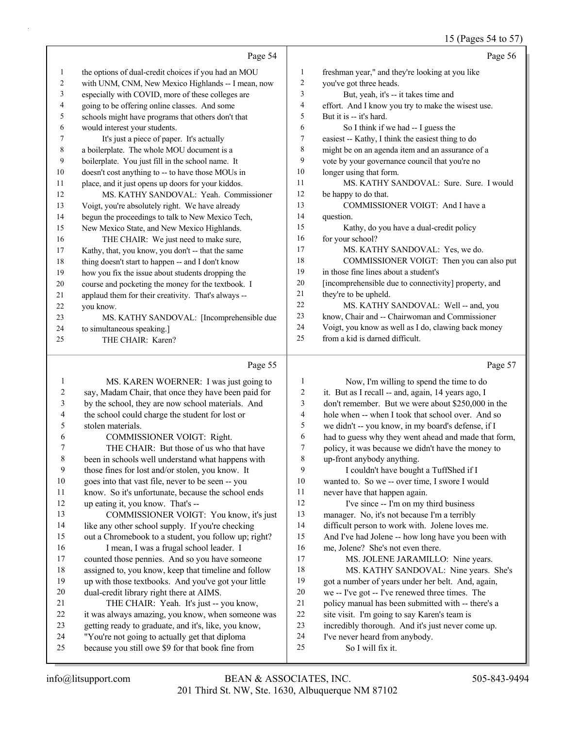Page 54

1 the options of dual-credit choices if you had an MOU
2 with UNM, CNM, New Mexico Highlands -- I mean, now
3 especially with COVID, more of these colleges are
4 going to be offering online classes. And some
5 schools might have programs that others don't that
6 would interest your students.
7 It's just a piece of paper. It's actually
8 a boilerplate. The whole MOU document is a
9 boilerplate. You just fill in the school name. It
10 doesn't cost anything to -- to have those MOUs in
11 place, and it just opens up doors for your kiddos.
12 MS. KATHY SANDOVAL: Yeah. Commissioner
13 Voigt, you're absolutely right. We have already
14 begun the proceedings to talk to New Mexico Tech,
15 New Mexico State, and New Mexico Highlands.
16 THE CHAIR: We just need to make sure,
17 Kathy, that, you know, you don't -- that the same
18 thing doesn't start to happen -- and I don't know
19 how you fix the issue about students dropping the
20 course and pocketing the money for the textbook. I
21 applaud them for their creativity. That's always --
22 you know.
23 MS. KATHY SANDOVAL: [Incomprehensible due
24 to simultaneous speaking.]
25 THE CHAIR: Karen?

Page 55

1 MS. KAREN WOERNER: I was just going to
2 say, Madam Chair, that once they have been paid for
3 by the school, they are now school materials. And
4 the school could charge the student for lost or
5 stolen materials.
6 COMMISSIONER VOIGT: Right.
7 THE CHAIR: But those of us who that have
8 been in schools well understand what happens with
9 those fines for lost and/or stolen, you know. It
10 goes into that vast file, never to be seen -- you
11 know. So it's unfortunate, because the school ends
12 up eating it, you know. That's --
13 COMMISSIONER VOIGT: You know, it's just
14 like any other school supply. If you're checking
15 out a Chromebook to a student, you follow up; right?
16 I mean, I was a frugal school leader. I
17 counted those pennies. And so you have someone
18 assigned to, you know, keep that timeline and follow
19 up with those textbooks. And you've got your little
20 dual-credit library right there at AIMS.
21 THE CHAIR: Yeah. It's just -- you know,
22 it was always amazing, you know, when someone was
23 getting ready to graduate, and it's, like, you know,
24 "You're not going to actually get that diploma
25 because you still owe $9 for that book fine from

Page 56

1 freshman year," and they're looking at you like
2 you've got three heads.
3 But, yeah, it's -- it takes time and
4 effort. And I know you try to make the wisest use.
5 But it is -- it's hard.
6 So I think if we had -- I guess the
7 easiest -- Kathy, I think the easiest thing to do
8 might be on an agenda item and an assurance of a
9 vote by your governance council that you're no
10 longer using that form.
11 MS. KATHY SANDOVAL: Sure. Sure. I would
12 be happy to do that.
13 COMMISSIONER VOIGT: And I have a
14 question.
15 Kathy, do you have a dual-credit policy
16 for your school?
17 MS. KATHY SANDOVAL: Yes, we do.
18 COMMISSIONER VOIGT: Then you can also put
19 in those fine lines about a student's
20 [incomprehensible due to connectivity] property, and
21 they're to be upheld.
22 MS. KATHY SANDOVAL: Well -- and, you
23 know, Chair and -- Chairwoman and Commissioner
24 Voigt, you know as well as I do, clawing back money
25 from a kid is darned difficult.

Page 57

1 Now, I'm willing to spend the time to do
2 it. But as I recall -- and, again, 14 years ago, I
3 don't remember. But we were about $250,000 in the
4 hole when -- when I took that school over. And so
5 we didn't -- you know, in my board's defense, if I
6 had to guess why they went ahead and made that form,
7 policy, it was because we didn't have the money to
8 up-front anybody anything.
9 I couldn't have bought a TuffShed if I
10 wanted to. So we -- over time, I swore I would
11 never have that happen again.
12 I've since -- I'm on my third business
13 manager. No, it's not because I'm a terribly
14 difficult person to work with. Jolene loves me.
15 And I've had Jolene -- how long have you been with
16 me, Jolene? She's not even there.
17 MS. JOLENE JARAMILLO: Nine years.
18 MS. KATHY SANDOVAL: Nine years. She's
19 got a number of years under her belt. And, again,
20 we -- I've got -- I've renewed three times. The
21 policy manual has been submitted with -- there's a
22 site visit. I'm going to say Karen's team is
23 incredibly thorough. And it's just never come up.
24 I've never heard from anybody.
25 So I will fix it.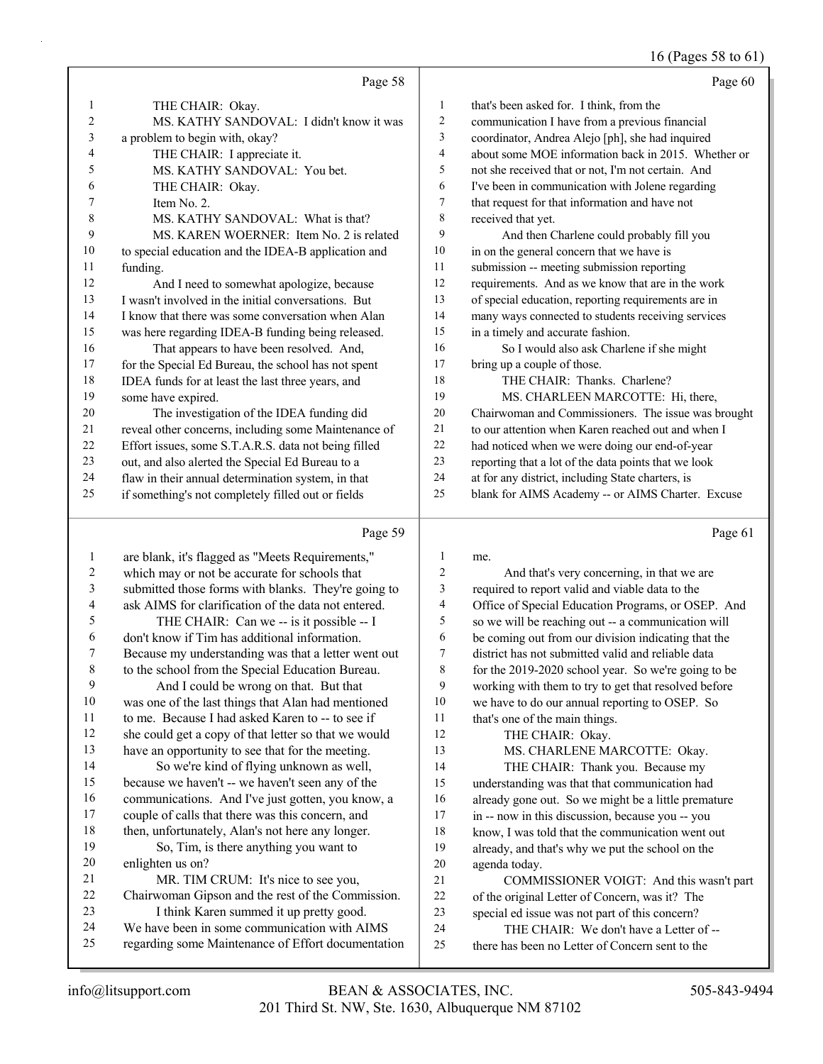Page 58

THE CHAIR: Okay.

MS. KATHY SANDOVAL: I didn't know it was a problem to begin with, okay?

THE CHAIR: I appreciate it.

MS. KATHY SANDOVAL: You bet.

THE CHAIR: Okay.

Item No. 2.

MS. KATHY SANDOVAL: What is that?

MS. KAREN WOERNER: Item No. 2 is related to special education and the IDEA-B application and funding.

And I need to somewhat apologize, because I wasn't involved in the initial conversations. But I know that there was some conversation when Alan was here regarding IDEA-B funding being released.

That appears to have been resolved. And, for the Special Ed Bureau, the school has not spent IDEA funds for at least the last three years, and some have expired.

The investigation of the IDEA funding did reveal other concerns, including some Maintenance of Effort issues, some S.T.A.R.S. data not being filled out, and also alerted the Special Ed Bureau to a flaw in their annual determination system, in that if something's not completely filled out or fields

Page 59

are blank, it's flagged as "Meets Requirements," which may or not be accurate for schools that submitted those forms with blanks. They're going to ask AIMS for clarification of the data not entered.

THE CHAIR: Can we -- is it possible -- I don't know if Tim has additional information. Because my understanding was that a letter went out to the school from the Special Education Bureau.

And I could be wrong on that. But that was one of the last things that Alan had mentioned to me. Because I had asked Karen to -- to see if she could get a copy of that letter so that we would have an opportunity to see that for the meeting.

So we're kind of flying unknown as well, because we haven't -- we haven't seen any of the communications. And I've just gotten, you know, a couple of calls that there was this concern, and then, unfortunately, Alan's not here any longer.

So, Tim, is there anything you want to enlighten us on?

MR. TIM CRUM: It's nice to see you, Chairwoman Gipson and the rest of the Commission.

I think Karen summed it up pretty good. We have been in some communication with AIMS regarding some Maintenance of Effort documentation

Page 60

that's been asked for. I think, from the communication I have from a previous financial coordinator, Andrea Alejo [ph], she had inquired about some MOE information back in 2015. Whether or not she received that or not, I'm not certain. And I've been in communication with Jolene regarding that request for that information and have not received that yet.

And then Charlene could probably fill you in on the general concern that we have is submission -- meeting submission reporting requirements. And as we know that are in the work of special education, reporting requirements are in many ways connected to students receiving services in a timely and accurate fashion.

So I would also ask Charlene if she might bring up a couple of those.

THE CHAIR: Thanks. Charlene?

MS. CHARLEEN MARCOTTE: Hi, there, Chairwoman and Commissioners. The issue was brought to our attention when Karen reached out and when I had noticed when we were doing our end-of-year reporting that a lot of the data points that we look at for any district, including State charters, is blank for AIMS Academy -- or AIMS Charter. Excuse

Page 61

me.

And that's very concerning, in that we are required to report valid and viable data to the Office of Special Education Programs, or OSEP. And so we will be reaching out -- a communication will be coming out from our division indicating that the district has not submitted valid and reliable data for the 2019-2020 school year. So we're going to be working with them to try to get that resolved before we have to do our annual reporting to OSEP. So that's one of the main things.

THE CHAIR: Okay.

MS. CHARLENE MARCOTTE: Okay.

THE CHAIR: Thank you. Because my understanding was that that communication had already gone out. So we might be a little premature in -- now in this discussion, because you -- you know, I was told that the communication went out already, and that's why we put the school on the agenda today.

COMMISSIONER VOIGT: And this wasn't part of the original Letter of Concern, was it? The special ed issue was not part of this concern?

THE CHAIR: We don't have a Letter of -- there has been no Letter of Concern sent to the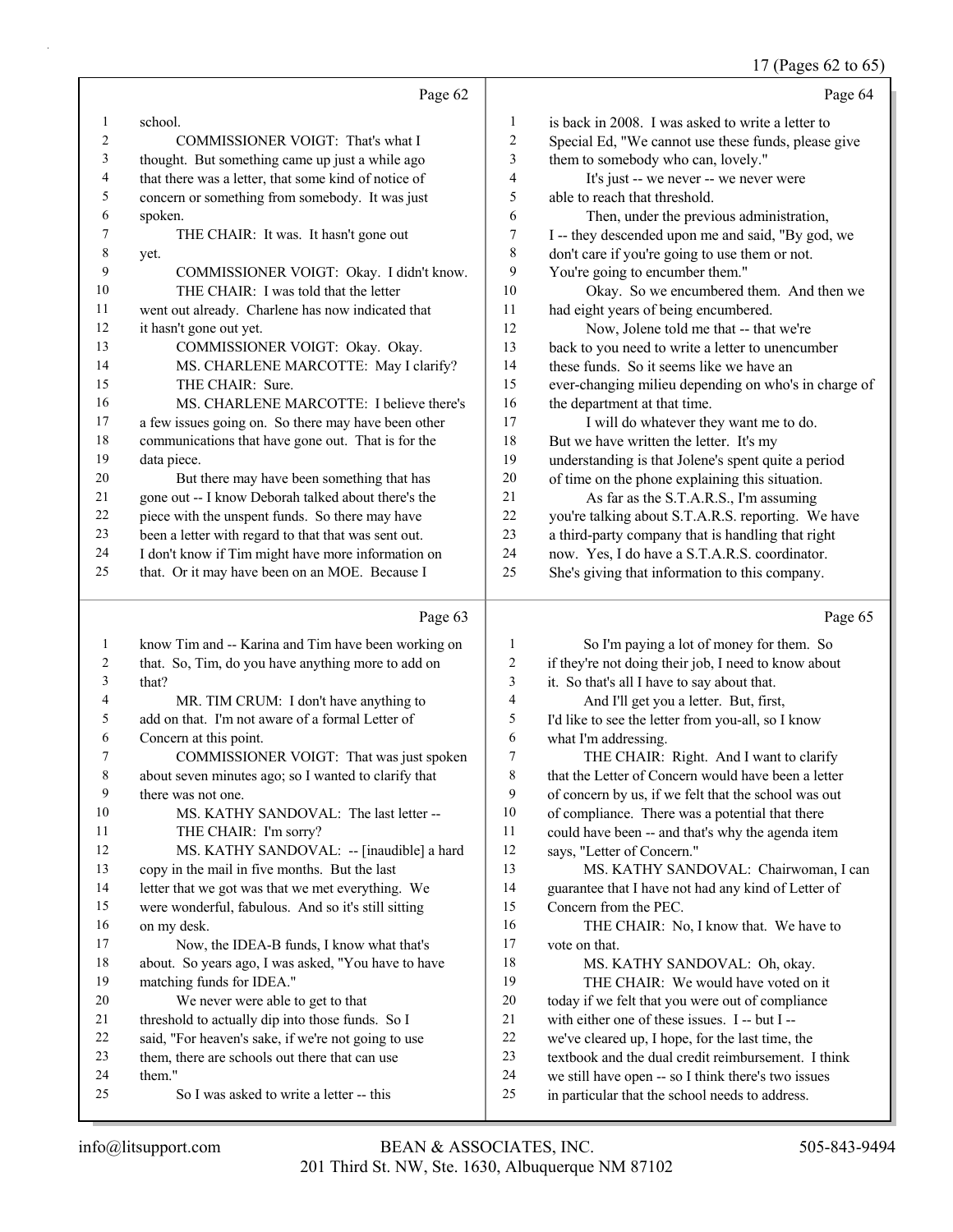Page 62

school.

COMMISSIONER VOIGT: That's what I thought. But something came up just a while ago that there was a letter, that some kind of notice of concern or something from somebody. It was just spoken.

THE CHAIR: It was. It hasn't gone out yet.

COMMISSIONER VOIGT: Okay. I didn't know.

THE CHAIR: I was told that the letter went out already. Charlene has now indicated that it hasn't gone out yet.

COMMISSIONER VOIGT: Okay. Okay.

MS. CHARLENE MARCOTTE: May I clarify?

THE CHAIR: Sure.

MS. CHARLENE MARCOTTE: I believe there's a few issues going on. So there may have been other communications that have gone out. That is for the data piece.

But there may have been something that has gone out -- I know Deborah talked about there's the piece with the unspent funds. So there may have been a letter with regard to that that was sent out. I don't know if Tim might have more information on that. Or it may have been on an MOE. Because I

Page 63

know Tim and -- Karina and Tim have been working on that. So, Tim, do you have anything more to add on that?

MR. TIM CRUM: I don't have anything to add on that. I'm not aware of a formal Letter of Concern at this point.

COMMISSIONER VOIGT: That was just spoken about seven minutes ago; so I wanted to clarify that there was not one.

MS. KATHY SANDOVAL: The last letter --

THE CHAIR: I'm sorry?

MS. KATHY SANDOVAL: -- [inaudible] a hard copy in the mail in five months. But the last letter that we got was that we met everything. We were wonderful, fabulous. And so it's still sitting on my desk.

Now, the IDEA-B funds, I know what that's about. So years ago, I was asked, "You have to have matching funds for IDEA."

We never were able to get to that threshold to actually dip into those funds. So I said, "For heaven's sake, if we're not going to use them, there are schools out there that can use them."

So I was asked to write a letter -- this

Page 64

is back in 2008. I was asked to write a letter to Special Ed, "We cannot use these funds, please give them to somebody who can, lovely."

It's just -- we never -- we never were able to reach that threshold.

Then, under the previous administration, I -- they descended upon me and said, "By god, we don't care if you're going to use them or not. You're going to encumber them."

Okay. So we encumbered them. And then we had eight years of being encumbered.

Now, Jolene told me that -- that we're back to you need to write a letter to unencumber these funds. So it seems like we have an ever-changing milieu depending on who's in charge of the department at that time.

I will do whatever they want me to do. But we have written the letter. It's my understanding is that Jolene's spent quite a period of time on the phone explaining this situation.

As far as the S.T.A.R.S., I'm assuming you're talking about S.T.A.R.S. reporting. We have a third-party company that is handling that right now. Yes, I do have a S.T.A.R.S. coordinator. She's giving that information to this company.

Page 65

So I'm paying a lot of money for them. So if they're not doing their job, I need to know about it. So that's all I have to say about that.

And I'll get you a letter. But, first, I'd like to see the letter from you-all, so I know what I'm addressing.

THE CHAIR: Right. And I want to clarify that the Letter of Concern would have been a letter of concern by us, if we felt that the school was out of compliance. There was a potential that there could have been -- and that's why the agenda item says, "Letter of Concern."

MS. KATHY SANDOVAL: Chairwoman, I can guarantee that I have not had any kind of Letter of Concern from the PEC.

THE CHAIR: No, I know that. We have to vote on that.

MS. KATHY SANDOVAL: Oh, okay.

THE CHAIR: We would have voted on it today if we felt that you were out of compliance with either one of these issues. I -- but I -- we've cleared up, I hope, for the last time, the textbook and the dual credit reimbursement. I think we still have open -- so I think there's two issues in particular that the school needs to address.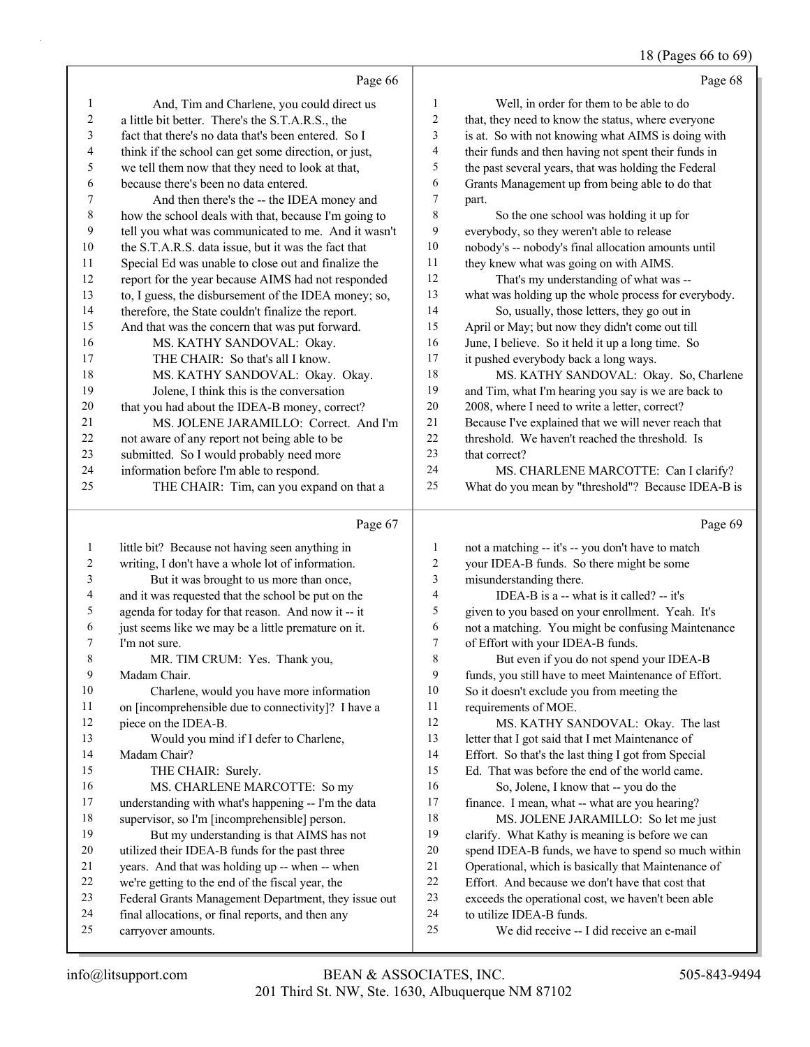18 (Pages 66 to 69)

Page 66

1 And, Tim and Charlene, you could direct us
2 a little bit better. There's the S.T.A.R.S., the
3 fact that there's no data that's been entered. So I
4 think if the school can get some direction, or just,
5 we tell them now that they need to look at that,
6 because there's been no data entered.
7 And then there's the -- the IDEA money and
8 how the school deals with that, because I'm going to
9 tell you what was communicated to me. And it wasn't
10 the S.T.A.R.S. data issue, but it was the fact that
11 Special Ed was unable to close out and finalize the
12 report for the year because AIMS had not responded
13 to, I guess, the disbursement of the IDEA money; so,
14 therefore, the State couldn't finalize the report.
15 And that was the concern that was put forward.
16 MS. KATHY SANDOVAL: Okay.
17 THE CHAIR: So that's all I know.
18 MS. KATHY SANDOVAL: Okay. Okay.
19 Jolene, I think this is the conversation
20 that you had about the IDEA-B money, correct?
21 MS. JOLENE JARAMILLO: Correct. And I'm
22 not aware of any report not being able to be
23 submitted. So I would probably need more
24 information before I'm able to respond.
25 THE CHAIR: Tim, can you expand on that a

Page 67

1 little bit? Because not having seen anything in
2 writing, I don't have a whole lot of information.
3 But it was brought to us more than once,
4 and it was requested that the school be put on the
5 agenda for today for that reason. And now it -- it
6 just seems like we may be a little premature on it.
7 I'm not sure.
8 MR. TIM CRUM: Yes. Thank you,
9 Madam Chair.
10 Charlene, would you have more information
11 on [incomprehensible due to connectivity]? I have a
12 piece on the IDEA-B.
13 Would you mind if I defer to Charlene,
14 Madam Chair?
15 THE CHAIR: Surely.
16 MS. CHARLENE MARCOTTE: So my
17 understanding with what's happening -- I'm the data
18 supervisor, so I'm [incomprehensible] person.
19 But my understanding is that AIMS has not
20 utilized their IDEA-B funds for the past three
21 years. And that was holding up -- when -- when
22 we're getting to the end of the fiscal year, the
23 Federal Grants Management Department, they issue out
24 final allocations, or final reports, and then any
25 carryover amounts.

Page 68

1 Well, in order for them to be able to do
2 that, they need to know the status, where everyone
3 is at. So with not knowing what AIMS is doing with
4 their funds and then having not spent their funds in
5 the past several years, that was holding the Federal
6 Grants Management up from being able to do that
7 part.
8 So the one school was holding it up for
9 everybody, so they weren't able to release
10 nobody's -- nobody's final allocation amounts until
11 they knew what was going on with AIMS.
12 That's my understanding of what was --
13 what was holding up the whole process for everybody.
14 So, usually, those letters, they go out in
15 April or May; but now they didn't come out till
16 June, I believe. So it held it up a long time. So
17 it pushed everybody back a long ways.
18 MS. KATHY SANDOVAL: Okay. So, Charlene
19 and Tim, what I'm hearing you say is we are back to
20 2008, where I need to write a letter, correct?
21 Because I've explained that we will never reach that
22 threshold. We haven't reached the threshold. Is
23 that correct?
24 MS. CHARLENE MARCOTTE: Can I clarify?
25 What do you mean by "threshold"? Because IDEA-B is

Page 69

1 not a matching -- it's -- you don't have to match
2 your IDEA-B funds. So there might be some
3 misunderstanding there.
4 IDEA-B is a -- what is it called? -- it's
5 given to you based on your enrollment. Yeah. It's
6 not a matching. You might be confusing Maintenance
7 of Effort with your IDEA-B funds.
8 But even if you do not spend your IDEA-B
9 funds, you still have to meet Maintenance of Effort.
10 So it doesn't exclude you from meeting the
11 requirements of MOE.
12 MS. KATHY SANDOVAL: Okay. The last
13 letter that I got said that I met Maintenance of
14 Effort. So that's the last thing I got from Special
15 Ed. That was before the end of the world came.
16 So, Jolene, I know that -- you do the
17 finance. I mean, what -- what are you hearing?
18 MS. JOLENE JARAMILLO: So let me just
19 clarify. What Kathy is meaning is before we can
20 spend IDEA-B funds, we have to spend so much within
21 Operational, which is basically that Maintenance of
22 Effort. And because we don't have that cost that
23 exceeds the operational cost, we haven't been able
24 to utilize IDEA-B funds.
25 We did receive -- I did receive an e-mail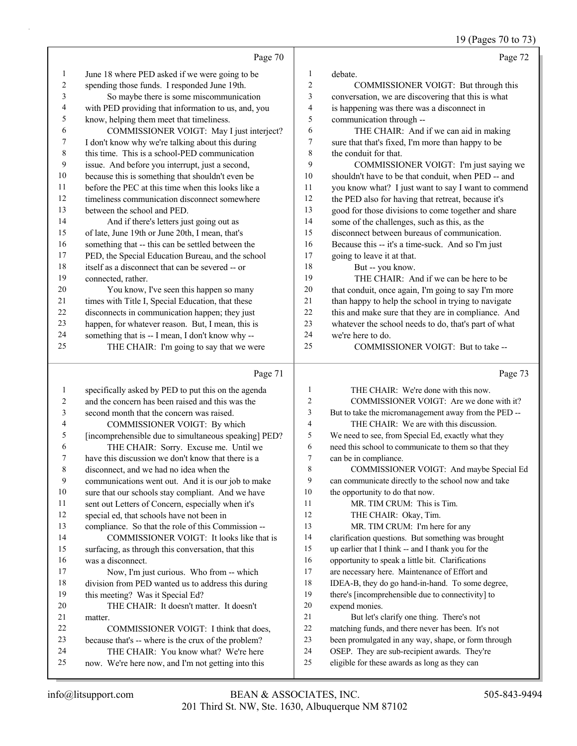Page 70

1 June 18 where PED asked if we were going to be
2 spending those funds. I responded June 19th.
3 So maybe there is some miscommunication
4 with PED providing that information to us, and, you
5 know, helping them meet that timeliness.
6 COMMISSIONER VOIGT: May I just interject?
7 I don't know why we're talking about this during
8 this time. This is a school-PED communication
9 issue. And before you interrupt, just a second,
10 because this is something that shouldn't even be
11 before the PEC at this time when this looks like a
12 timeliness communication disconnect somewhere
13 between the school and PED.
14 And if there's letters just going out as
15 of late, June 19th or June 20th, I mean, that's
16 something that -- this can be settled between the
17 PED, the Special Education Bureau, and the school
18 itself as a disconnect that can be severed -- or
19 connected, rather.
20 You know, I've seen this happen so many
21 times with Title I, Special Education, that these
22 disconnects in communication happen; they just
23 happen, for whatever reason. But, I mean, this is
24 something that is -- I mean, I don't know why --
25 THE CHAIR: I'm going to say that we were

Page 71

1 specifically asked by PED to put this on the agenda
2 and the concern has been raised and this was the
3 second month that the concern was raised.
4 COMMISSIONER VOIGT: By which
5 [incomprehensible due to simultaneous speaking] PED?
6 THE CHAIR: Sorry. Excuse me. Until we
7 have this discussion we don't know that there is a
8 disconnect, and we had no idea when the
9 communications went out. And it is our job to make
10 sure that our schools stay compliant. And we have
11 sent out Letters of Concern, especially when it's
12 special ed, that schools have not been in
13 compliance. So that the role of this Commission --
14 COMMISSIONER VOIGT: It looks like that is
15 surfacing, as through this conversation, that this
16 was a disconnect.
17 Now, I'm just curious. Who from -- which
18 division from PED wanted us to address this during
19 this meeting? Was it Special Ed?
20 THE CHAIR: It doesn't matter. It doesn't
21 matter.
22 COMMISSIONER VOIGT: I think that does,
23 because that's -- where is the crux of the problem?
24 THE CHAIR: You know what? We're here
25 now. We're here now, and I'm not getting into this

Page 72

1 debate.
2 COMMISSIONER VOIGT: But through this
3 conversation, we are discovering that this is what
4 is happening was there was a disconnect in
5 communication through --
6 THE CHAIR: And if we can aid in making
7 sure that that's fixed, I'm more than happy to be
8 the conduit for that.
9 COMMISSIONER VOIGT: I'm just saying we
10 shouldn't have to be that conduit, when PED -- and
11 you know what? I just want to say I want to commend
12 the PED also for having that retreat, because it's
13 good for those divisions to come together and share
14 some of the challenges, such as this, as the
15 disconnect between bureaus of communication.
16 Because this -- it's a time-suck. And so I'm just
17 going to leave it at that.
18 But -- you know.
19 THE CHAIR: And if we can be here to be
20 that conduit, once again, I'm going to say I'm more
21 than happy to help the school in trying to navigate
22 this and make sure that they are in compliance. And
23 whatever the school needs to do, that's part of what
24 we're here to do.
25 COMMISSIONER VOIGT: But to take --

Page 73

1 THE CHAIR: We're done with this now.
2 COMMISSIONER VOIGT: Are we done with it?
3 But to take the micromanagement away from the PED --
4 THE CHAIR: We are with this discussion.
5 We need to see, from Special Ed, exactly what they
6 need this school to communicate to them so that they
7 can be in compliance.
8 COMMISSIONER VOIGT: And maybe Special Ed
9 can communicate directly to the school now and take
10 the opportunity to do that now.
11 MR. TIM CRUM: This is Tim.
12 THE CHAIR: Okay, Tim.
13 MR. TIM CRUM: I'm here for any
14 clarification questions. But something was brought
15 up earlier that I think -- and I thank you for the
16 opportunity to speak a little bit. Clarifications
17 are necessary here. Maintenance of Effort and
18 IDEA-B, they do go hand-in-hand. To some degree,
19 there's [incomprehensible due to connectivity] to
20 expend monies.
21 But let's clarify one thing. There's not
22 matching funds, and there never has been. It's not
23 been promulgated in any way, shape, or form through
24 OSEP. They are sub-recipient awards. They're
25 eligible for these awards as long as they can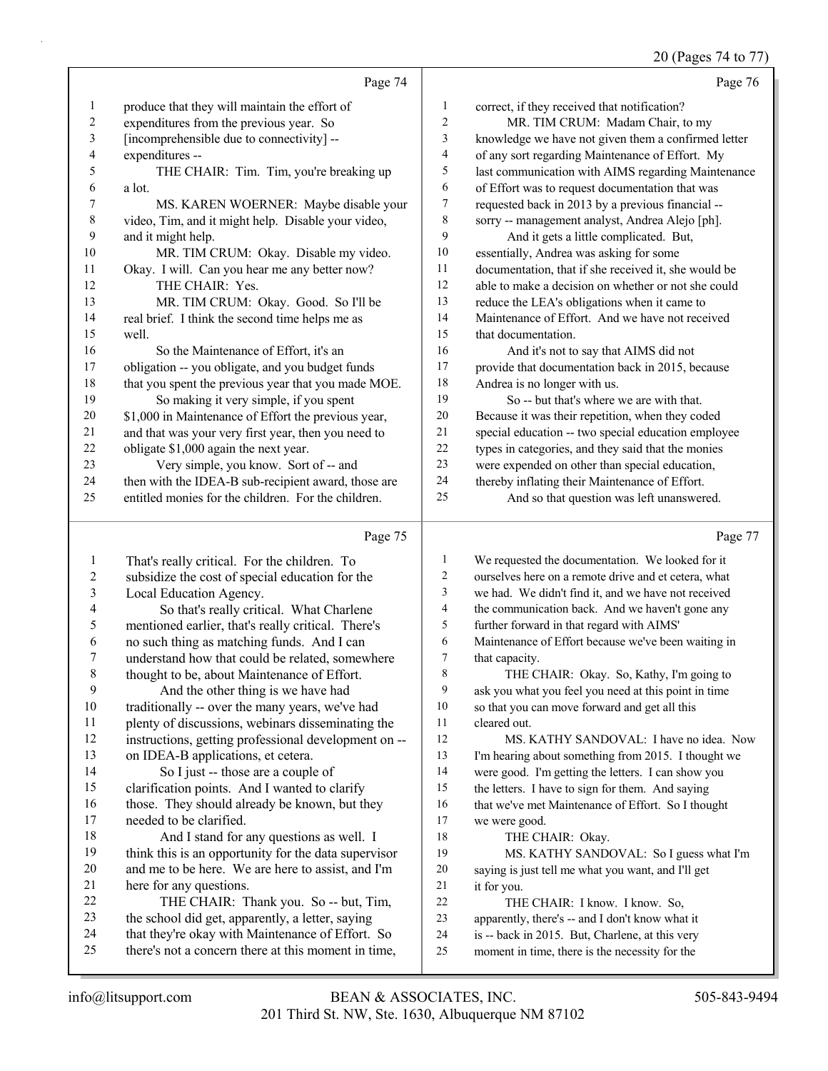## Page 74

1 produce that they will maintain the effort of
2 expenditures from the previous year. So
3 [incomprehensible due to connectivity] --
4 expenditures --
5 THE CHAIR: Tim. Tim, you're breaking up
6 a lot.
7 MS. KAREN WOERNER: Maybe disable your
8 video, Tim, and it might help. Disable your video,
9 and it might help.
10 MR. TIM CRUM: Okay. Disable my video.
11 Okay. I will. Can you hear me any better now?
12 THE CHAIR: Yes.
13 MR. TIM CRUM: Okay. Good. So I'll be
14 real brief. I think the second time helps me as
15 well.
16 So the Maintenance of Effort, it's an
17 obligation -- you obligate, and you budget funds
18 that you spent the previous year that you made MOE.
19 So making it very simple, if you spent
20 $1,000 in Maintenance of Effort the previous year,
21 and that was your very first year, then you need to
22 obligate $1,000 again the next year.
23 Very simple, you know. Sort of -- and
24 then with the IDEA-B sub-recipient award, those are
25 entitled monies for the children. For the children.

## Page 75

1 That's really critical. For the children. To
2 subsidize the cost of special education for the
3 Local Education Agency.
4 So that's really critical. What Charlene
5 mentioned earlier, that's really critical. There's
6 no such thing as matching funds. And I can
7 understand how that could be related, somewhere
8 thought to be, about Maintenance of Effort.
9 And the other thing is we have had
10 traditionally -- over the many years, we've had
11 plenty of discussions, webinars disseminating the
12 instructions, getting professional development on --
13 on IDEA-B applications, et cetera.
14 So I just -- those are a couple of
15 clarification points. And I wanted to clarify
16 those. They should already be known, but they
17 needed to be clarified.
18 And I stand for any questions as well. I
19 think this is an opportunity for the data supervisor
20 and me to be here. We are here to assist, and I'm
21 here for any questions.
22 THE CHAIR: Thank you. So -- but, Tim,
23 the school did get, apparently, a letter, saying
24 that they're okay with Maintenance of Effort. So
25 there's not a concern there at this moment in time,

## Page 76

1 correct, if they received that notification?
2 MR. TIM CRUM: Madam Chair, to my
3 knowledge we have not given them a confirmed letter
4 of any sort regarding Maintenance of Effort. My
5 last communication with AIMS regarding Maintenance
6 of Effort was to request documentation that was
7 requested back in 2013 by a previous financial --
8 sorry -- management analyst, Andrea Alejo [ph].
9 And it gets a little complicated. But,
10 essentially, Andrea was asking for some
11 documentation, that if she received it, she would be
12 able to make a decision on whether or not she could
13 reduce the LEA's obligations when it came to
14 Maintenance of Effort. And we have not received
15 that documentation.
16 And it's not to say that AIMS did not
17 provide that documentation back in 2015, because
18 Andrea is no longer with us.
19 So -- but that's where we are with that.
20 Because it was their repetition, when they coded
21 special education -- two special education employee
22 types in categories, and they said that the monies
23 were expended on other than special education,
24 thereby inflating their Maintenance of Effort.
25 And so that question was left unanswered.

## Page 77

1 We requested the documentation. We looked for it
2 ourselves here on a remote drive and et cetera, what
3 we had. We didn't find it, and we have not received
4 the communication back. And we haven't gone any
5 further forward in that regard with AIMS'
6 Maintenance of Effort because we've been waiting in
7 that capacity.
8 THE CHAIR: Okay. So, Kathy, I'm going to
9 ask you what you feel you need at this point in time
10 so that you can move forward and get all this
11 cleared out.
12 MS. KATHY SANDOVAL: I have no idea. Now
13 I'm hearing about something from 2015. I thought we
14 were good. I'm getting the letters. I can show you
15 the letters. I have to sign for them. And saying
16 that we've met Maintenance of Effort. So I thought
17 we were good.
18 THE CHAIR: Okay.
19 MS. KATHY SANDOVAL: So I guess what I'm
20 saying is just tell me what you want, and I'll get
21 it for you.
22 THE CHAIR: I know. I know. So,
23 apparently, there's -- and I don't know what it
24 is -- back in 2015. But, Charlene, at this very
25 moment in time, there is the necessity for the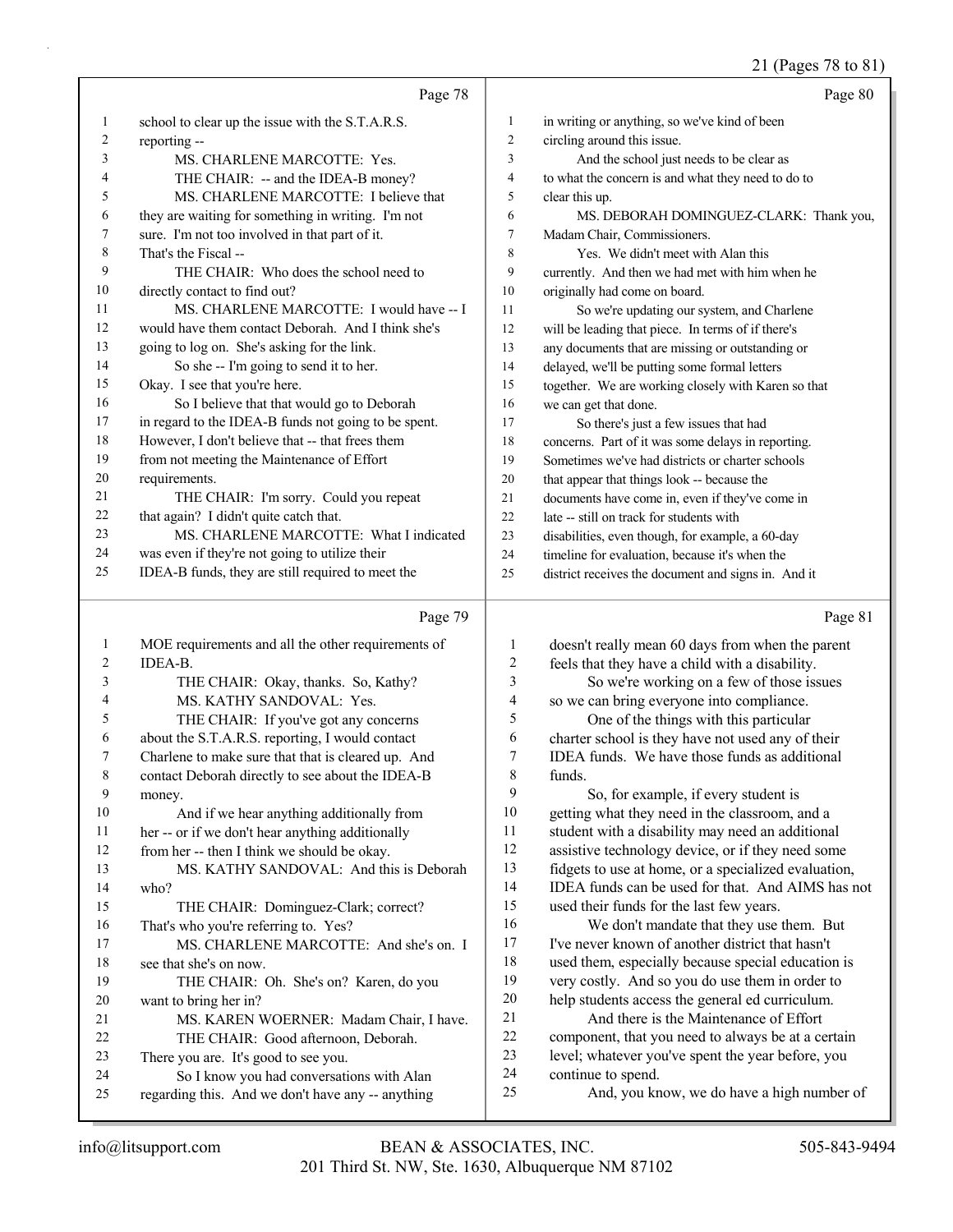Page 78

1 school to clear up the issue with the S.T.A.R.S.
2 reporting --
3 MS. CHARLENE MARCOTTE: Yes.
4 THE CHAIR: -- and the IDEA-B money?
5 MS. CHARLENE MARCOTTE: I believe that
6 they are waiting for something in writing. I'm not
7 sure. I'm not too involved in that part of it.
8 That's the Fiscal --
9 THE CHAIR: Who does the school need to
10 directly contact to find out?
11 MS. CHARLENE MARCOTTE: I would have -- I
12 would have them contact Deborah. And I think she's
13 going to log on. She's asking for the link.
14 So she -- I'm going to send it to her.
15 Okay. I see that you're here.
16 So I believe that that would go to Deborah
17 in regard to the IDEA-B funds not going to be spent.
18 However, I don't believe that -- that frees them
19 from not meeting the Maintenance of Effort
20 requirements.
21 THE CHAIR: I'm sorry. Could you repeat
22 that again? I didn't quite catch that.
23 MS. CHARLENE MARCOTTE: What I indicated
24 was even if they're not going to utilize their
25 IDEA-B funds, they are still required to meet the

Page 79

1 MOE requirements and all the other requirements of
2 IDEA-B.
3 THE CHAIR: Okay, thanks. So, Kathy?
4 MS. KATHY SANDOVAL: Yes.
5 THE CHAIR: If you've got any concerns
6 about the S.T.A.R.S. reporting, I would contact
7 Charlene to make sure that that is cleared up. And
8 contact Deborah directly to see about the IDEA-B
9 money.
10 And if we hear anything additionally from
11 her -- or if we don't hear anything additionally
12 from her -- then I think we should be okay.
13 MS. KATHY SANDOVAL: And this is Deborah
14 who?
15 THE CHAIR: Dominguez-Clark; correct?
16 That's who you're referring to. Yes?
17 MS. CHARLENE MARCOTTE: And she's on. I
18 see that she's on now.
19 THE CHAIR: Oh. She's on? Karen, do you
20 want to bring her in?
21 MS. KAREN WOERNER: Madam Chair, I have.
22 THE CHAIR: Good afternoon, Deborah.
23 There you are. It's good to see you.
24 So I know you had conversations with Alan
25 regarding this. And we don't have any -- anything

Page 80

1 in writing or anything, so we've kind of been
2 circling around this issue.
3 And the school just needs to be clear as
4 to what the concern is and what they need to do to
5 clear this up.
6 MS. DEBORAH DOMINGUEZ-CLARK: Thank you,
7 Madam Chair, Commissioners.
8 Yes. We didn't meet with Alan this
9 currently. And then we had met with him when he
10 originally had come on board.
11 So we're updating our system, and Charlene
12 will be leading that piece. In terms of if there's
13 any documents that are missing or outstanding or
14 delayed, we'll be putting some formal letters
15 together. We are working closely with Karen so that
16 we can get that done.
17 So there's just a few issues that had
18 concerns. Part of it was some delays in reporting.
19 Sometimes we've had districts or charter schools
20 that appear that things look -- because the
21 documents have come in, even if they've come in
22 late -- still on track for students with
23 disabilities, even though, for example, a 60-day
24 timeline for evaluation, because it's when the
25 district receives the document and signs in. And it

Page 81

1 doesn't really mean 60 days from when the parent
2 feels that they have a child with a disability.
3 So we're working on a few of those issues
4 so we can bring everyone into compliance.
5 One of the things with this particular
6 charter school is they have not used any of their
7 IDEA funds. We have those funds as additional
8 funds.
9 So, for example, if every student is
10 getting what they need in the classroom, and a
11 student with a disability may need an additional
12 assistive technology device, or if they need some
13 fidgets to use at home, or a specialized evaluation,
14 IDEA funds can be used for that. And AIMS has not
15 used their funds for the last few years.
16 We don't mandate that they use them. But
17 I've never known of another district that hasn't
18 used them, especially because special education is
19 very costly. And so you do use them in order to
20 help students access the general ed curriculum.
21 And there is the Maintenance of Effort
22 component, that you need to always be at a certain
23 level; whatever you've spent the year before, you
24 continue to spend.
25 And, you know, we do have a high number of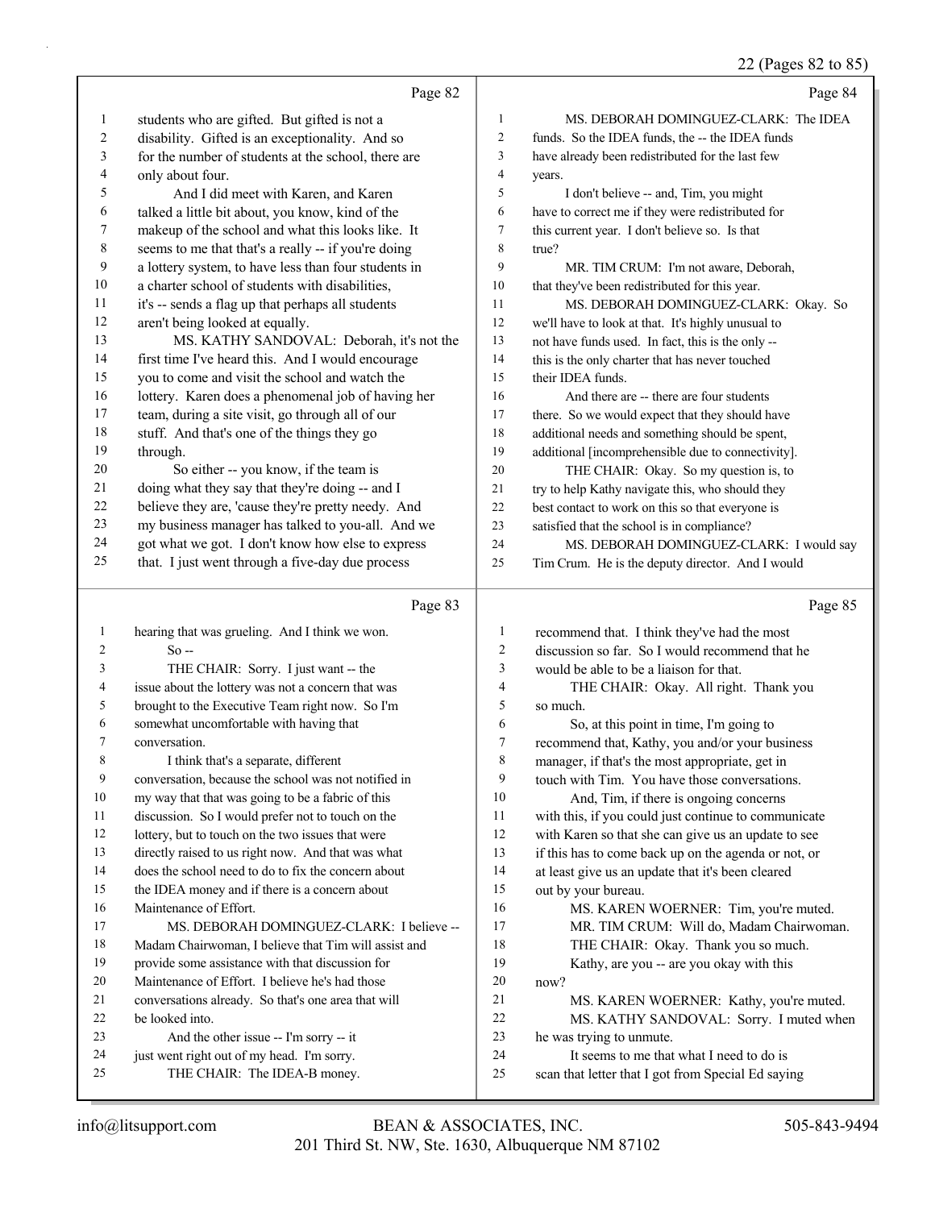Page 82

students who are gifted. But gifted is not a disability. Gifted is an exceptionality. And so for the number of students at the school, there are only about four.

And I did meet with Karen, and Karen talked a little bit about, you know, kind of the makeup of the school and what this looks like. It seems to me that that's a really -- if you're doing a lottery system, to have less than four students in a charter school of students with disabilities, it's -- sends a flag up that perhaps all students aren't being looked at equally.

MS. KATHY SANDOVAL: Deborah, it's not the first time I've heard this. And I would encourage you to come and visit the school and watch the lottery. Karen does a phenomenal job of having her team, during a site visit, go through all of our stuff. And that's one of the things they go through.

So either -- you know, if the team is doing what they say that they're doing -- and I believe they are, 'cause they're pretty needy. And my business manager has talked to you-all. And we got what we got. I don't know how else to express that. I just went through a five-day due process

Page 83

hearing that was grueling. And I think we won.

So --

THE CHAIR: Sorry. I just want -- the issue about the lottery was not a concern that was brought to the Executive Team right now. So I'm somewhat uncomfortable with having that conversation.

I think that's a separate, different conversation, because the school was not notified in my way that that was going to be a fabric of this discussion. So I would prefer not to touch on the lottery, but to touch on the two issues that were directly raised to us right now. And that was what does the school need to do to fix the concern about the IDEA money and if there is a concern about Maintenance of Effort.

MS. DEBORAH DOMINGUEZ-CLARK: I believe -- Madam Chairwoman, I believe that Tim will assist and provide some assistance with that discussion for Maintenance of Effort. I believe he's had those conversations already. So that's one area that will be looked into.

And the other issue -- I'm sorry -- it just went right out of my head. I'm sorry.

THE CHAIR: The IDEA-B money.

Page 84

MS. DEBORAH DOMINGUEZ-CLARK: The IDEA funds. So the IDEA funds, the -- the IDEA funds have already been redistributed for the last few years.

I don't believe -- and, Tim, you might have to correct me if they were redistributed for this current year. I don't believe so. Is that true?

MR. TIM CRUM: I'm not aware, Deborah, that they've been redistributed for this year.

MS. DEBORAH DOMINGUEZ-CLARK: Okay. So we'll have to look at that. It's highly unusual to not have funds used. In fact, this is the only -- this is the only charter that has never touched their IDEA funds.

And there are -- there are four students there. So we would expect that they should have additional needs and something should be spent, additional [incomprehensible due to connectivity].

THE CHAIR: Okay. So my question is, to try to help Kathy navigate this, who should they best contact to work on this so that everyone is satisfied that the school is in compliance?

MS. DEBORAH DOMINGUEZ-CLARK: I would say Tim Crum. He is the deputy director. And I would

Page 85

recommend that. I think they've had the most discussion so far. So I would recommend that he would be able to be a liaison for that.

THE CHAIR: Okay. All right. Thank you so much.

So, at this point in time, I'm going to recommend that, Kathy, you and/or your business manager, if that's the most appropriate, get in touch with Tim. You have those conversations.

And, Tim, if there is ongoing concerns with this, if you could just continue to communicate with Karen so that she can give us an update to see if this has to come back up on the agenda or not, or at least give us an update that it's been cleared out by your bureau.

MS. KAREN WOERNER: Tim, you're muted.

MR. TIM CRUM: Will do, Madam Chairwoman.

THE CHAIR: Okay. Thank you so much.

Kathy, are you -- are you okay with this now?

MS. KAREN WOERNER: Kathy, you're muted.

MS. KATHY SANDOVAL: Sorry. I muted when he was trying to unmute.

It seems to me that what I need to do is scan that letter that I got from Special Ed saying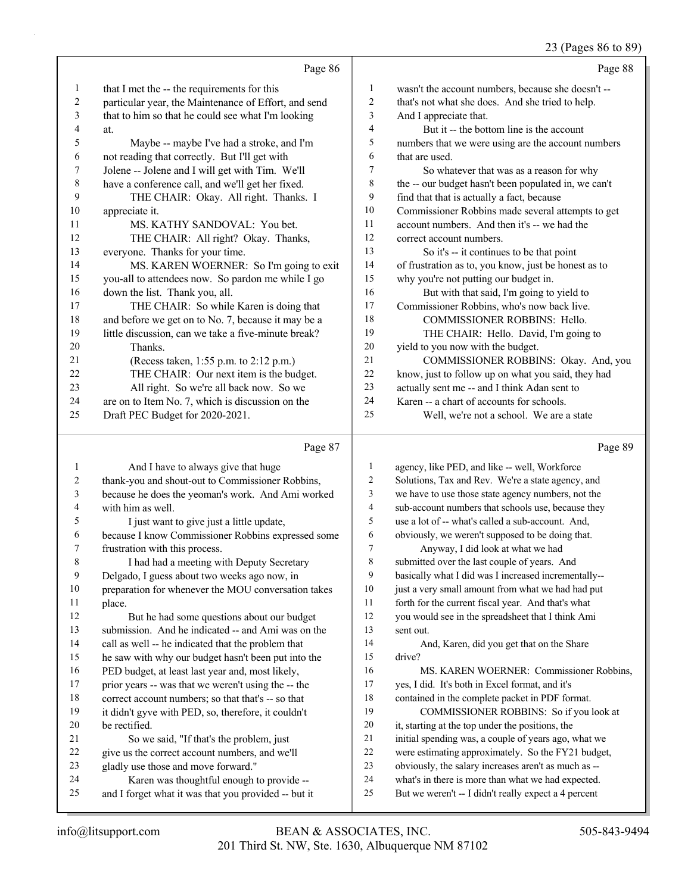Page 86

1 that I met the -- the requirements for this
2 particular year, the Maintenance of Effort, and send
3 that to him so that he could see what I'm looking
4 at.
5 Maybe -- maybe I've had a stroke, and I'm
6 not reading that correctly. But I'll get with
7 Jolene -- Jolene and I will get with Tim. We'll
8 have a conference call, and we'll get her fixed.
9 THE CHAIR: Okay. All right. Thanks. I
10 appreciate it.
11 MS. KATHY SANDOVAL: You bet.
12 THE CHAIR: All right? Okay. Thanks,
13 everyone. Thanks for your time.
14 MS. KAREN WOERNER: So I'm going to exit
15 you-all to attendees now. So pardon me while I go
16 down the list. Thank you, all.
17 THE CHAIR: So while Karen is doing that
18 and before we get on to No. 7, because it may be a
19 little discussion, can we take a five-minute break?
20 Thanks.
21 (Recess taken, 1:55 p.m. to 2:12 p.m.)
22 THE CHAIR: Our next item is the budget.
23 All right. So we're all back now. So we
24 are on to Item No. 7, which is discussion on the
25 Draft PEC Budget for 2020-2021.

Page 87

1 And I have to always give that huge
2 thank-you and shout-out to Commissioner Robbins,
3 because he does the yeoman's work. And Ami worked
4 with him as well.
5 I just want to give just a little update,
6 because I know Commissioner Robbins expressed some
7 frustration with this process.
8 I had had a meeting with Deputy Secretary
9 Delgado, I guess about two weeks ago now, in
10 preparation for whenever the MOU conversation takes
11 place.
12 But he had some questions about our budget
13 submission. And he indicated -- and Ami was on the
14 call as well -- he indicated that the problem that
15 he saw with why our budget hasn't been put into the
16 PED budget, at least last year and, most likely,
17 prior years -- was that we weren't using the -- the
18 correct account numbers; so that that's -- so that
19 it didn't gyve with PED, so, therefore, it couldn't
20 be rectified.
21 So we said, "If that's the problem, just
22 give us the correct account numbers, and we'll
23 gladly use those and move forward."
24 Karen was thoughtful enough to provide --
25 and I forget what it was that you provided -- but it

Page 88

1 wasn't the account numbers, because she doesn't --
2 that's not what she does. And she tried to help.
3 And I appreciate that.
4 But it -- the bottom line is the account
5 numbers that we were using are the account numbers
6 that are used.
7 So whatever that was as a reason for why
8 the -- our budget hasn't been populated in, we can't
9 find that that is actually a fact, because
10 Commissioner Robbins made several attempts to get
11 account numbers. And then it's -- we had the
12 correct account numbers.
13 So it's -- it continues to be that point
14 of frustration as to, you know, just be honest as to
15 why you're not putting our budget in.
16 But with that said, I'm going to yield to
17 Commissioner Robbins, who's now back live.
18 COMMISSIONER ROBBINS: Hello.
19 THE CHAIR: Hello. David, I'm going to
20 yield to you now with the budget.
21 COMMISSIONER ROBBINS: Okay. And, you
22 know, just to follow up on what you said, they had
23 actually sent me -- and I think Adan sent to
24 Karen -- a chart of accounts for schools.
25 Well, we're not a school. We are a state

Page 89

1 agency, like PED, and like -- well, Workforce
2 Solutions, Tax and Rev. We're a state agency, and
3 we have to use those state agency numbers, not the
4 sub-account numbers that schools use, because they
5 use a lot of -- what's called a sub-account. And,
6 obviously, we weren't supposed to be doing that.
7 Anyway, I did look at what we had
8 submitted over the last couple of years. And
9 basically what I did was I increased incrementally--
10 just a very small amount from what we had had put
11 forth for the current fiscal year. And that's what
12 you would see in the spreadsheet that I think Ami
13 sent out.
14 And, Karen, did you get that on the Share
15 drive?
16 MS. KAREN WOERNER: Commissioner Robbins,
17 yes, I did. It's both in Excel format, and it's
18 contained in the complete packet in PDF format.
19 COMMISSIONER ROBBINS: So if you look at
20 it, starting at the top under the positions, the
21 initial spending was, a couple of years ago, what we
22 were estimating approximately. So the FY21 budget,
23 obviously, the salary increases aren't as much as --
24 what's in there is more than what we had expected.
25 But we weren't -- I didn't really expect a 4 percent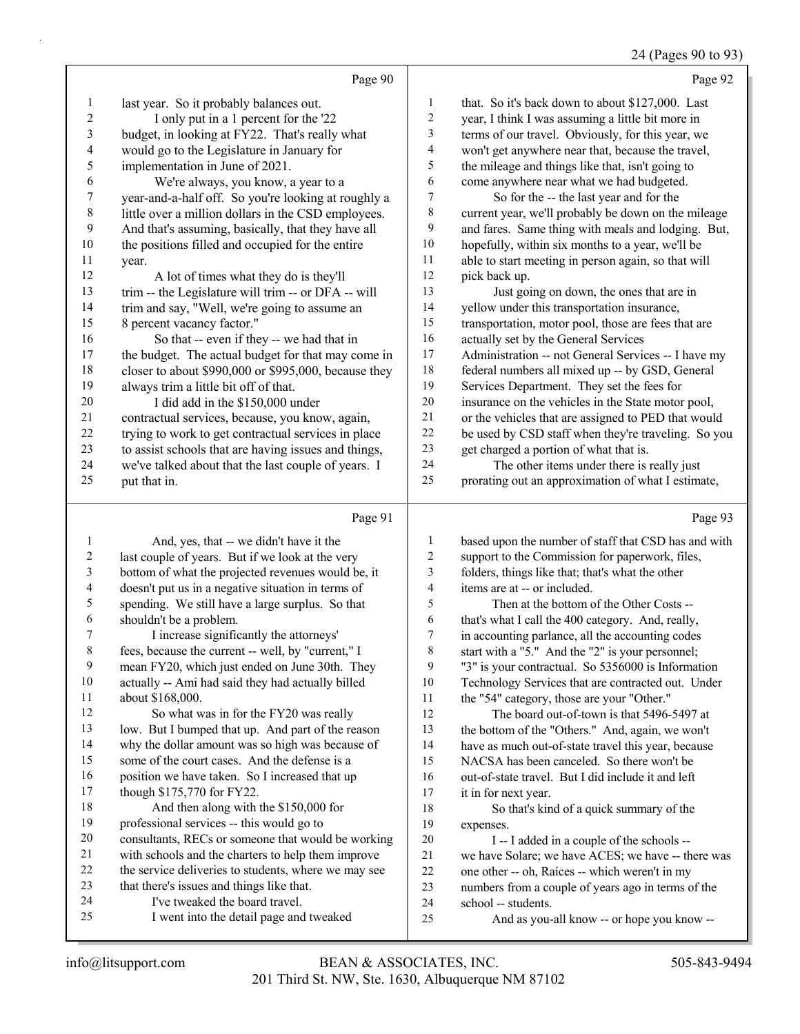Page 90

1 last year. So it probably balances out.
2 I only put in a 1 percent for the '22
3 budget, in looking at FY22. That's really what
4 would go to the Legislature in January for
5 implementation in June of 2021.
6 We're always, you know, a year to a
7 year-and-a-half off. So you're looking at roughly a
8 little over a million dollars in the CSD employees.
9 And that's assuming, basically, that they have all
10 the positions filled and occupied for the entire
11 year.
12 A lot of times what they do is they'll
13 trim -- the Legislature will trim -- or DFA -- will
14 trim and say, "Well, we're going to assume an
15 8 percent vacancy factor."
16 So that -- even if they -- we had that in
17 the budget. The actual budget for that may come in
18 closer to about $990,000 or $995,000, because they
19 always trim a little bit off of that.
20 I did add in the $150,000 under
21 contractual services, because, you know, again,
22 trying to work to get contractual services in place
23 to assist schools that are having issues and things,
24 we've talked about that the last couple of years. I
25 put that in.

Page 91

1 And, yes, that -- we didn't have it the
2 last couple of years. But if we look at the very
3 bottom of what the projected revenues would be, it
4 doesn't put us in a negative situation in terms of
5 spending. We still have a large surplus. So that
6 shouldn't be a problem.
7 I increase significantly the attorneys'
8 fees, because the current -- well, by "current," I
9 mean FY20, which just ended on June 30th. They
10 actually -- Ami had said they had actually billed
11 about $168,000.
12 So what was in for the FY20 was really
13 low. But I bumped that up. And part of the reason
14 why the dollar amount was so high was because of
15 some of the court cases. And the defense is a
16 position we have taken. So I increased that up
17 though $175,770 for FY22.
18 And then along with the $150,000 for
19 professional services -- this would go to
20 consultants, RECs or someone that would be working
21 with schools and the charters to help them improve
22 the service deliveries to students, where we may see
23 that there's issues and things like that.
24 I've tweaked the board travel.
25 I went into the detail page and tweaked

Page 92

1 that. So it's back down to about $127,000. Last
2 year, I think I was assuming a little bit more in
3 terms of our travel. Obviously, for this year, we
4 won't get anywhere near that, because the travel,
5 the mileage and things like that, isn't going to
6 come anywhere near what we had budgeted.
7 So for the -- the last year and for the
8 current year, we'll probably be down on the mileage
9 and fares. Same thing with meals and lodging. But,
10 hopefully, within six months to a year, we'll be
11 able to start meeting in person again, so that will
12 pick back up.
13 Just going on down, the ones that are in
14 yellow under this transportation insurance,
15 transportation, motor pool, those are fees that are
16 actually set by the General Services
17 Administration -- not General Services -- I have my
18 federal numbers all mixed up -- by GSD, General
19 Services Department. They set the fees for
20 insurance on the vehicles in the State motor pool,
21 or the vehicles that are assigned to PED that would
22 be used by CSD staff when they're traveling. So you
23 get charged a portion of what that is.
24 The other items under there is really just
25 prorating out an approximation of what I estimate,

Page 93

1 based upon the number of staff that CSD has and with
2 support to the Commission for paperwork, files,
3 folders, things like that; that's what the other
4 items are at -- or included.
5 Then at the bottom of the Other Costs --
6 that's what I call the 400 category. And, really,
7 in accounting parlance, all the accounting codes
8 start with a "5." And the "2" is your personnel;
9 "3" is your contractual. So 5356000 is Information
10 Technology Services that are contracted out. Under
11 the "54" category, those are your "Other."
12 The board out-of-town is that 5496-5497 at
13 the bottom of the "Others." And, again, we won't
14 have as much out-of-state travel this year, because
15 NACSA has been canceled. So there won't be
16 out-of-state travel. But I did include it and left
17 it in for next year.
18 So that's kind of a quick summary of the
19 expenses.
20 I -- I added in a couple of the schools --
21 we have Solare; we have ACES; we have -- there was
22 one other -- oh, Raíces -- which weren't in my
23 numbers from a couple of years ago in terms of the
24 school -- students.
25 And as you-all know -- or hope you know --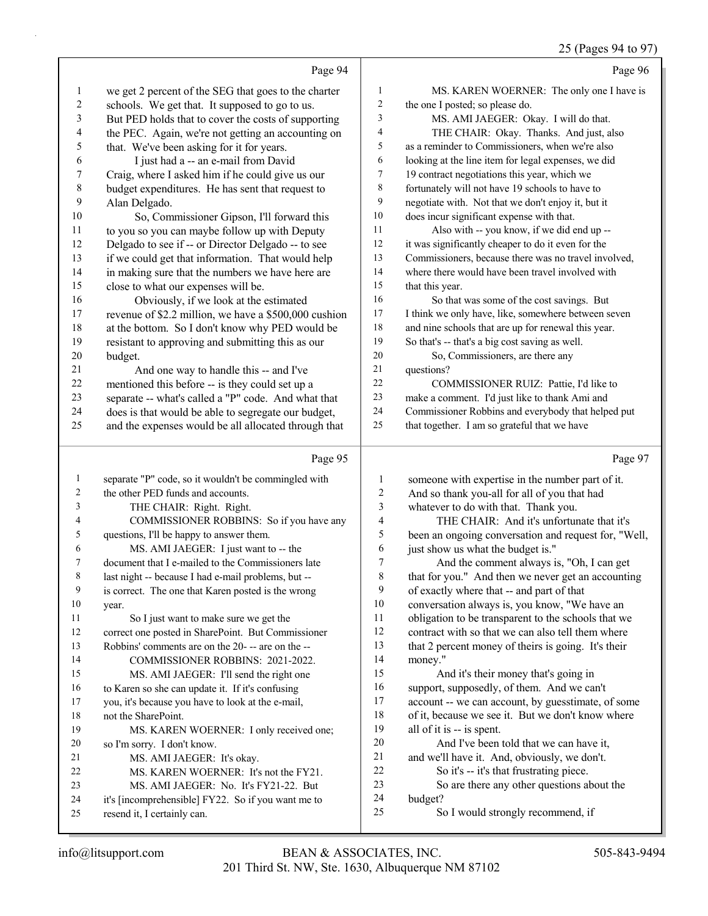Page 94

1 we get 2 percent of the SEG that goes to the charter
2 schools. We get that. It supposed to go to us.
3 But PED holds that to cover the costs of supporting
4 the PEC. Again, we're not getting an accounting on
5 that. We've been asking for it for years.
6 I just had a -- an e-mail from David
7 Craig, where I asked him if he could give us our
8 budget expenditures. He has sent that request to
9 Alan Delgado.
10 So, Commissioner Gipson, I'll forward this
11 to you so you can maybe follow up with Deputy
12 Delgado to see if -- or Director Delgado -- to see
13 if we could get that information. That would help
14 in making sure that the numbers we have here are
15 close to what our expenses will be.
16 Obviously, if we look at the estimated
17 revenue of $2.2 million, we have a $500,000 cushion
18 at the bottom. So I don't know why PED would be
19 resistant to approving and submitting this as our
20 budget.
21 And one way to handle this -- and I've
22 mentioned this before -- is they could set up a
23 separate -- what's called a "P" code. And what that
24 does is that would be able to segregate our budget,
25 and the expenses would be all allocated through that

Page 95

1 separate "P" code, so it wouldn't be commingled with
2 the other PED funds and accounts.
3 THE CHAIR: Right. Right.
4 COMMISSIONER ROBBINS: So if you have any
5 questions, I'll be happy to answer them.
6 MS. AMI JAEGER: I just want to -- the
7 document that I e-mailed to the Commissioners late
8 last night -- because I had e-mail problems, but --
9 is correct. The one that Karen posted is the wrong
10 year.
11 So I just want to make sure we get the
12 correct one posted in SharePoint. But Commissioner
13 Robbins' comments are on the 20- -- are on the --
14 COMMISSIONER ROBBINS: 2021-2022.
15 MS. AMI JAEGER: I'll send the right one
16 to Karen so she can update it. If it's confusing
17 you, it's because you have to look at the e-mail,
18 not the SharePoint.
19 MS. KAREN WOERNER: I only received one;
20 so I'm sorry. I don't know.
21 MS. AMI JAEGER: It's okay.
22 MS. KAREN WOERNER: It's not the FY21.
23 MS. AMI JAEGER: No. It's FY21-22. But
24 it's [incomprehensible] FY22. So if you want me to
25 resend it, I certainly can.

Page 96

1 MS. KAREN WOERNER: The only one I have is
2 the one I posted; so please do.
3 MS. AMI JAEGER: Okay. I will do that.
4 THE CHAIR: Okay. Thanks. And just, also
5 as a reminder to Commissioners, when we're also
6 looking at the line item for legal expenses, we did
7 19 contract negotiations this year, which we
8 fortunately will not have 19 schools to have to
9 negotiate with. Not that we don't enjoy it, but it
10 does incur significant expense with that.
11 Also with -- you know, if we did end up --
12 it was significantly cheaper to do it even for the
13 Commissioners, because there was no travel involved,
14 where there would have been travel involved with
15 that this year.
16 So that was some of the cost savings. But
17 I think we only have, like, somewhere between seven
18 and nine schools that are up for renewal this year.
19 So that's -- that's a big cost saving as well.
20 So, Commissioners, are there any
21 questions?
22 COMMISSIONER RUIZ: Pattie, I'd like to
23 make a comment. I'd just like to thank Ami and
24 Commissioner Robbins and everybody that helped put
25 that together. I am so grateful that we have

Page 97

1 someone with expertise in the number part of it.
2 And so thank you-all for all of you that had
3 whatever to do with that. Thank you.
4 THE CHAIR: And it's unfortunate that it's
5 been an ongoing conversation and request for, "Well,
6 just show us what the budget is."
7 And the comment always is, "Oh, I can get
8 that for you." And then we never get an accounting
9 of exactly where that -- and part of that
10 conversation always is, you know, "We have an
11 obligation to be transparent to the schools that we
12 contract with so that we can also tell them where
13 that 2 percent money of theirs is going. It's their
14 money."
15 And it's their money that's going in
16 support, supposedly, of them. And we can't
17 account -- we can account, by guesstimate, of some
18 of it, because we see it. But we don't know where
19 all of it is -- is spent.
20 And I've been told that we can have it,
21 and we'll have it. And, obviously, we don't.
22 So it's -- it's that frustrating piece.
23 So are there any other questions about the
24 budget?
25 So I would strongly recommend, if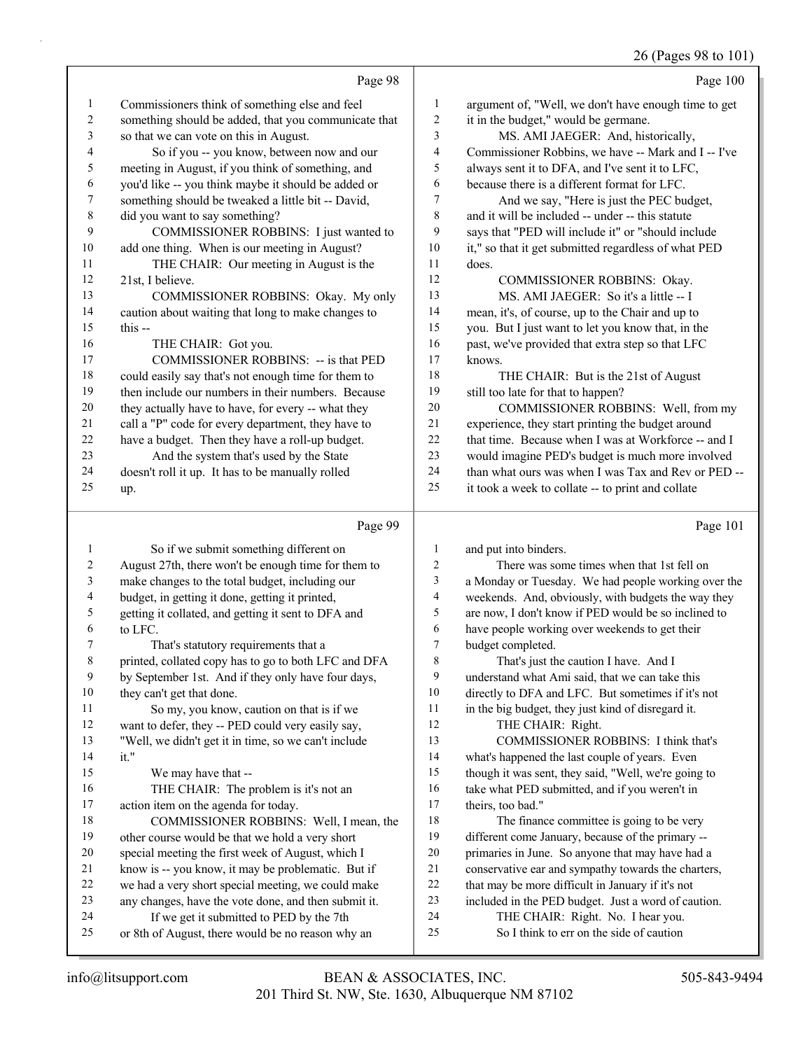26 (Pages 98 to 101)

Page 98

1 Commissioners think of something else and feel
2 something should be added, that you communicate that
3 so that we can vote on this in August.
4 So if you -- you know, between now and our
5 meeting in August, if you think of something, and
6 you'd like -- you think maybe it should be added or
7 something should be tweaked a little bit -- David,
8 did you want to say something?
9 COMMISSIONER ROBBINS: I just wanted to
10 add one thing. When is our meeting in August?
11 THE CHAIR: Our meeting in August is the
12 21st, I believe.
13 COMMISSIONER ROBBINS: Okay. My only
14 caution about waiting that long to make changes to
15 this --
16 THE CHAIR: Got you.
17 COMMISSIONER ROBBINS: -- is that PED
18 could easily say that's not enough time for them to
19 then include our numbers in their numbers. Because
20 they actually have to have, for every -- what they
21 call a "P" code for every department, they have to
22 have a budget. Then they have a roll-up budget.
23 And the system that's used by the State
24 doesn't roll it up. It has to be manually rolled
25 up.

Page 99

1 So if we submit something different on
2 August 27th, there won't be enough time for them to
3 make changes to the total budget, including our
4 budget, in getting it done, getting it printed,
5 getting it collated, and getting it sent to DFA and
6 to LFC.
7 That's statutory requirements that a
8 printed, collated copy has to go to both LFC and DFA
9 by September 1st. And if they only have four days,
10 they can't get that done.
11 So my, you know, caution on that is if we
12 want to defer, they -- PED could very easily say,
13 "Well, we didn't get it in time, so we can't include
14 it."
15 We may have that --
16 THE CHAIR: The problem is it's not an
17 action item on the agenda for today.
18 COMMISSIONER ROBBINS: Well, I mean, the
19 other course would be that we hold a very short
20 special meeting the first week of August, which I
21 know is -- you know, it may be problematic. But if
22 we had a very short special meeting, we could make
23 any changes, have the vote done, and then submit it.
24 If we get it submitted to PED by the 7th
25 or 8th of August, there would be no reason why an

Page 100

1 argument of, "Well, we don't have enough time to get
2 it in the budget," would be germane.
3 MS. AMI JAEGER: And, historically,
4 Commissioner Robbins, we have -- Mark and I -- I've
5 always sent it to DFA, and I've sent it to LFC,
6 because there is a different format for LFC.
7 And we say, "Here is just the PEC budget,
8 and it will be included -- under -- this statute
9 says that "PED will include it" or "should include
10 it," so that it get submitted regardless of what PED
11 does.
12 COMMISSIONER ROBBINS: Okay.
13 MS. AMI JAEGER: So it's a little -- I
14 mean, it's, of course, up to the Chair and up to
15 you. But I just want to let you know that, in the
16 past, we've provided that extra step so that LFC
17 knows.
18 THE CHAIR: But is the 21st of August
19 still too late for that to happen?
20 COMMISSIONER ROBBINS: Well, from my
21 experience, they start printing the budget around
22 that time. Because when I was at Workforce -- and I
23 would imagine PED's budget is much more involved
24 than what ours was when I was Tax and Rev or PED --
25 it took a week to collate -- to print and collate

Page 101

1 and put into binders.
2 There was some times when that 1st fell on
3 a Monday or Tuesday. We had people working over the
4 weekends. And, obviously, with budgets the way they
5 are now, I don't know if PED would be so inclined to
6 have people working over weekends to get their
7 budget completed.
8 That's just the caution I have. And I
9 understand what Ami said, that we can take this
10 directly to DFA and LFC. But sometimes if it's not
11 in the big budget, they just kind of disregard it.
12 THE CHAIR: Right.
13 COMMISSIONER ROBBINS: I think that's
14 what's happened the last couple of years. Even
15 though it was sent, they said, "Well, we're going to
16 take what PED submitted, and if you weren't in
17 theirs, too bad."
18 The finance committee is going to be very
19 different come January, because of the primary --
20 primaries in June. So anyone that may have had a
21 conservative ear and sympathy towards the charters,
22 that may be more difficult in January if it's not
23 included in the PED budget. Just a word of caution.
24 THE CHAIR: Right. No. I hear you.
25 So I think to err on the side of caution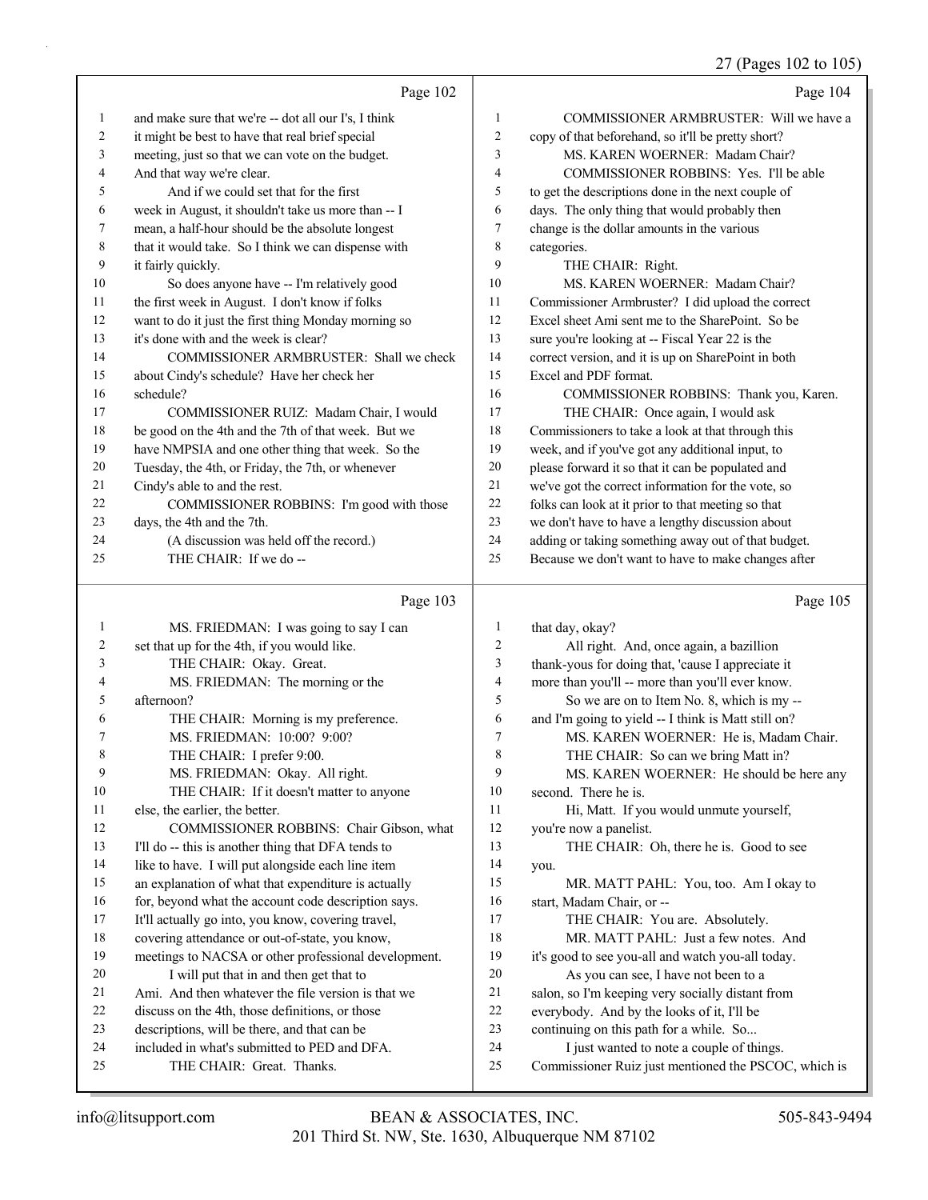Page 102

1 and make sure that we're -- dot all our I's, I think
2 it might be best to have that real brief special
3 meeting, just so that we can vote on the budget.
4 And that way we're clear.
5 And if we could set that for the first
6 week in August, it shouldn't take us more than -- I
7 mean, a half-hour should be the absolute longest
8 that it would take. So I think we can dispense with
9 it fairly quickly.
10 So does anyone have -- I'm relatively good
11 the first week in August. I don't know if folks
12 want to do it just the first thing Monday morning so
13 it's done with and the week is clear?
14 COMMISSIONER ARMBRUSTER: Shall we check
15 about Cindy's schedule? Have her check her
16 schedule?
17 COMMISSIONER RUIZ: Madam Chair, I would
18 be good on the 4th and the 7th of that week. But we
19 have NMPSIA and one other thing that week. So the
20 Tuesday, the 4th, or Friday, the 7th, or whenever
21 Cindy's able to and the rest.
22 COMMISSIONER ROBBINS: I'm good with those
23 days, the 4th and the 7th.
24 (A discussion was held off the record.)
25 THE CHAIR: If we do --

Page 103

1 MS. FRIEDMAN: I was going to say I can
2 set that up for the 4th, if you would like.
3 THE CHAIR: Okay. Great.
4 MS. FRIEDMAN: The morning or the
5 afternoon?
6 THE CHAIR: Morning is my preference.
7 MS. FRIEDMAN: 10:00? 9:00?
8 THE CHAIR: I prefer 9:00.
9 MS. FRIEDMAN: Okay. All right.
10 THE CHAIR: If it doesn't matter to anyone
11 else, the earlier, the better.
12 COMMISSIONER ROBBINS: Chair Gibson, what
13 I'll do -- this is another thing that DFA tends to
14 like to have. I will put alongside each line item
15 an explanation of what that expenditure is actually
16 for, beyond what the account code description says.
17 It'll actually go into, you know, covering travel,
18 covering attendance or out-of-state, you know,
19 meetings to NACSA or other professional development.
20 I will put that in and then get that to
21 Ami. And then whatever the file version is that we
22 discuss on the 4th, those definitions, or those
23 descriptions, will be there, and that can be
24 included in what's submitted to PED and DFA.
25 THE CHAIR: Great. Thanks.

Page 104

1 COMMISSIONER ARMBRUSTER: Will we have a
2 copy of that beforehand, so it'll be pretty short?
3 MS. KAREN WOERNER: Madam Chair?
4 COMMISSIONER ROBBINS: Yes. I'll be able
5 to get the descriptions done in the next couple of
6 days. The only thing that would probably then
7 change is the dollar amounts in the various
8 categories.
9 THE CHAIR: Right.
10 MS. KAREN WOERNER: Madam Chair?
11 Commissioner Armbruster? I did upload the correct
12 Excel sheet Ami sent me to the SharePoint. So be
13 sure you're looking at -- Fiscal Year 22 is the
14 correct version, and it is up on SharePoint in both
15 Excel and PDF format.
16 COMMISSIONER ROBBINS: Thank you, Karen.
17 THE CHAIR: Once again, I would ask
18 Commissioners to take a look at that through this
19 week, and if you've got any additional input, to
20 please forward it so that it can be populated and
21 we've got the correct information for the vote, so
22 folks can look at it prior to that meeting so that
23 we don't have to have a lengthy discussion about
24 adding or taking something away out of that budget.
25 Because we don't want to have to make changes after

Page 105

1 that day, okay?
2 All right. And, once again, a bazillion
3 thank-yous for doing that, 'cause I appreciate it
4 more than you'll -- more than you'll ever know.
5 So we are on to Item No. 8, which is my --
6 and I'm going to yield -- I think is Matt still on?
7 MS. KAREN WOERNER: He is, Madam Chair.
8 THE CHAIR: So can we bring Matt in?
9 MS. KAREN WOERNER: He should be here any
10 second. There he is.
11 Hi, Matt. If you would unmute yourself,
12 you're now a panelist.
13 THE CHAIR: Oh, there he is. Good to see
14 you.
15 MR. MATT PAHL: You, too. Am I okay to
16 start, Madam Chair, or --
17 THE CHAIR: You are. Absolutely.
18 MR. MATT PAHL: Just a few notes. And
19 it's good to see you-all and watch you-all today.
20 As you can see, I have not been to a
21 salon, so I'm keeping very socially distant from
22 everybody. And by the looks of it, I'll be
23 continuing on this path for a while. So...
24 I just wanted to note a couple of things.
25 Commissioner Ruiz just mentioned the PSCOC, which is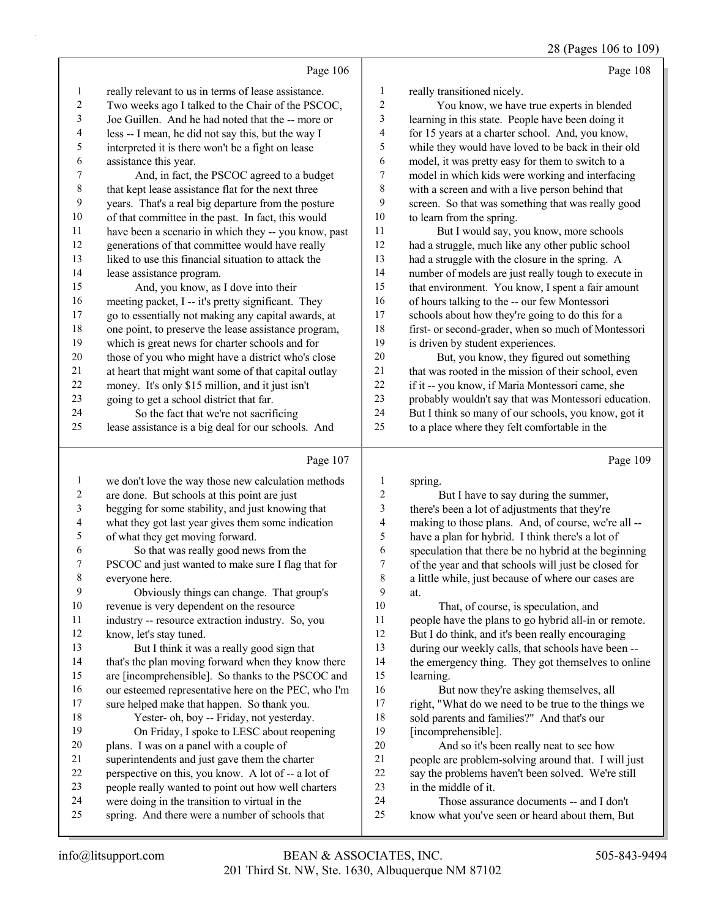Page 106

1 really relevant to us in terms of lease assistance.
2 Two weeks ago I talked to the Chair of the PSCOC,
3 Joe Guillen. And he had noted that the -- more or
4 less -- I mean, he did not say this, but the way I
5 interpreted it is there won't be a fight on lease
6 assistance this year.
7 And, in fact, the PSCOC agreed to a budget
8 that kept lease assistance flat for the next three
9 years. That's a real big departure from the posture
10 of that committee in the past. In fact, this would
11 have been a scenario in which they -- you know, past
12 generations of that committee would have really
13 liked to use this financial situation to attack the
14 lease assistance program.
15 And, you know, as I dove into their
16 meeting packet, I -- it's pretty significant. They
17 go to essentially not making any capital awards, at
18 one point, to preserve the lease assistance program,
19 which is great news for charter schools and for
20 those of you who might have a district who's close
21 at heart that might want some of that capital outlay
22 money. It's only $15 million, and it just isn't
23 going to get a school district that far.
24 So the fact that we're not sacrificing
25 lease assistance is a big deal for our schools. And

Page 107

1 we don't love the way those new calculation methods
2 are done. But schools at this point are just
3 begging for some stability, and just knowing that
4 what they got last year gives them some indication
5 of what they get moving forward.
6 So that was really good news from the
7 PSCOC and just wanted to make sure I flag that for
8 everyone here.
9 Obviously things can change. That group's
10 revenue is very dependent on the resource
11 industry -- resource extraction industry. So, you
12 know, let's stay tuned.
13 But I think it was a really good sign that
14 that's the plan moving forward when they know there
15 are [incomprehensible]. So thanks to the PSCOC and
16 our esteemed representative here on the PEC, who I'm
17 sure helped make that happen. So thank you.
18 Yester- oh, boy -- Friday, not yesterday.
19 On Friday, I spoke to LESC about reopening
20 plans. I was on a panel with a couple of
21 superintendents and just gave them the charter
22 perspective on this, you know. A lot of -- a lot of
23 people really wanted to point out how well charters
24 were doing in the transition to virtual in the
25 spring. And there were a number of schools that

Page 108

1 really transitioned nicely.
2 You know, we have true experts in blended
3 learning in this state. People have been doing it
4 for 15 years at a charter school. And, you know,
5 while they would have loved to be back in their old
6 model, it was pretty easy for them to switch to a
7 model in which kids were working and interfacing
8 with a screen and with a live person behind that
9 screen. So that was something that was really good
10 to learn from the spring.
11 But I would say, you know, more schools
12 had a struggle, much like any other public school
13 had a struggle with the closure in the spring. A
14 number of models are just really tough to execute in
15 that environment. You know, I spent a fair amount
16 of hours talking to the -- our few Montessori
17 schools about how they're going to do this for a
18 first- or second-grader, when so much of Montessori
19 is driven by student experiences.
20 But, you know, they figured out something
21 that was rooted in the mission of their school, even
22 if it -- you know, if Maria Montessori came, she
23 probably wouldn't say that was Montessori education.
24 But I think so many of our schools, you know, got it
25 to a place where they felt comfortable in the

Page 109

1 spring.
2 But I have to say during the summer,
3 there's been a lot of adjustments that they're
4 making to those plans. And, of course, we're all --
5 have a plan for hybrid. I think there's a lot of
6 speculation that there be no hybrid at the beginning
7 of the year and that schools will just be closed for
8 a little while, just because of where our cases are
9 at.
10 That, of course, is speculation, and
11 people have the plans to go hybrid all-in or remote.
12 But I do think, and it's been really encouraging
13 during our weekly calls, that schools have been --
14 the emergency thing. They got themselves to online
15 learning.
16 But now they're asking themselves, all
17 right, "What do we need to be true to the things we
18 sold parents and families?" And that's our
19 [incomprehensible].
20 And so it's been really neat to see how
21 people are problem-solving around that. I will just
22 say the problems haven't been solved. We're still
23 in the middle of it.
24 Those assurance documents -- and I don't
25 know what you've seen or heard about them, But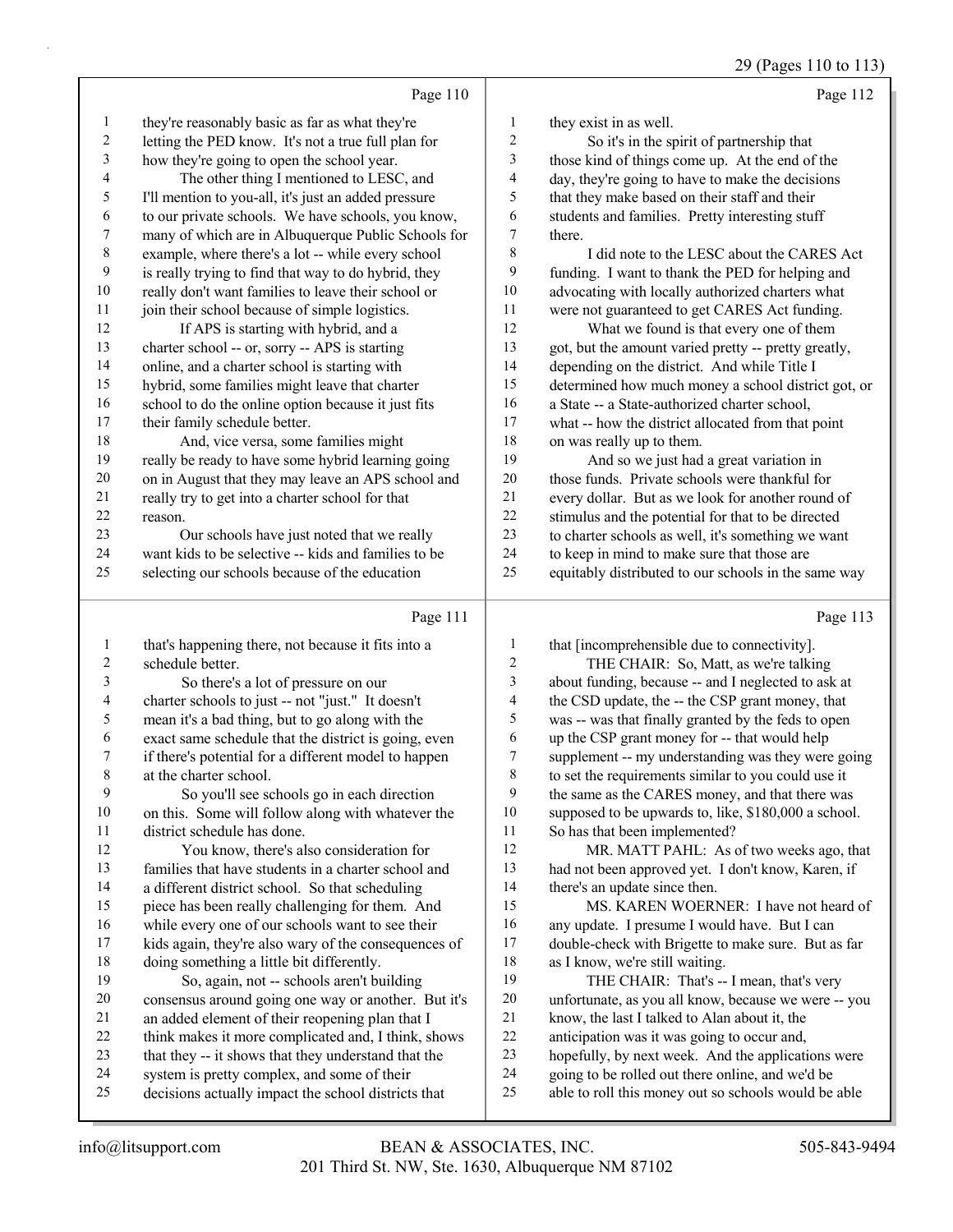Page 110

1 they're reasonably basic as far as what they're
2 letting the PED know. It's not a true full plan for
3 how they're going to open the school year.
4 The other thing I mentioned to LESC, and
5 I'll mention to you-all, it's just an added pressure
6 to our private schools. We have schools, you know,
7 many of which are in Albuquerque Public Schools for
8 example, where there's a lot -- while every school
9 is really trying to find that way to do hybrid, they
10 really don't want families to leave their school or
11 join their school because of simple logistics.
12 If APS is starting with hybrid, and a
13 charter school -- or, sorry -- APS is starting
14 online, and a charter school is starting with
15 hybrid, some families might leave that charter
16 school to do the online option because it just fits
17 their family schedule better.
18 And, vice versa, some families might
19 really be ready to have some hybrid learning going
20 on in August that they may leave an APS school and
21 really try to get into a charter school for that
22 reason.
23 Our schools have just noted that we really
24 want kids to be selective -- kids and families to be
25 selecting our schools because of the education

Page 111

1 that's happening there, not because it fits into a
2 schedule better.
3 So there's a lot of pressure on our
4 charter schools to just -- not "just." It doesn't
5 mean it's a bad thing, but to go along with the
6 exact same schedule that the district is going, even
7 if there's potential for a different model to happen
8 at the charter school.
9 So you'll see schools go in each direction
10 on this. Some will follow along with whatever the
11 district schedule has done.
12 You know, there's also consideration for
13 families that have students in a charter school and
14 a different district school. So that scheduling
15 piece has been really challenging for them. And
16 while every one of our schools want to see their
17 kids again, they're also wary of the consequences of
18 doing something a little bit differently.
19 So, again, not -- schools aren't building
20 consensus around going one way or another. But it's
21 an added element of their reopening plan that I
22 think makes it more complicated and, I think, shows
23 that they -- it shows that they understand that the
24 system is pretty complex, and some of their
25 decisions actually impact the school districts that

Page 112

1 they exist in as well.
2 So it's in the spirit of partnership that
3 those kind of things come up. At the end of the
4 day, they're going to have to make the decisions
5 that they make based on their staff and their
6 students and families. Pretty interesting stuff
7 there.
8 I did note to the LESC about the CARES Act
9 funding. I want to thank the PED for helping and
10 advocating with locally authorized charters what
11 were not guaranteed to get CARES Act funding.
12 What we found is that every one of them
13 got, but the amount varied pretty -- pretty greatly,
14 depending on the district. And while Title I
15 determined how much money a school district got, or
16 a State -- a State-authorized charter school,
17 what -- how the district allocated from that point
18 on was really up to them.
19 And so we just had a great variation in
20 those funds. Private schools were thankful for
21 every dollar. But as we look for another round of
22 stimulus and the potential for that to be directed
23 to charter schools as well, it's something we want
24 to keep in mind to make sure that those are
25 equitably distributed to our schools in the same way

Page 113

1 that [incomprehensible due to connectivity].
2 THE CHAIR: So, Matt, as we're talking
3 about funding, because -- and I neglected to ask at
4 the CSD update, the -- the CSP grant money, that
5 was -- was that finally granted by the feds to open
6 up the CSP grant money for -- that would help
7 supplement -- my understanding was they were going
8 to set the requirements similar to you could use it
9 the same as the CARES money, and that there was
10 supposed to be upwards to, like, $180,000 a school.
11 So has that been implemented?
12 MR. MATT PAHL: As of two weeks ago, that
13 had not been approved yet. I don't know, Karen, if
14 there's an update since then.
15 MS. KAREN WOERNER: I have not heard of
16 any update. I presume I would have. But I can
17 double-check with Brigette to make sure. But as far
18 as I know, we're still waiting.
19 THE CHAIR: That's -- I mean, that's very
20 unfortunate, as you all know, because we were -- you
21 know, the last I talked to Alan about it, the
22 anticipation was it was going to occur and,
23 hopefully, by next week. And the applications were
24 going to be rolled out there online, and we'd be
25 able to roll this money out so schools would be able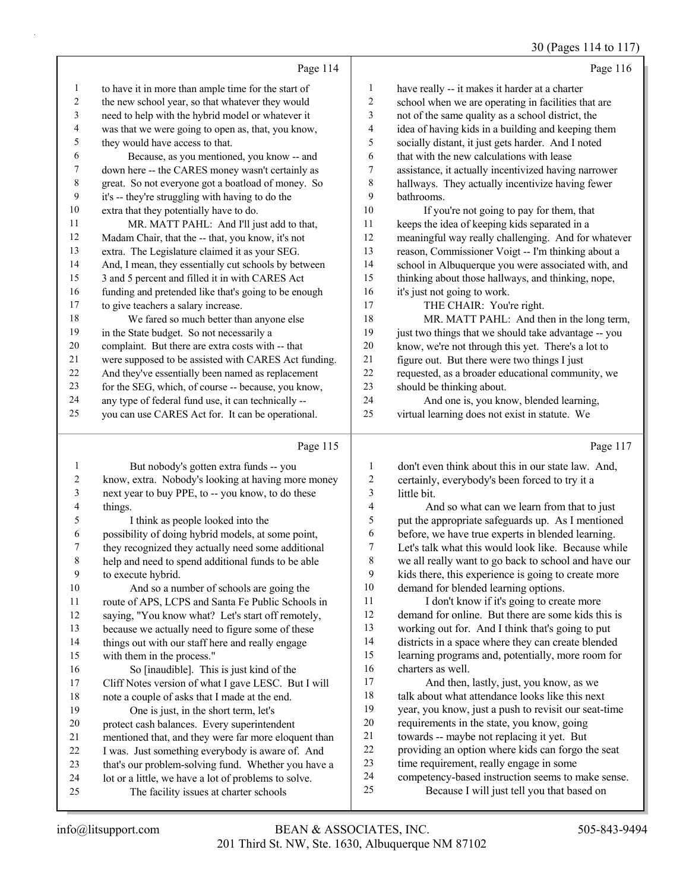Page 114

to have it in more than ample time for the start of the new school year, so that whatever they would need to help with the hybrid model or whatever it was that we were going to open as, that, you know, they would have access to that.

Because, as you mentioned, you know -- and down here -- the CARES money wasn't certainly as great. So not everyone got a boatload of money. So it's -- they're struggling with having to do the extra that they potentially have to do.

MR. MATT PAHL: And I'll just add to that, Madam Chair, that the -- that, you know, it's not extra. The Legislature claimed it as your SEG. And, I mean, they essentially cut schools by between 3 and 5 percent and filled it in with CARES Act funding and pretended like that's going to be enough to give teachers a salary increase.

We fared so much better than anyone else in the State budget. So not necessarily a complaint. But there are extra costs with -- that were supposed to be assisted with CARES Act funding. And they've essentially been named as replacement for the SEG, which, of course -- because, you know, any type of federal fund use, it can technically -- you can use CARES Act for. It can be operational.

Page 115

But nobody's gotten extra funds -- you know, extra. Nobody's looking at having more money next year to buy PPE, to -- you know, to do these things.

I think as people looked into the possibility of doing hybrid models, at some point, they recognized they actually need some additional help and need to spend additional funds to be able to execute hybrid.

And so a number of schools are going the route of APS, LCPS and Santa Fe Public Schools in saying, "You know what? Let's start off remotely, because we actually need to figure some of these things out with our staff here and really engage with them in the process."

So [inaudible]. This is just kind of the Cliff Notes version of what I gave LESC. But I will note a couple of asks that I made at the end.

One is just, in the short term, let's protect cash balances. Every superintendent mentioned that, and they were far more eloquent than I was. Just something everybody is aware of. And that's our problem-solving fund. Whether you have a lot or a little, we have a lot of problems to solve.

The facility issues at charter schools

Page 116

have really -- it makes it harder at a charter school when we are operating in facilities that are not of the same quality as a school district, the idea of having kids in a building and keeping them socially distant, it just gets harder. And I noted that with the new calculations with lease assistance, it actually incentivized having narrower hallways. They actually incentivize having fewer bathrooms.

If you're not going to pay for them, that keeps the idea of keeping kids separated in a meaningful way really challenging. And for whatever reason, Commissioner Voigt -- I'm thinking about a school in Albuquerque you were associated with, and thinking about those hallways, and thinking, nope, it's just not going to work.

THE CHAIR: You're right.

MR. MATT PAHL: And then in the long term, just two things that we should take advantage -- you know, we're not through this yet. There's a lot to figure out. But there were two things I just requested, as a broader educational community, we should be thinking about.

And one is, you know, blended learning, virtual learning does not exist in statute. We

Page 117

don't even think about this in our state law. And, certainly, everybody's been forced to try it a little bit.

And so what can we learn from that to just put the appropriate safeguards up. As I mentioned before, we have true experts in blended learning. Let's talk what this would look like. Because while we all really want to go back to school and have our kids there, this experience is going to create more demand for blended learning options.

I don't know if it's going to create more demand for online. But there are some kids this is working out for. And I think that's going to put districts in a space where they can create blended learning programs and, potentially, more room for charters as well.

And then, lastly, just, you know, as we talk about what attendance looks like this next year, you know, just a push to revisit our seat-time requirements in the state, you know, going towards -- maybe not replacing it yet. But providing an option where kids can forgo the seat time requirement, really engage in some competency-based instruction seems to make sense.

Because I will just tell you that based on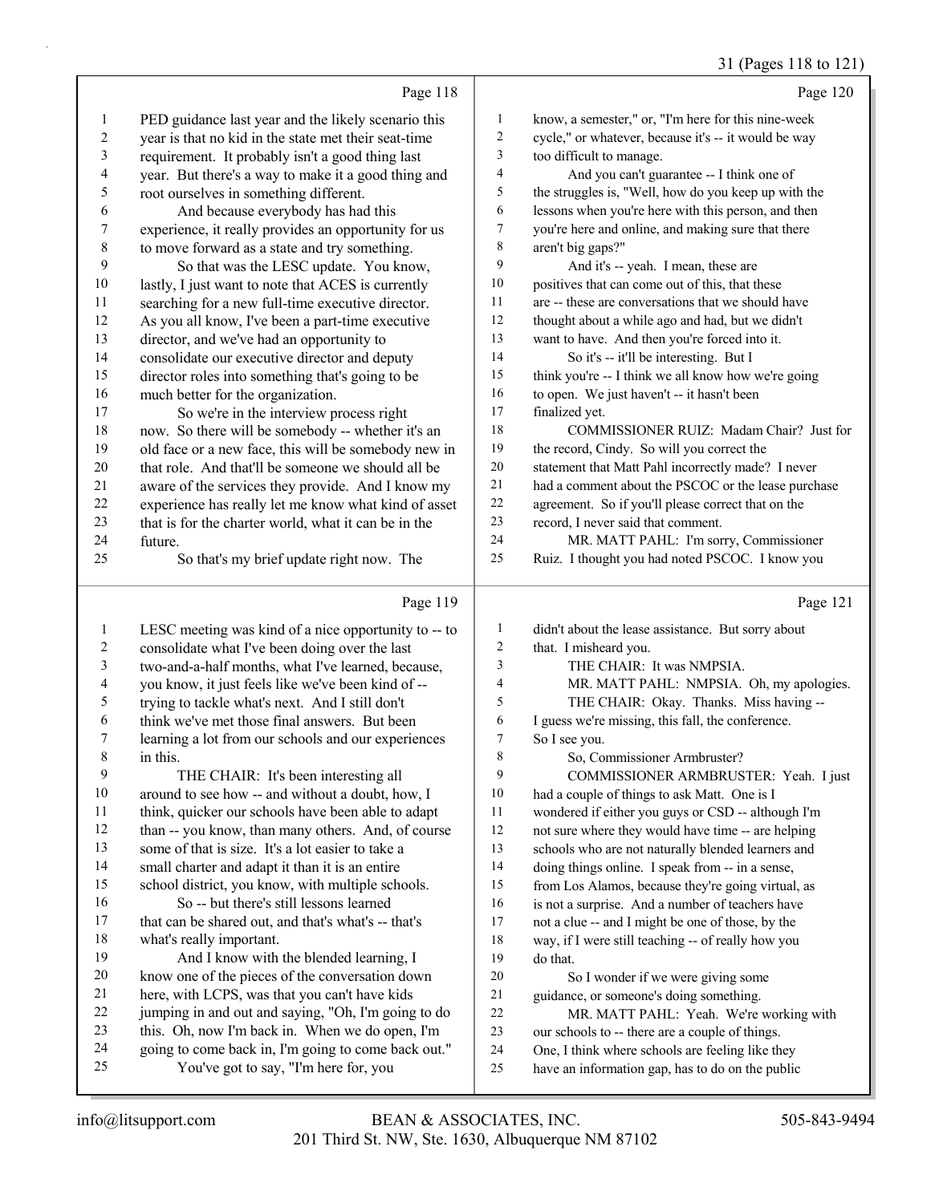Page 118

1 PED guidance last year and the likely scenario this
2 year is that no kid in the state met their seat-time
3 requirement. It probably isn't a good thing last
4 year. But there's a way to make it a good thing and
5 root ourselves in something different.
6 And because everybody has had this
7 experience, it really provides an opportunity for us
8 to move forward as a state and try something.
9 So that was the LESC update. You know,
10 lastly, I just want to note that ACES is currently
11 searching for a new full-time executive director.
12 As you all know, I've been a part-time executive
13 director, and we've had an opportunity to
14 consolidate our executive director and deputy
15 director roles into something that's going to be
16 much better for the organization.
17 So we're in the interview process right
18 now. So there will be somebody -- whether it's an
19 old face or a new face, this will be somebody new in
20 that role. And that'll be someone we should all be
21 aware of the services they provide. And I know my
22 experience has really let me know what kind of asset
23 that is for the charter world, what it can be in the
24 future.
25 So that's my brief update right now. The

Page 119

1 LESC meeting was kind of a nice opportunity to -- to
2 consolidate what I've been doing over the last
3 two-and-a-half months, what I've learned, because,
4 you know, it just feels like we've been kind of --
5 trying to tackle what's next. And I still don't
6 think we've met those final answers. But been
7 learning a lot from our schools and our experiences
8 in this.
9 THE CHAIR: It's been interesting all
10 around to see how -- and without a doubt, how, I
11 think, quicker our schools have been able to adapt
12 than -- you know, than many others. And, of course
13 some of that is size. It's a lot easier to take a
14 small charter and adapt it than it is an entire
15 school district, you know, with multiple schools.
16 So -- but there's still lessons learned
17 that can be shared out, and that's what's -- that's
18 what's really important.
19 And I know with the blended learning, I
20 know one of the pieces of the conversation down
21 here, with LCPS, was that you can't have kids
22 jumping in and out and saying, "Oh, I'm going to do
23 this. Oh, now I'm back in. When we do open, I'm
24 going to come back in, I'm going to come back out."
25 You've got to say, "I'm here for, you

Page 120

1 know, a semester," or, "I'm here for this nine-week
2 cycle," or whatever, because it's -- it would be way
3 too difficult to manage.
4 And you can't guarantee -- I think one of
5 the struggles is, "Well, how do you keep up with the
6 lessons when you're here with this person, and then
7 you're here and online, and making sure that there
8 aren't big gaps?"
9 And it's -- yeah. I mean, these are
10 positives that can come out of this, that these
11 are -- these are conversations that we should have
12 thought about a while ago and had, but we didn't
13 want to have. And then you're forced into it.
14 So it's -- it'll be interesting. But I
15 think you're -- I think we all know how we're going
16 to open. We just haven't -- it hasn't been
17 finalized yet.
18 COMMISSIONER RUIZ: Madam Chair? Just for
19 the record, Cindy. So will you correct the
20 statement that Matt Pahl incorrectly made? I never
21 had a comment about the PSCOC or the lease purchase
22 agreement. So if you'll please correct that on the
23 record, I never said that comment.
24 MR. MATT PAHL: I'm sorry, Commissioner
25 Ruiz. I thought you had noted PSCOC. I know you

Page 121

1 didn't about the lease assistance. But sorry about
2 that. I misheard you.
3 THE CHAIR: It was NMPSIA.
4 MR. MATT PAHL: NMPSIA. Oh, my apologies.
5 THE CHAIR: Okay. Thanks. Miss having --
6 I guess we're missing, this fall, the conference.
7 So I see you.
8 So, Commissioner Armbruster?
9 COMMISSIONER ARMBRUSTER: Yeah. I just
10 had a couple of things to ask Matt. One is I
11 wondered if either you guys or CSD -- although I'm
12 not sure where they would have time -- are helping
13 schools who are not naturally blended learners and
14 doing things online. I speak from -- in a sense,
15 from Los Alamos, because they're going virtual, as
16 is not a surprise. And a number of teachers have
17 not a clue -- and I might be one of those, by the
18 way, if I were still teaching -- of really how you
19 do that.
20 So I wonder if we were giving some
21 guidance, or someone's doing something.
22 MR. MATT PAHL: Yeah. We're working with
23 our schools to -- there are a couple of things.
24 One, I think where schools are feeling like they
25 have an information gap, has to do on the public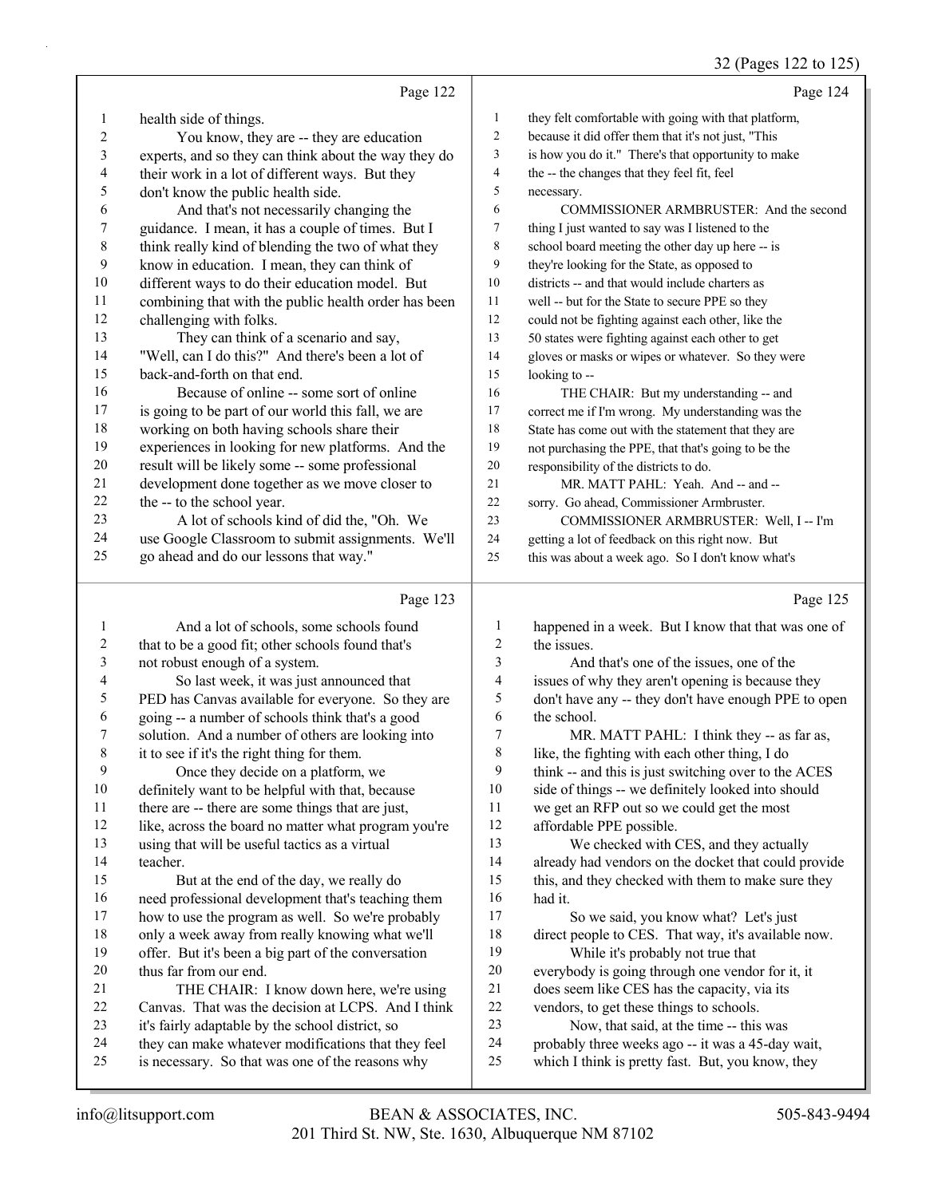## Page 122

1 health side of things.
2 You know, they are -- they are education
3 experts, and so they can think about the way they do
4 their work in a lot of different ways. But they
5 don't know the public health side.
6 And that's not necessarily changing the
7 guidance. I mean, it has a couple of times. But I
8 think really kind of blending the two of what they
9 know in education. I mean, they can think of
10 different ways to do their education model. But
11 combining that with the public health order has been
12 challenging with folks.
13 They can think of a scenario and say,
14 "Well, can I do this?" And there's been a lot of
15 back-and-forth on that end.
16 Because of online -- some sort of online
17 is going to be part of our world this fall, we are
18 working on both having schools share their
19 experiences in looking for new platforms. And the
20 result will be likely some -- some professional
21 development done together as we move closer to
22 the -- to the school year.
23 A lot of schools kind of did the, "Oh. We
24 use Google Classroom to submit assignments. We'll
25 go ahead and do our lessons that way."

## Page 123

1 And a lot of schools, some schools found
2 that to be a good fit; other schools found that's
3 not robust enough of a system.
4 So last week, it was just announced that
5 PED has Canvas available for everyone. So they are
6 going -- a number of schools think that's a good
7 solution. And a number of others are looking into
8 it to see if it's the right thing for them.
9 Once they decide on a platform, we
10 definitely want to be helpful with that, because
11 there are -- there are some things that are just,
12 like, across the board no matter what program you're
13 using that will be useful tactics as a virtual
14 teacher.
15 But at the end of the day, we really do
16 need professional development that's teaching them
17 how to use the program as well. So we're probably
18 only a week away from really knowing what we'll
19 offer. But it's been a big part of the conversation
20 thus far from our end.
21 THE CHAIR: I know down here, we're using
22 Canvas. That was the decision at LCPS. And I think
23 it's fairly adaptable by the school district, so
24 they can make whatever modifications that they feel
25 is necessary. So that was one of the reasons why

## Page 124

1 they felt comfortable with going with that platform,
2 because it did offer them that it's not just, "This
3 is how you do it." There's that opportunity to make
4 the -- the changes that they feel fit, feel
5 necessary.
6 COMMISSIONER ARMBRUSTER: And the second
7 thing I just wanted to say was I listened to the
8 school board meeting the other day up here -- is
9 they're looking for the State, as opposed to
10 districts -- and that would include charters as
11 well -- but for the State to secure PPE so they
12 could not be fighting against each other, like the
13 50 states were fighting against each other to get
14 gloves or masks or wipes or whatever. So they were
15 looking to --
16 THE CHAIR: But my understanding -- and
17 correct me if I'm wrong. My understanding was the
18 State has come out with the statement that they are
19 not purchasing the PPE, that that's going to be the
20 responsibility of the districts to do.
21 MR. MATT PAHL: Yeah. And -- and --
22 sorry. Go ahead, Commissioner Armbruster.
23 COMMISSIONER ARMBRUSTER: Well, I -- I'm
24 getting a lot of feedback on this right now. But
25 this was about a week ago. So I don't know what's

## Page 125

1 happened in a week. But I know that that was one of
2 the issues.
3 And that's one of the issues, one of the
4 issues of why they aren't opening is because they
5 don't have any -- they don't have enough PPE to open
6 the school.
7 MR. MATT PAHL: I think they -- as far as,
8 like, the fighting with each other thing, I do
9 think -- and this is just switching over to the ACES
10 side of things -- we definitely looked into should
11 we get an RFP out so we could get the most
12 affordable PPE possible.
13 We checked with CES, and they actually
14 already had vendors on the docket that could provide
15 this, and they checked with them to make sure they
16 had it.
17 So we said, you know what? Let's just
18 direct people to CES. That way, it's available now.
19 While it's probably not true that
20 everybody is going through one vendor for it, it
21 does seem like CES has the capacity, via its
22 vendors, to get these things to schools.
23 Now, that said, at the time -- this was
24 probably three weeks ago -- it was a 45-day wait,
25 which I think is pretty fast. But, you know, they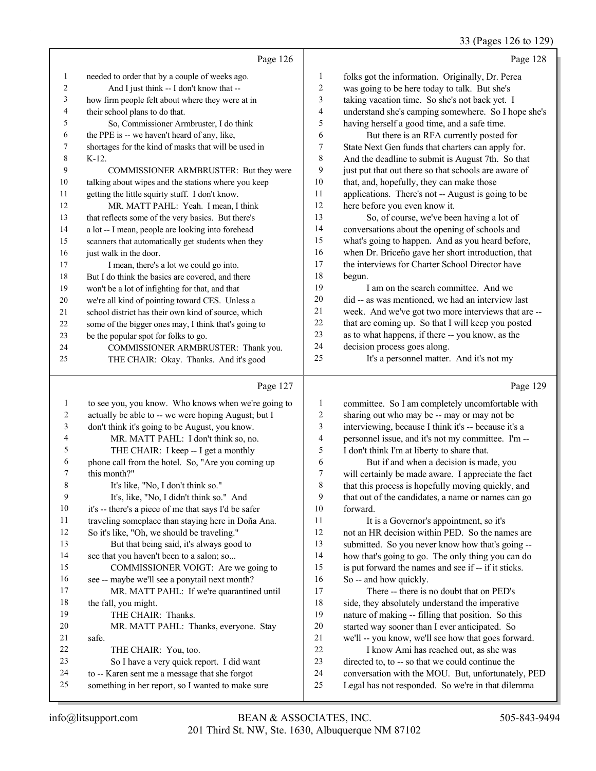Page 126

needed to order that by a couple of weeks ago.

And I just think -- I don't know that -- how firm people felt about where they were at in their school plans to do that.

So, Commissioner Armbruster, I do think the PPE is -- we haven't heard of any, like, shortages for the kind of masks that will be used in K-12.

COMMISSIONER ARMBRUSTER: But they were talking about wipes and the stations where you keep getting the little squirty stuff. I don't know.

MR. MATT PAHL: Yeah. I mean, I think that reflects some of the very basics. But there's a lot -- I mean, people are looking into forehead scanners that automatically get students when they just walk in the door.

I mean, there's a lot we could go into. But I do think the basics are covered, and there won't be a lot of infighting for that, and that we're all kind of pointing toward CES. Unless a school district has their own kind of source, which some of the bigger ones may, I think that's going to be the popular spot for folks to go.

COMMISSIONER ARMBRUSTER: Thank you.

THE CHAIR: Okay. Thanks. And it's good

Page 127

to see you, you know. Who knows when we're going to actually be able to -- we were hoping August; but I don't think it's going to be August, you know.

MR. MATT PAHL: I don't think so, no.

THE CHAIR: I keep -- I get a monthly phone call from the hotel. So, "Are you coming up this month?"

It's like, "No, I don't think so."

It's, like, "No, I didn't think so." And it's -- there's a piece of me that says I'd be safer traveling someplace than staying here in Doña Ana. So it's like, "Oh, we should be traveling."

But that being said, it's always good to see that you haven't been to a salon; so...

COMMISSIONER VOIGT: Are we going to see -- maybe we'll see a ponytail next month?

MR. MATT PAHL: If we're quarantined until the fall, you might.

THE CHAIR: Thanks.

MR. MATT PAHL: Thanks, everyone. Stay safe.

THE CHAIR: You, too.

So I have a very quick report. I did want to -- Karen sent me a message that she forgot something in her report, so I wanted to make sure

Page 128

folks got the information. Originally, Dr. Perea was going to be here today to talk. But she's taking vacation time. So she's not back yet. I understand she's camping somewhere. So I hope she's having herself a good time, and a safe time.

But there is an RFA currently posted for State Next Gen funds that charters can apply for. And the deadline to submit is August 7th. So that just put that out there so that schools are aware of that, and, hopefully, they can make those applications. There's not -- August is going to be here before you even know it.

So, of course, we've been having a lot of conversations about the opening of schools and what's going to happen. And as you heard before, when Dr. Briceño gave her short introduction, that the interviews for Charter School Director have begun.

I am on the search committee. And we did -- as was mentioned, we had an interview last week. And we've got two more interviews that are -- that are coming up. So that I will keep you posted as to what happens, if there -- you know, as the decision process goes along.

It's a personnel matter. And it's not my

Page 129

committee. So I am completely uncomfortable with sharing out who may be -- may or may not be interviewing, because I think it's -- because it's a personnel issue, and it's not my committee. I'm -- I don't think I'm at liberty to share that.

But if and when a decision is made, you will certainly be made aware. I appreciate the fact that this process is hopefully moving quickly, and that out of the candidates, a name or names can go forward.

It is a Governor's appointment, so it's not an HR decision within PED. So the names are submitted. So you never know how that's going -- how that's going to go. The only thing you can do is put forward the names and see if -- if it sticks. So -- and how quickly.

There -- there is no doubt that on PED's side, they absolutely understand the imperative nature of making -- filling that position. So this started way sooner than I ever anticipated. So we'll -- you know, we'll see how that goes forward.

I know Ami has reached out, as she was directed to, to -- so that we could continue the conversation with the MOU. But, unfortunately, PED Legal has not responded. So we're in that dilemma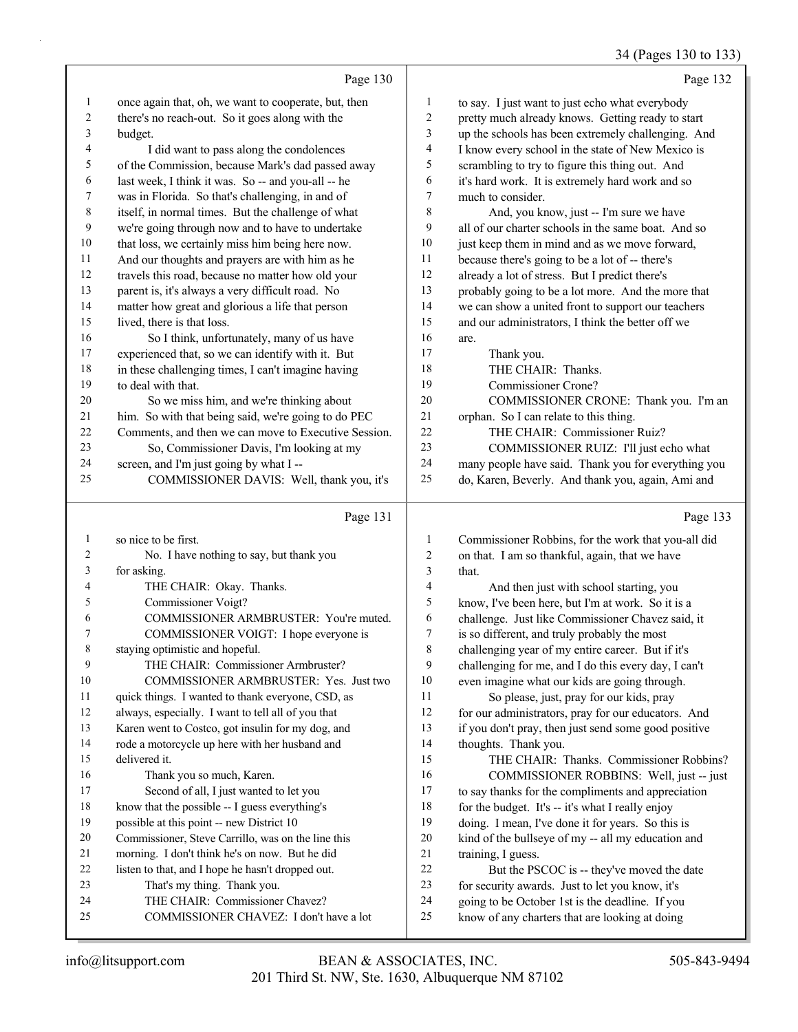Page 130

1 once again that, oh, we want to cooperate, but, then
2 there's no reach-out. So it goes along with the
3 budget.
4 I did want to pass along the condolences
5 of the Commission, because Mark's dad passed away
6 last week, I think it was. So -- and you-all -- he
7 was in Florida. So that's challenging, in and of
8 itself, in normal times. But the challenge of what
9 we're going through now and to have to undertake
10 that loss, we certainly miss him being here now.
11 And our thoughts and prayers are with him as he
12 travels this road, because no matter how old your
13 parent is, it's always a very difficult road. No
14 matter how great and glorious a life that person
15 lived, there is that loss.
16 So I think, unfortunately, many of us have
17 experienced that, so we can identify with it. But
18 in these challenging times, I can't imagine having
19 to deal with that.
20 So we miss him, and we're thinking about
21 him. So with that being said, we're going to do PEC
22 Comments, and then we can move to Executive Session.
23 So, Commissioner Davis, I'm looking at my
24 screen, and I'm just going by what I --
25 COMMISSIONER DAVIS: Well, thank you, it's

Page 131

1 so nice to be first.
2 No. I have nothing to say, but thank you
3 for asking.
4 THE CHAIR: Okay. Thanks.
5 Commissioner Voigt?
6 COMMISSIONER ARMBRUSTER: You're muted.
7 COMMISSIONER VOIGT: I hope everyone is
8 staying optimistic and hopeful.
9 THE CHAIR: Commissioner Armbruster?
10 COMMISSIONER ARMBRUSTER: Yes. Just two
11 quick things. I wanted to thank everyone, CSD, as
12 always, especially. I want to tell all of you that
13 Karen went to Costco, got insulin for my dog, and
14 rode a motorcycle up here with her husband and
15 delivered it.
16 Thank you so much, Karen.
17 Second of all, I just wanted to let you
18 know that the possible -- I guess everything's
19 possible at this point -- new District 10
20 Commissioner, Steve Carrillo, was on the line this
21 morning. I don't think he's on now. But he did
22 listen to that, and I hope he hasn't dropped out.
23 That's my thing. Thank you.
24 THE CHAIR: Commissioner Chavez?
25 COMMISSIONER CHAVEZ: I don't have a lot

Page 132

1 to say. I just want to just echo what everybody
2 pretty much already knows. Getting ready to start
3 up the schools has been extremely challenging. And
4 I know every school in the state of New Mexico is
5 scrambling to try to figure this thing out. And
6 it's hard work. It is extremely hard work and so
7 much to consider.
8 And, you know, just -- I'm sure we have
9 all of our charter schools in the same boat. And so
10 just keep them in mind and as we move forward,
11 because there's going to be a lot of -- there's
12 already a lot of stress. But I predict there's
13 probably going to be a lot more. And the more that
14 we can show a united front to support our teachers
15 and our administrators, I think the better off we
16 are.
17 Thank you.
18 THE CHAIR: Thanks.
19 Commissioner Crone?
20 COMMISSIONER CRONE: Thank you. I'm an
21 orphan. So I can relate to this thing.
22 THE CHAIR: Commissioner Ruiz?
23 COMMISSIONER RUIZ: I'll just echo what
24 many people have said. Thank you for everything you
25 do, Karen, Beverly. And thank you, again, Ami and

Page 133

1 Commissioner Robbins, for the work that you-all did
2 on that. I am so thankful, again, that we have
3 that.
4 And then just with school starting, you
5 know, I've been here, but I'm at work. So it is a
6 challenge. Just like Commissioner Chavez said, it
7 is so different, and truly probably the most
8 challenging year of my entire career. But if it's
9 challenging for me, and I do this every day, I can't
10 even imagine what our kids are going through.
11 So please, just, pray for our kids, pray
12 for our administrators, pray for our educators. And
13 if you don't pray, then just send some good positive
14 thoughts. Thank you.
15 THE CHAIR: Thanks. Commissioner Robbins?
16 COMMISSIONER ROBBINS: Well, just -- just
17 to say thanks for the compliments and appreciation
18 for the budget. It's -- it's what I really enjoy
19 doing. I mean, I've done it for years. So this is
20 kind of the bullseye of my -- all my education and
21 training, I guess.
22 But the PSCOC is -- they've moved the date
23 for security awards. Just to let you know, it's
24 going to be October 1st is the deadline. If you
25 know of any charters that are looking at doing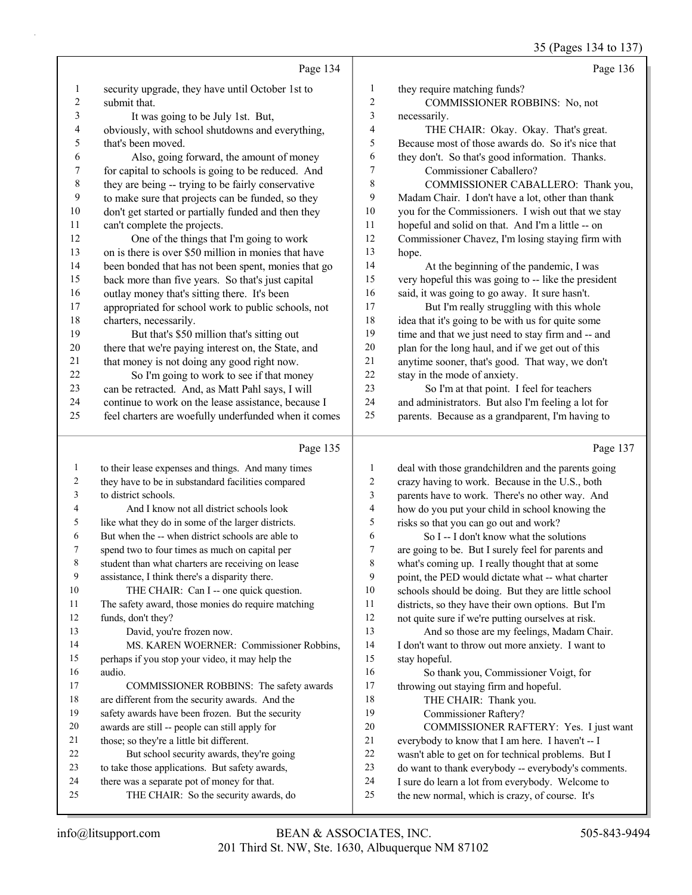Page 134

1 security upgrade, they have until October 1st to
2 submit that.
3 It was going to be July 1st. But,
4 obviously, with school shutdowns and everything,
5 that's been moved.
6 Also, going forward, the amount of money
7 for capital to schools is going to be reduced. And
8 they are being -- trying to be fairly conservative
9 to make sure that projects can be funded, so they
10 don't get started or partially funded and then they
11 can't complete the projects.
12 One of the things that I'm going to work
13 on is there is over $50 million in monies that have
14 been bonded that has not been spent, monies that go
15 back more than five years. So that's just capital
16 outlay money that's sitting there. It's been
17 appropriated for school work to public schools, not
18 charters, necessarily.
19 But that's $50 million that's sitting out
20 there that we're paying interest on, the State, and
21 that money is not doing any good right now.
22 So I'm going to work to see if that money
23 can be retracted. And, as Matt Pahl says, I will
24 continue to work on the lease assistance, because I
25 feel charters are woefully underfunded when it comes

Page 135

1 to their lease expenses and things. And many times
2 they have to be in substandard facilities compared
3 to district schools.
4 And I know not all district schools look
5 like what they do in some of the larger districts.
6 But when the -- when district schools are able to
7 spend two to four times as much on capital per
8 student than what charters are receiving on lease
9 assistance, I think there's a disparity there.
10 THE CHAIR: Can I -- one quick question.
11 The safety award, those monies do require matching
12 funds, don't they?
13 David, you're frozen now.
14 MS. KAREN WOERNER: Commissioner Robbins,
15 perhaps if you stop your video, it may help the
16 audio.
17 COMMISSIONER ROBBINS: The safety awards
18 are different from the security awards. And the
19 safety awards have been frozen. But the security
20 awards are still -- people can still apply for
21 those; so they're a little bit different.
22 But school security awards, they're going
23 to take those applications. But safety awards,
24 there was a separate pot of money for that.
25 THE CHAIR: So the security awards, do

Page 136

1 they require matching funds?
2 COMMISSIONER ROBBINS: No, not
3 necessarily.
4 THE CHAIR: Okay. Okay. That's great.
5 Because most of those awards do. So it's nice that
6 they don't. So that's good information. Thanks.
7 Commissioner Caballero?
8 COMMISSIONER CABALLERO: Thank you,
9 Madam Chair. I don't have a lot, other than thank
10 you for the Commissioners. I wish out that we stay
11 hopeful and solid on that. And I'm a little -- on
12 Commissioner Chavez, I'm losing staying firm with
13 hope.
14 At the beginning of the pandemic, I was
15 very hopeful this was going to -- like the president
16 said, it was going to go away. It sure hasn't.
17 But I'm really struggling with this whole
18 idea that it's going to be with us for quite some
19 time and that we just need to stay firm and -- and
20 plan for the long haul, and if we get out of this
21 anytime sooner, that's good. That way, we don't
22 stay in the mode of anxiety.
23 So I'm at that point. I feel for teachers
24 and administrators. But also I'm feeling a lot for
25 parents. Because as a grandparent, I'm having to

Page 137

1 deal with those grandchildren and the parents going
2 crazy having to work. Because in the U.S., both
3 parents have to work. There's no other way. And
4 how do you put your child in school knowing the
5 risks so that you can go out and work?
6 So I -- I don't know what the solutions
7 are going to be. But I surely feel for parents and
8 what's coming up. I really thought that at some
9 point, the PED would dictate what -- what charter
10 schools should be doing. But they are little school
11 districts, so they have their own options. But I'm
12 not quite sure if we're putting ourselves at risk.
13 And so those are my feelings, Madam Chair.
14 I don't want to throw out more anxiety. I want to
15 stay hopeful.
16 So thank you, Commissioner Voigt, for
17 throwing out staying firm and hopeful.
18 THE CHAIR: Thank you.
19 Commissioner Raftery?
20 COMMISSIONER RAFTERY: Yes. I just want
21 everybody to know that I am here. I haven't -- I
22 wasn't able to get on for technical problems. But I
23 do want to thank everybody -- everybody's comments.
24 I sure do learn a lot from everybody. Welcome to
25 the new normal, which is crazy, of course. It's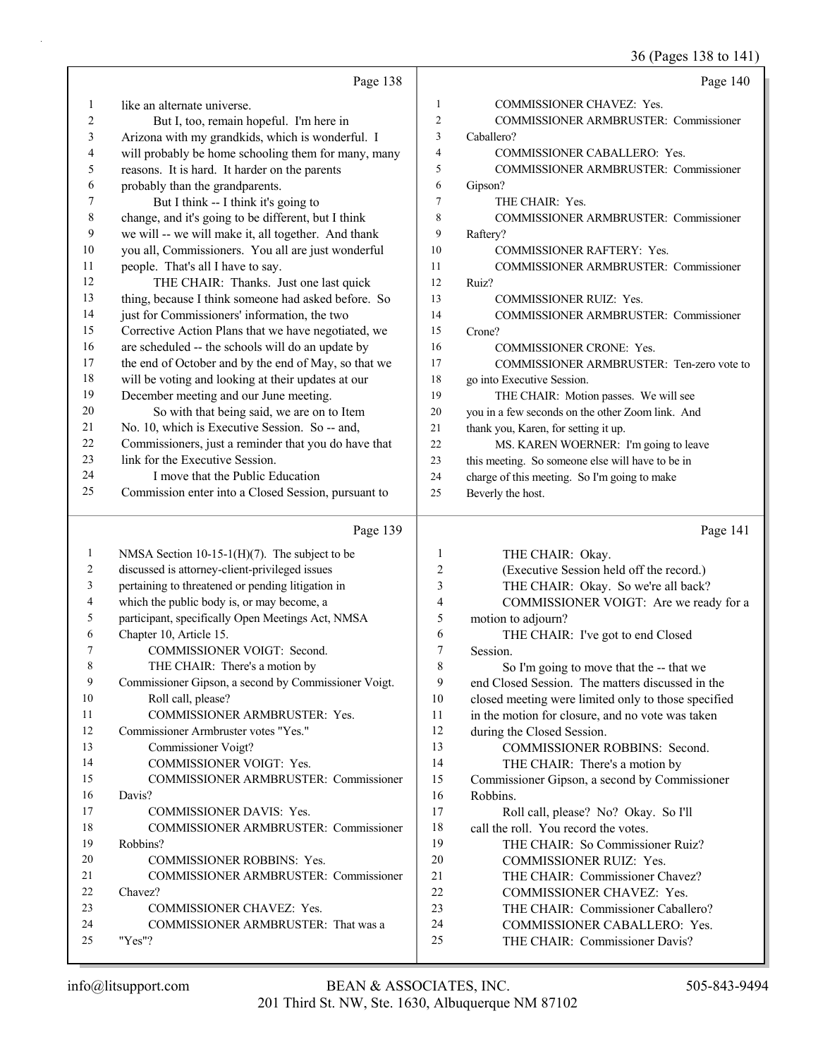Page 138

1 like an alternate universe.
2 But I, too, remain hopeful. I'm here in
3 Arizona with my grandkids, which is wonderful. I
4 will probably be home schooling them for many, many
5 reasons. It is hard. It harder on the parents
6 probably than the grandparents.
7 But I think -- I think it's going to
8 change, and it's going to be different, but I think
9 we will -- we will make it, all together. And thank
10 you all, Commissioners. You all are just wonderful
11 people. That's all I have to say.
12 THE CHAIR: Thanks. Just one last quick
13 thing, because I think someone had asked before. So
14 just for Commissioners' information, the two
15 Corrective Action Plans that we have negotiated, we
16 are scheduled -- the schools will do an update by
17 the end of October and by the end of May, so that we
18 will be voting and looking at their updates at our
19 December meeting and our June meeting.
20 So with that being said, we are on to Item
21 No. 10, which is Executive Session. So -- and,
22 Commissioners, just a reminder that you do have that
23 link for the Executive Session.
24 I move that the Public Education
25 Commission enter into a Closed Session, pursuant to

Page 139

1 NMSA Section 10-15-1(H)(7). The subject to be
2 discussed is attorney-client-privileged issues
3 pertaining to threatened or pending litigation in
4 which the public body is, or may become, a
5 participant, specifically Open Meetings Act, NMSA
6 Chapter 10, Article 15.
7 COMMISSIONER VOIGT: Second.
8 THE CHAIR: There's a motion by
9 Commissioner Gipson, a second by Commissioner Voigt.
10 Roll call, please?
11 COMMISSIONER ARMBRUSTER: Yes.
12 Commissioner Armbruster votes "Yes."
13 Commissioner Voigt?
14 COMMISSIONER VOIGT: Yes.
15 COMMISSIONER ARMBRUSTER: Commissioner
16 Davis?
17 COMMISSIONER DAVIS: Yes.
18 COMMISSIONER ARMBRUSTER: Commissioner
19 Robbins?
20 COMMISSIONER ROBBINS: Yes.
21 COMMISSIONER ARMBRUSTER: Commissioner
22 Chavez?
23 COMMISSIONER CHAVEZ: Yes.
24 COMMISSIONER ARMBRUSTER: That was a
25 "Yes"?

Page 140

1 COMMISSIONER CHAVEZ: Yes.
2 COMMISSIONER ARMBRUSTER: Commissioner
3 Caballero?
4 COMMISSIONER CABALLERO: Yes.
5 COMMISSIONER ARMBRUSTER: Commissioner
6 Gipson?
7 THE CHAIR: Yes.
8 COMMISSIONER ARMBRUSTER: Commissioner
9 Raftery?
10 COMMISSIONER RAFTERY: Yes.
11 COMMISSIONER ARMBRUSTER: Commissioner
12 Ruiz?
13 COMMISSIONER RUIZ: Yes.
14 COMMISSIONER ARMBRUSTER: Commissioner
15 Crone?
16 COMMISSIONER CRONE: Yes.
17 COMMISSIONER ARMBRUSTER: Ten-zero vote to
18 go into Executive Session.
19 THE CHAIR: Motion passes. We will see
20 you in a few seconds on the other Zoom link. And
21 thank you, Karen, for setting it up.
22 MS. KAREN WOERNER: I'm going to leave
23 this meeting. So someone else will have to be in
24 charge of this meeting. So I'm going to make
25 Beverly the host.

Page 141

1 THE CHAIR: Okay.
2 (Executive Session held off the record.)
3 THE CHAIR: Okay. So we're all back?
4 COMMISSIONER VOIGT: Are we ready for a
5 motion to adjourn?
6 THE CHAIR: I've got to end Closed
7 Session.
8 So I'm going to move that the -- that we
9 end Closed Session. The matters discussed in the
10 closed meeting were limited only to those specified
11 in the motion for closure, and no vote was taken
12 during the Closed Session.
13 COMMISSIONER ROBBINS: Second.
14 THE CHAIR: There's a motion by
15 Commissioner Gipson, a second by Commissioner
16 Robbins.
17 Roll call, please? No? Okay. So I'll
18 call the roll. You record the votes.
19 THE CHAIR: So Commissioner Ruiz?
20 COMMISSIONER RUIZ: Yes.
21 THE CHAIR: Commissioner Chavez?
22 COMMISSIONER CHAVEZ: Yes.
23 THE CHAIR: Commissioner Caballero?
24 COMMISSIONER CABALLERO: Yes.
25 THE CHAIR: Commissioner Davis?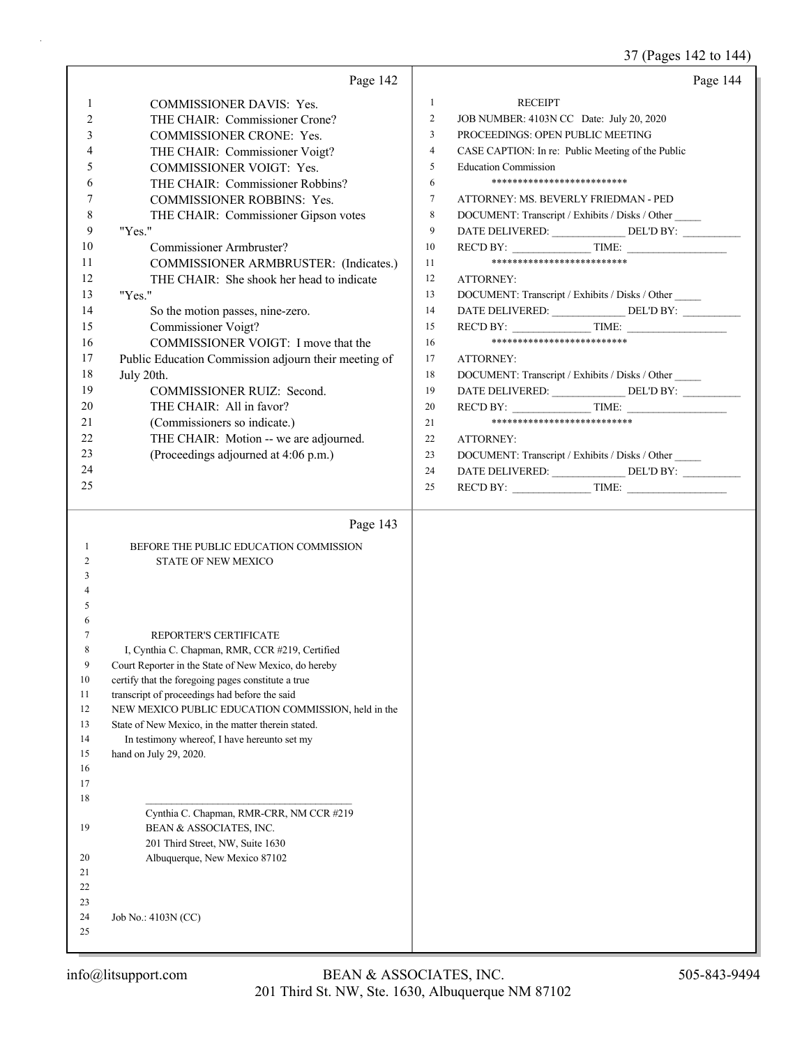Page 142

1 COMMISSIONER DAVIS: Yes.
2 THE CHAIR: Commissioner Crone?
3 COMMISSIONER CRONE: Yes.
4 THE CHAIR: Commissioner Voigt?
5 COMMISSIONER VOIGT: Yes.
6 THE CHAIR: Commissioner Robbins?
7 COMMISSIONER ROBBINS: Yes.
8 THE CHAIR: Commissioner Gipson votes
9 "Yes."
10 Commissioner Armbruster?
11 COMMISSIONER ARMBRUSTER: (Indicates.)
12 THE CHAIR: She shook her head to indicate
13 "Yes."
14 So the motion passes, nine-zero.
15 Commissioner Voigt?
16 COMMISSIONER VOIGT: I move that the
17 Public Education Commission adjourn their meeting of
18 July 20th.
19 COMMISSIONER RUIZ: Second.
20 THE CHAIR: All in favor?
21 (Commissioners so indicate.)
22 THE CHAIR: Motion -- we are adjourned.
23 (Proceedings adjourned at 4:06 p.m.)
24
25

Page 143

1 BEFORE THE PUBLIC EDUCATION COMMISSION
2 STATE OF NEW MEXICO
3
4
5
6
7 REPORTER'S CERTIFICATE
8 I, Cynthia C. Chapman, RMR, CCR #219, Certified
9 Court Reporter in the State of New Mexico, do hereby
10 certify that the foregoing pages constitute a true
11 transcript of proceedings had before the said
12 NEW MEXICO PUBLIC EDUCATION COMMISSION, held in the
13 State of New Mexico, in the matter therein stated.
14 In testimony whereof, I have hereunto set my
15 hand on July 29, 2020.
16
17
18 \_\_\_\_\_\_\_\_\_\_\_\_\_\_\_\_\_\_\_\_\_\_\_\_\_\_\_\_\_\_\_\_\_\_\_\_
Cynthia C. Chapman, RMR-CRR, NM CCR #219
19 BEAN & ASSOCIATES, INC.
201 Third Street, NW, Suite 1630
20 Albuquerque, New Mexico 87102
21
22
23
24 Job No.: 4103N (CC)
25

Page 144

1 RECEIPT
2 JOB NUMBER: 4103N CC Date: July 20, 2020
3 PROCEEDINGS: OPEN PUBLIC MEETING
4 CASE CAPTION: In re: Public Meeting of the Public
5 Education Commission
6 **************************
7 ATTORNEY: MS. BEVERLY FRIEDMAN - PED
8 DOCUMENT: Transcript / Exhibits / Disks / Other \_\_\_\_\_
9 DATE DELIVERED: \_\_\_\_\_\_\_\_\_\_\_\_\_ DEL'D BY: \_\_\_\_\_\_\_\_\_\_
10 REC'D BY: \_\_\_\_\_\_\_\_\_\_\_\_\_\_ TIME: \_\_\_\_\_\_\_\_\_\_\_\_\_\_\_\_\_\_
11 **************************
12 ATTORNEY:
13 DOCUMENT: Transcript / Exhibits / Disks / Other \_\_\_\_\_
14 DATE DELIVERED: \_\_\_\_\_\_\_\_\_\_\_\_\_ DEL'D BY: \_\_\_\_\_\_\_\_\_\_
15 REC'D BY: \_\_\_\_\_\_\_\_\_\_\_\_\_\_ TIME: \_\_\_\_\_\_\_\_\_\_\_\_\_\_\_\_\_\_
16 **************************
17 ATTORNEY:
18 DOCUMENT: Transcript / Exhibits / Disks / Other \_\_\_\_\_
19 DATE DELIVERED: \_\_\_\_\_\_\_\_\_\_\_\_\_ DEL'D BY: \_\_\_\_\_\_\_\_\_\_
20 REC'D BY: \_\_\_\_\_\_\_\_\_\_\_\_\_\_ TIME: \_\_\_\_\_\_\_\_\_\_\_\_\_\_\_\_\_\_
21 ***************************
22 ATTORNEY:
23 DOCUMENT: Transcript / Exhibits / Disks / Other \_\_\_\_\_
24 DATE DELIVERED: \_\_\_\_\_\_\_\_\_\_\_\_\_ DEL'D BY: \_\_\_\_\_\_\_\_\_\_
25 REC'D BY: \_\_\_\_\_\_\_\_\_\_\_\_\_\_ TIME: \_\_\_\_\_\_\_\_\_\_\_\_\_\_\_\_\_\_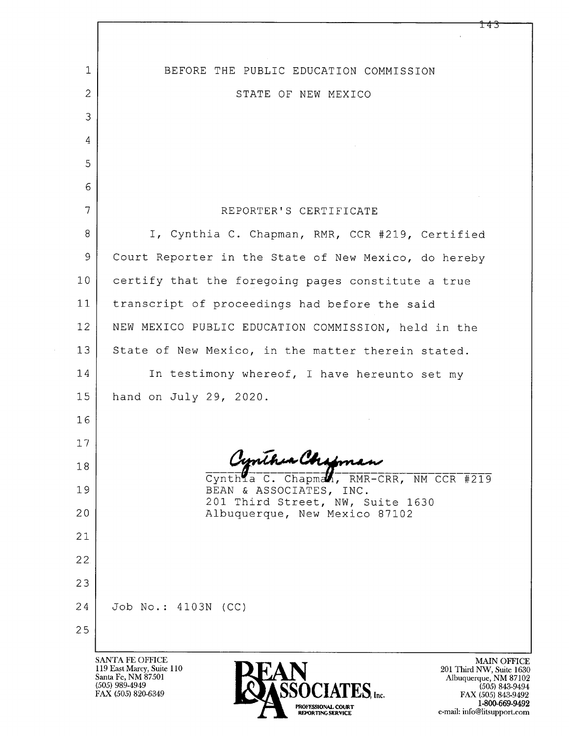BEFORE THE PUBLIC EDUCATION COMMISSION

STATE OF NEW MEXICO

REPORTER'S CERTIFICATE

I, Cynthia C. Chapman, RMR, CCR #219, Certified Court Reporter in the State of New Mexico, do hereby certify that the foregoing pages constitute a true transcript of proceedings had before the said NEW MEXICO PUBLIC EDUCATION COMMISSION, held in the State of New Mexico, in the matter therein stated.

In testimony whereof, I have hereunto set my hand on July 29, 2020.

Cynthia C. Chapman, RMR-CRR, NM CCR #219
BEAN & ASSOCIATES, INC.
201 Third Street, NW, Suite 1630
Albuquerque, New Mexico 87102

Job No.: 4103N (CC)

SANTA FE OFFICE
119 East Marcy, Suite 110
Santa Fe, NM 87501
(505) 989-4949
FAX (505) 820-6349

BEAN & ASSOCIATES, Inc.
PROFESSIONAL COURT REPORTING SERVICE

MAIN OFFICE
201 Third NW, Suite 1630
Albuquerque, NM 87102
(505) 843-9494
FAX (505) 843-9492
1-800-669-9492
e-mail: info@litsupport.com